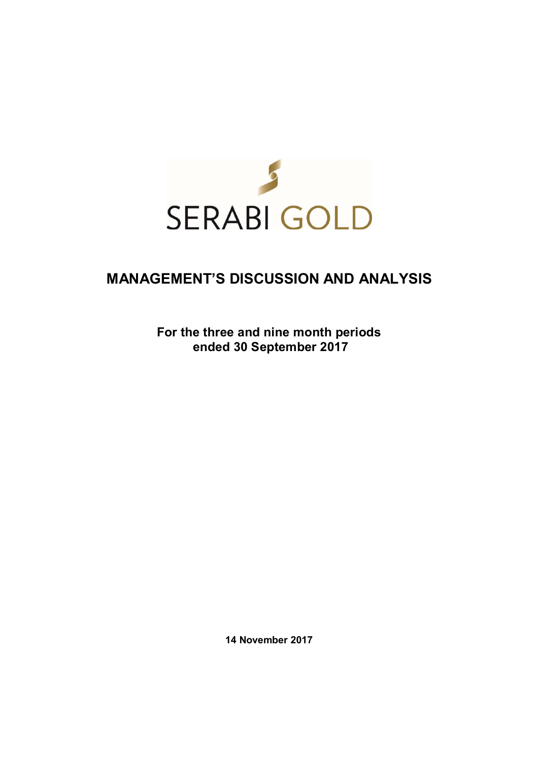SERABI GOLD

# MANAGEMENT'S DISCUSSION AND ANALYSIS

**For the three and nine month periods ended 30 September 2017**

**14 November 2017**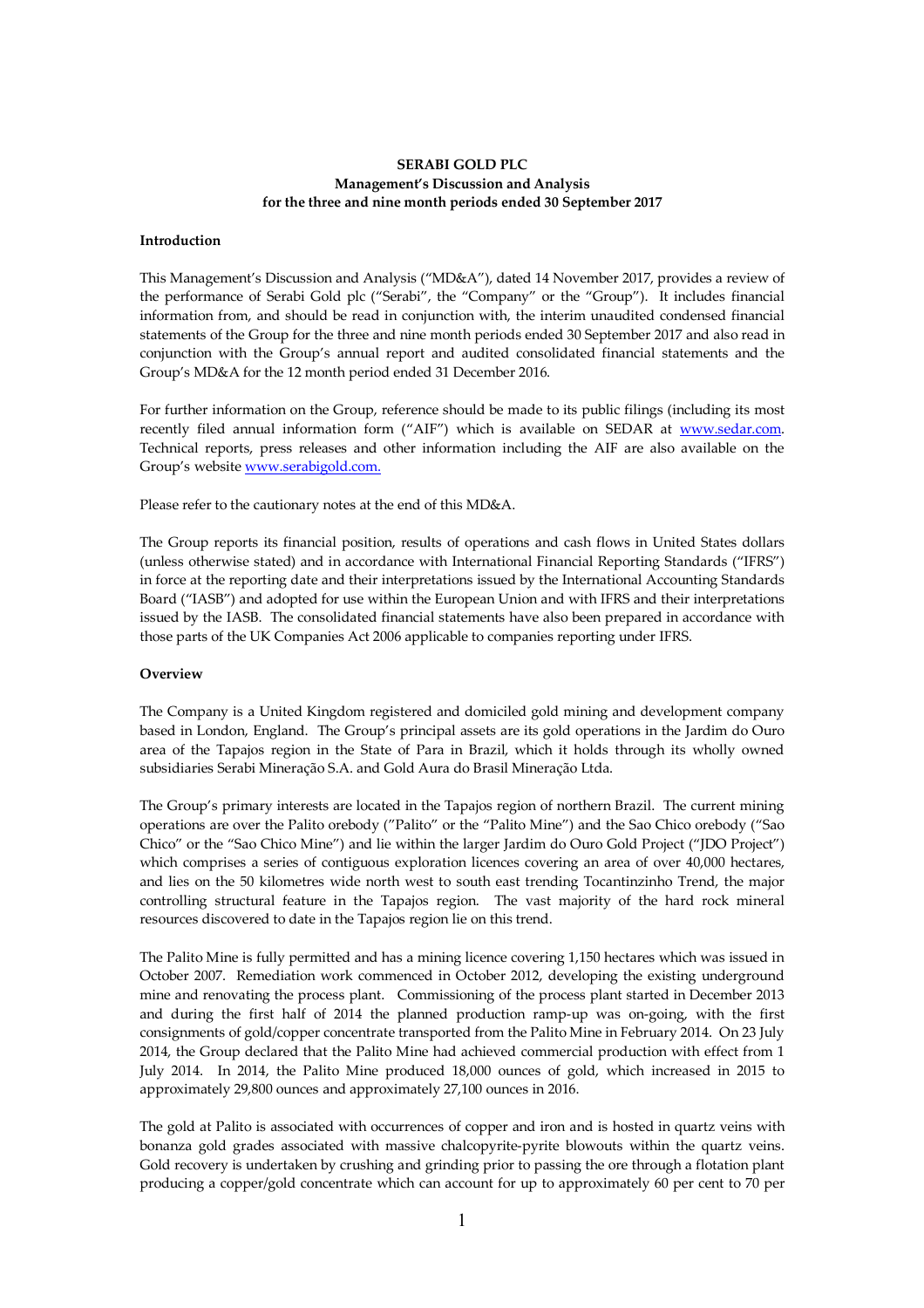**SERABI GOLD PLC**
**Management's Discussion and Analysis**
**for the three and nine month periods ended 30 September 2017**

**Introduction**

This Management's Discussion and Analysis ("MD&A"), dated 14 November 2017, provides a review of the performance of Serabi Gold plc ("Serabi", the "Company" or the "Group"). It includes financial information from, and should be read in conjunction with, the interim unaudited condensed financial statements of the Group for the three and nine month periods ended 30 September 2017 and also read in conjunction with the Group's annual report and audited consolidated financial statements and the Group's MD&A for the 12 month period ended 31 December 2016.

For further information on the Group, reference should be made to its public filings (including its most recently filed annual information form ("AIF") which is available on SEDAR at www.sedar.com. Technical reports, press releases and other information including the AIF are also available on the Group's website www.serabigold.com.

Please refer to the cautionary notes at the end of this MD&A.

The Group reports its financial position, results of operations and cash flows in United States dollars (unless otherwise stated) and in accordance with International Financial Reporting Standards ("IFRS") in force at the reporting date and their interpretations issued by the International Accounting Standards Board ("IASB") and adopted for use within the European Union and with IFRS and their interpretations issued by the IASB. The consolidated financial statements have also been prepared in accordance with those parts of the UK Companies Act 2006 applicable to companies reporting under IFRS.

**Overview**

The Company is a United Kingdom registered and domiciled gold mining and development company based in London, England. The Group's principal assets are its gold operations in the Jardim do Ouro area of the Tapajos region in the State of Para in Brazil, which it holds through its wholly owned subsidiaries Serabi Mineração S.A. and Gold Aura do Brasil Mineração Ltda.

The Group's primary interests are located in the Tapajos region of northern Brazil. The current mining operations are over the Palito orebody ("Palito" or the "Palito Mine") and the Sao Chico orebody ("Sao Chico" or the "Sao Chico Mine") and lie within the larger Jardim do Ouro Gold Project ("JDO Project") which comprises a series of contiguous exploration licences covering an area of over 40,000 hectares, and lies on the 50 kilometres wide north west to south east trending Tocantinzinho Trend, the major controlling structural feature in the Tapajos region. The vast majority of the hard rock mineral resources discovered to date in the Tapajos region lie on this trend.

The Palito Mine is fully permitted and has a mining licence covering 1,150 hectares which was issued in October 2007. Remediation work commenced in October 2012, developing the existing underground mine and renovating the process plant. Commissioning of the process plant started in December 2013 and during the first half of 2014 the planned production ramp-up was on-going, with the first consignments of gold/copper concentrate transported from the Palito Mine in February 2014. On 23 July 2014, the Group declared that the Palito Mine had achieved commercial production with effect from 1 July 2014. In 2014, the Palito Mine produced 18,000 ounces of gold, which increased in 2015 to approximately 29,800 ounces and approximately 27,100 ounces in 2016.

The gold at Palito is associated with occurrences of copper and iron and is hosted in quartz veins with bonanza gold grades associated with massive chalcopyrite-pyrite blowouts within the quartz veins. Gold recovery is undertaken by crushing and grinding prior to passing the ore through a flotation plant producing a copper/gold concentrate which can account for up to approximately 60 per cent to 70 per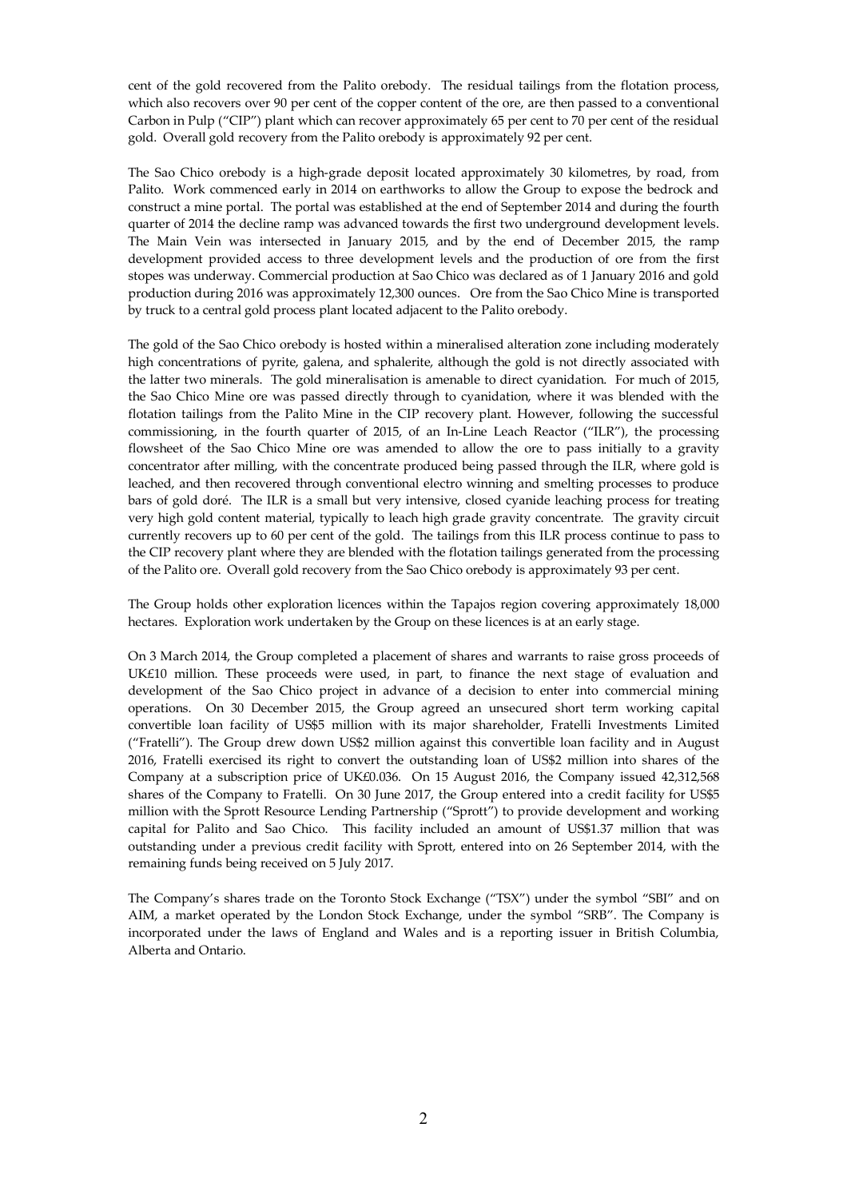cent of the gold recovered from the Palito orebody. The residual tailings from the flotation process, which also recovers over 90 per cent of the copper content of the ore, are then passed to a conventional Carbon in Pulp ("CIP") plant which can recover approximately 65 per cent to 70 per cent of the residual gold. Overall gold recovery from the Palito orebody is approximately 92 per cent.

The Sao Chico orebody is a high-grade deposit located approximately 30 kilometres, by road, from Palito. Work commenced early in 2014 on earthworks to allow the Group to expose the bedrock and construct a mine portal. The portal was established at the end of September 2014 and during the fourth quarter of 2014 the decline ramp was advanced towards the first two underground development levels. The Main Vein was intersected in January 2015, and by the end of December 2015, the ramp development provided access to three development levels and the production of ore from the first stopes was underway. Commercial production at Sao Chico was declared as of 1 January 2016 and gold production during 2016 was approximately 12,300 ounces. Ore from the Sao Chico Mine is transported by truck to a central gold process plant located adjacent to the Palito orebody.

The gold of the Sao Chico orebody is hosted within a mineralised alteration zone including moderately high concentrations of pyrite, galena, and sphalerite, although the gold is not directly associated with the latter two minerals. The gold mineralisation is amenable to direct cyanidation. For much of 2015, the Sao Chico Mine ore was passed directly through to cyanidation, where it was blended with the flotation tailings from the Palito Mine in the CIP recovery plant. However, following the successful commissioning, in the fourth quarter of 2015, of an In-Line Leach Reactor ("ILR"), the processing flowsheet of the Sao Chico Mine ore was amended to allow the ore to pass initially to a gravity concentrator after milling, with the concentrate produced being passed through the ILR, where gold is leached, and then recovered through conventional electro winning and smelting processes to produce bars of gold doré. The ILR is a small but very intensive, closed cyanide leaching process for treating very high gold content material, typically to leach high grade gravity concentrate. The gravity circuit currently recovers up to 60 per cent of the gold. The tailings from this ILR process continue to pass to the CIP recovery plant where they are blended with the flotation tailings generated from the processing of the Palito ore. Overall gold recovery from the Sao Chico orebody is approximately 93 per cent.

The Group holds other exploration licences within the Tapajos region covering approximately 18,000 hectares. Exploration work undertaken by the Group on these licences is at an early stage.

On 3 March 2014, the Group completed a placement of shares and warrants to raise gross proceeds of UK£10 million. These proceeds were used, in part, to finance the next stage of evaluation and development of the Sao Chico project in advance of a decision to enter into commercial mining operations. On 30 December 2015, the Group agreed an unsecured short term working capital convertible loan facility of US$5 million with its major shareholder, Fratelli Investments Limited ("Fratelli"). The Group drew down US$2 million against this convertible loan facility and in August 2016, Fratelli exercised its right to convert the outstanding loan of US$2 million into shares of the Company at a subscription price of UK£0.036. On 15 August 2016, the Company issued 42,312,568 shares of the Company to Fratelli. On 30 June 2017, the Group entered into a credit facility for US$5 million with the Sprott Resource Lending Partnership ("Sprott") to provide development and working capital for Palito and Sao Chico. This facility included an amount of US$1.37 million that was outstanding under a previous credit facility with Sprott, entered into on 26 September 2014, with the remaining funds being received on 5 July 2017.

The Company's shares trade on the Toronto Stock Exchange ("TSX") under the symbol "SBI" and on AIM, a market operated by the London Stock Exchange, under the symbol "SRB". The Company is incorporated under the laws of England and Wales and is a reporting issuer in British Columbia, Alberta and Ontario.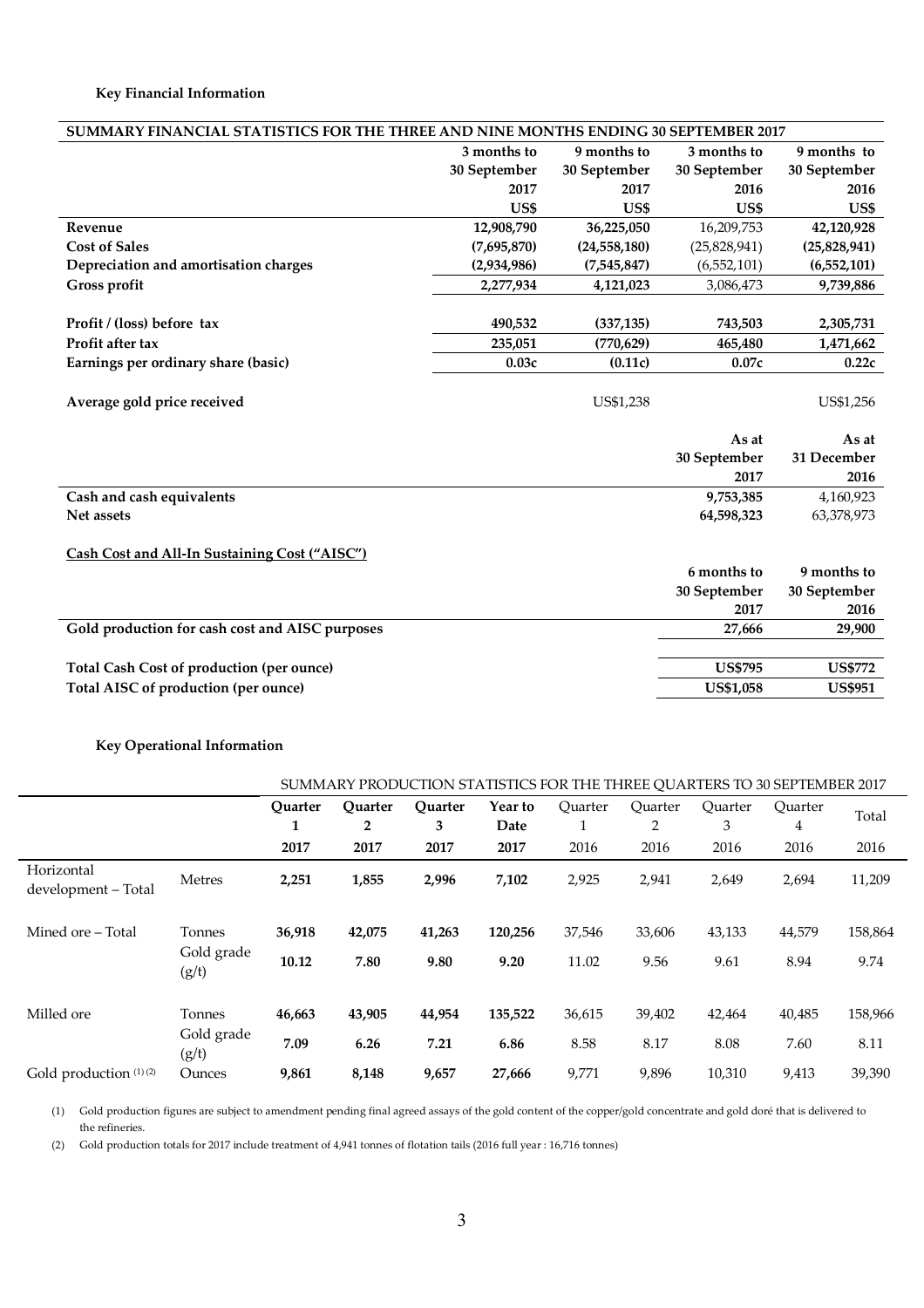**Key Financial Information**

| SUMMARY FINANCIAL STATISTICS FOR THE THREE AND NINE MONTHS ENDING 30 SEPTEMBER 2017 | 3 months to 30 September 2017 US$ | 9 months to 30 September 2017 US$ | 3 months to 30 September 2016 US$ | 9 months to 30 September 2016 US$ |
|---|---|---|---|---|
| **Revenue** | **12,908,790** | **36,225,050** | 16,209,753 | **42,120,928** |
| **Cost of Sales** | **(7,695,870)** | **(24,558,180)** | (25,828,941) | **(25,828,941)** |
| **Depreciation and amortisation charges** | **(2,934,986)** | **(7,545,847)** | (6,552,101) | **(6,552,101)** |
| **Gross profit** | **2,277,934** | **4,121,023** | 3,086,473 | **9,739,886** |
| | | | | |
| **Profit / (loss) before tax** | **490,532** | **(337,135)** | **743,503** | **2,305,731** |
| **Profit after tax** | **235,051** | **(770,629)** | **465,480** | **1,471,662** |
| **Earnings per ordinary share (basic)** | **0.03c** | **(0.11c)** | **0.07c** | **0.22c** |
| | | | | |
| **Average gold price received** | | US$1,238 | | US$1,256 |

| | As at 30 September 2017 | As at 31 December 2016 |
|---|---|---|
| **Cash and cash equivalents** | **9,753,385** | 4,160,923 |
| **Net assets** | **64,598,323** | 63,378,973 |

**Cash Cost and All-In Sustaining Cost ("AISC")**

| | 6 months to 30 September 2017 | 9 months to 30 September 2016 |
|---|---|---|
| **Gold production for cash cost and AISC purposes** | **27,666** | **29,900** |
| | | |
| **Total Cash Cost of production (per ounce)** | **US$795** | **US$772** |
| **Total AISC of production (per ounce)** | **US$1,058** | **US$951** |

**Key Operational Information**

| | | SUMMARY PRODUCTION STATISTICS FOR THE THREE QUARTERS TO 30 SEPTEMBER 2017 | | | | | | | | |
|---|---|---|---|---|---|---|---|---|---|---|
| | | **Quarter 1 2017** | **Quarter 2 2017** | **Quarter 3 2017** | **Year to Date 2017** | Quarter 1 2016 | Quarter 2 2016 | Quarter 3 2016 | Quarter 4 2016 | Total 2016 |
| Horizontal development – Total | Metres | **2,251** | **1,855** | **2,996** | **7,102** | 2,925 | 2,941 | 2,649 | 2,694 | 11,209 |
| Mined ore – Total | Tonnes | **36,918** | **42,075** | **41,263** | **120,256** | 37,546 | 33,606 | 43,133 | 44,579 | 158,864 |
| | Gold grade (g/t) | **10.12** | **7.80** | **9.80** | **9.20** | 11.02 | 9.56 | 9.61 | 8.94 | 9.74 |
| Milled ore | Tonnes | **46,663** | **43,905** | **44,954** | **135,522** | 36,615 | 39,402 | 42,464 | 40,485 | 158,966 |
| | Gold grade (g/t) | **7.09** | **6.26** | **7.21** | **6.86** | 8.58 | 8.17 | 8.08 | 7.60 | 8.11 |
| Gold production (1) (2) | Ounces | **9,861** | **8,148** | **9,657** | **27,666** | 9,771 | 9,896 | 10,310 | 9,413 | 39,390 |

(1) Gold production figures are subject to amendment pending final agreed assays of the gold content of the copper/gold concentrate and gold doré that is delivered to the refineries.

(2) Gold production totals for 2017 include treatment of 4,941 tonnes of flotation tails (2016 full year : 16,716 tonnes)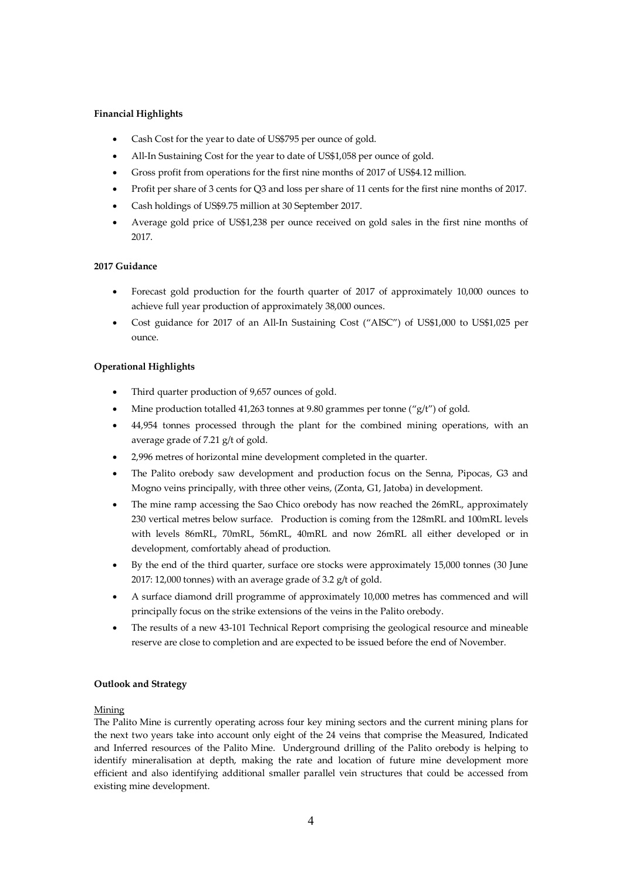**Financial Highlights**

- Cash Cost for the year to date of US$795 per ounce of gold.
- All-In Sustaining Cost for the year to date of US$1,058 per ounce of gold.
- Gross profit from operations for the first nine months of 2017 of US$4.12 million.
- Profit per share of 3 cents for Q3 and loss per share of 11 cents for the first nine months of 2017.
- Cash holdings of US$9.75 million at 30 September 2017.
- Average gold price of US$1,238 per ounce received on gold sales in the first nine months of 2017.

**2017 Guidance**

- Forecast gold production for the fourth quarter of 2017 of approximately 10,000 ounces to achieve full year production of approximately 38,000 ounces.
- Cost guidance for 2017 of an All-In Sustaining Cost ("AISC") of US$1,000 to US$1,025 per ounce.

**Operational Highlights**

- Third quarter production of 9,657 ounces of gold.
- Mine production totalled 41,263 tonnes at 9.80 grammes per tonne ("g/t") of gold.
- 44,954 tonnes processed through the plant for the combined mining operations, with an average grade of 7.21 g/t of gold.
- 2,996 metres of horizontal mine development completed in the quarter.
- The Palito orebody saw development and production focus on the Senna, Pipocas, G3 and Mogno veins principally, with three other veins, (Zonta, G1, Jatoba) in development.
- The mine ramp accessing the Sao Chico orebody has now reached the 26mRL, approximately 230 vertical metres below surface. Production is coming from the 128mRL and 100mRL levels with levels 86mRL, 70mRL, 56mRL, 40mRL and now 26mRL all either developed or in development, comfortably ahead of production.
- By the end of the third quarter, surface ore stocks were approximately 15,000 tonnes (30 June 2017: 12,000 tonnes) with an average grade of 3.2 g/t of gold.
- A surface diamond drill programme of approximately 10,000 metres has commenced and will principally focus on the strike extensions of the veins in the Palito orebody.
- The results of a new 43-101 Technical Report comprising the geological resource and mineable reserve are close to completion and are expected to be issued before the end of November.

**Outlook and Strategy**

Mining

The Palito Mine is currently operating across four key mining sectors and the current mining plans for the next two years take into account only eight of the 24 veins that comprise the Measured, Indicated and Inferred resources of the Palito Mine. Underground drilling of the Palito orebody is helping to identify mineralisation at depth, making the rate and location of future mine development more efficient and also identifying additional smaller parallel vein structures that could be accessed from existing mine development.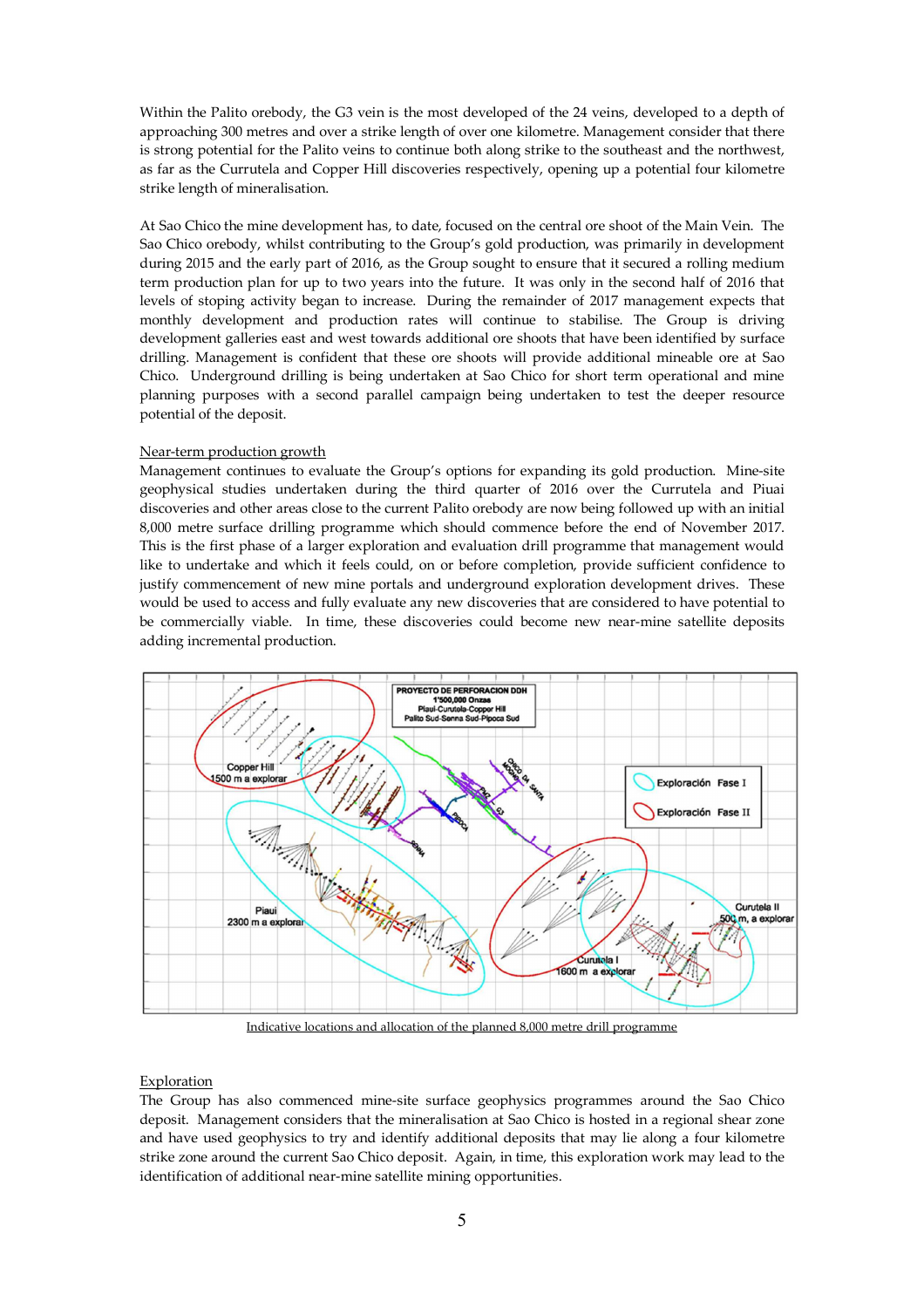Within the Palito orebody, the G3 vein is the most developed of the 24 veins, developed to a depth of approaching 300 metres and over a strike length of over one kilometre. Management consider that there is strong potential for the Palito veins to continue both along strike to the southeast and the northwest, as far as the Currutela and Copper Hill discoveries respectively, opening up a potential four kilometre strike length of mineralisation.

At Sao Chico the mine development has, to date, focused on the central ore shoot of the Main Vein. The Sao Chico orebody, whilst contributing to the Group's gold production, was primarily in development during 2015 and the early part of 2016, as the Group sought to ensure that it secured a rolling medium term production plan for up to two years into the future. It was only in the second half of 2016 that levels of stoping activity began to increase. During the remainder of 2017 management expects that monthly development and production rates will continue to stabilise. The Group is driving development galleries east and west towards additional ore shoots that have been identified by surface drilling. Management is confident that these ore shoots will provide additional mineable ore at Sao Chico. Underground drilling is being undertaken at Sao Chico for short term operational and mine planning purposes with a second parallel campaign being undertaken to test the deeper resource potential of the deposit.

Near-term production growth

Management continues to evaluate the Group's options for expanding its gold production. Mine-site geophysical studies undertaken during the third quarter of 2016 over the Currutela and Piuai discoveries and other areas close to the current Palito orebody are now being followed up with an initial 8,000 metre surface drilling programme which should commence before the end of November 2017. This is the first phase of a larger exploration and evaluation drill programme that management would like to undertake and which it feels could, on or before completion, provide sufficient confidence to justify commencement of new mine portals and underground exploration development drives. These would be used to access and fully evaluate any new discoveries that are considered to have potential to be commercially viable. In time, these discoveries could become new near-mine satellite deposits adding incremental production.

Indicative locations and allocation of the planned 8,000 metre drill programme

Exploration

The Group has also commenced mine-site surface geophysics programmes around the Sao Chico deposit. Management considers that the mineralisation at Sao Chico is hosted in a regional shear zone and have used geophysics to try and identify additional deposits that may lie along a four kilometre strike zone around the current Sao Chico deposit. Again, in time, this exploration work may lead to the identification of additional near-mine satellite mining opportunities.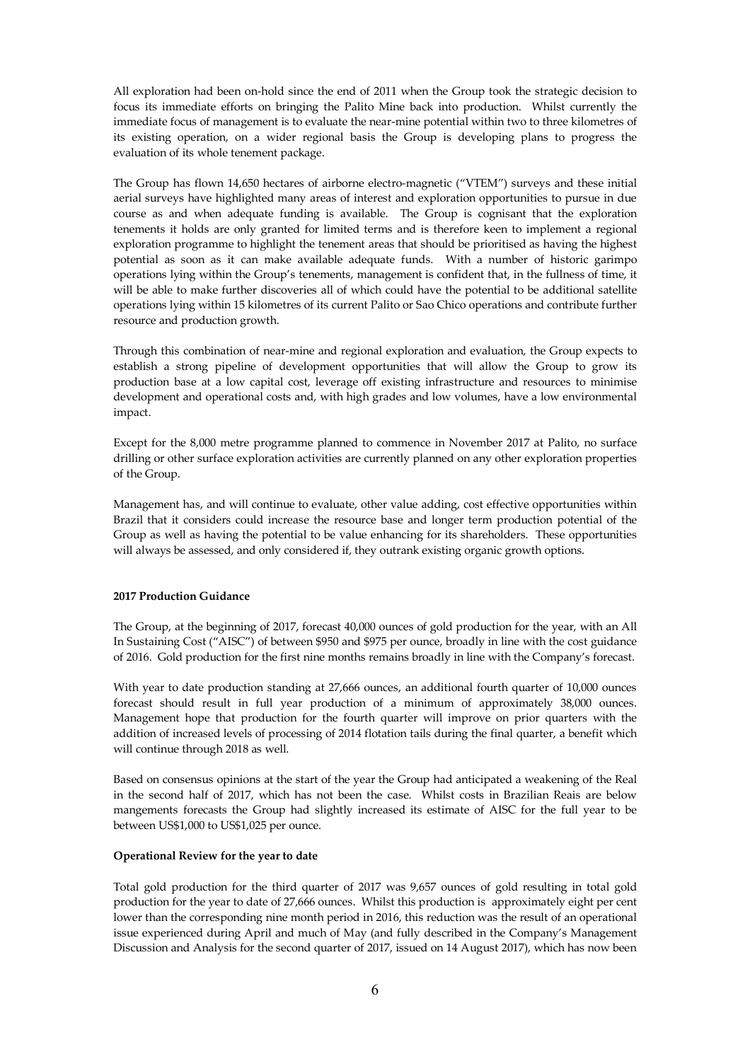All exploration had been on-hold since the end of 2011 when the Group took the strategic decision to focus its immediate efforts on bringing the Palito Mine back into production. Whilst currently the immediate focus of management is to evaluate the near-mine potential within two to three kilometres of its existing operation, on a wider regional basis the Group is developing plans to progress the evaluation of its whole tenement package.

The Group has flown 14,650 hectares of airborne electro-magnetic ("VTEM") surveys and these initial aerial surveys have highlighted many areas of interest and exploration opportunities to pursue in due course as and when adequate funding is available. The Group is cognisant that the exploration tenements it holds are only granted for limited terms and is therefore keen to implement a regional exploration programme to highlight the tenement areas that should be prioritised as having the highest potential as soon as it can make available adequate funds. With a number of historic garimpo operations lying within the Group's tenements, management is confident that, in the fullness of time, it will be able to make further discoveries all of which could have the potential to be additional satellite operations lying within 15 kilometres of its current Palito or Sao Chico operations and contribute further resource and production growth.

Through this combination of near-mine and regional exploration and evaluation, the Group expects to establish a strong pipeline of development opportunities that will allow the Group to grow its production base at a low capital cost, leverage off existing infrastructure and resources to minimise development and operational costs and, with high grades and low volumes, have a low environmental impact.

Except for the 8,000 metre programme planned to commence in November 2017 at Palito, no surface drilling or other surface exploration activities are currently planned on any other exploration properties of the Group.

Management has, and will continue to evaluate, other value adding, cost effective opportunities within Brazil that it considers could increase the resource base and longer term production potential of the Group as well as having the potential to be value enhancing for its shareholders. These opportunities will always be assessed, and only considered if, they outrank existing organic growth options.

**2017 Production Guidance**

The Group, at the beginning of 2017, forecast 40,000 ounces of gold production for the year, with an All In Sustaining Cost ("AISC") of between $950 and $975 per ounce, broadly in line with the cost guidance of 2016. Gold production for the first nine months remains broadly in line with the Company's forecast.

With year to date production standing at 27,666 ounces, an additional fourth quarter of 10,000 ounces forecast should result in full year production of a minimum of approximately 38,000 ounces. Management hope that production for the fourth quarter will improve on prior quarters with the addition of increased levels of processing of 2014 flotation tails during the final quarter, a benefit which will continue through 2018 as well.

Based on consensus opinions at the start of the year the Group had anticipated a weakening of the Real in the second half of 2017, which has not been the case. Whilst costs in Brazilian Reais are below mangements forecasts the Group had slightly increased its estimate of AISC for the full year to be between US$1,000 to US$1,025 per ounce.

**Operational Review for the year to date**

Total gold production for the third quarter of 2017 was 9,657 ounces of gold resulting in total gold production for the year to date of 27,666 ounces. Whilst this production is approximately eight per cent lower than the corresponding nine month period in 2016, this reduction was the result of an operational issue experienced during April and much of May (and fully described in the Company's Management Discussion and Analysis for the second quarter of 2017, issued on 14 August 2017), which has now been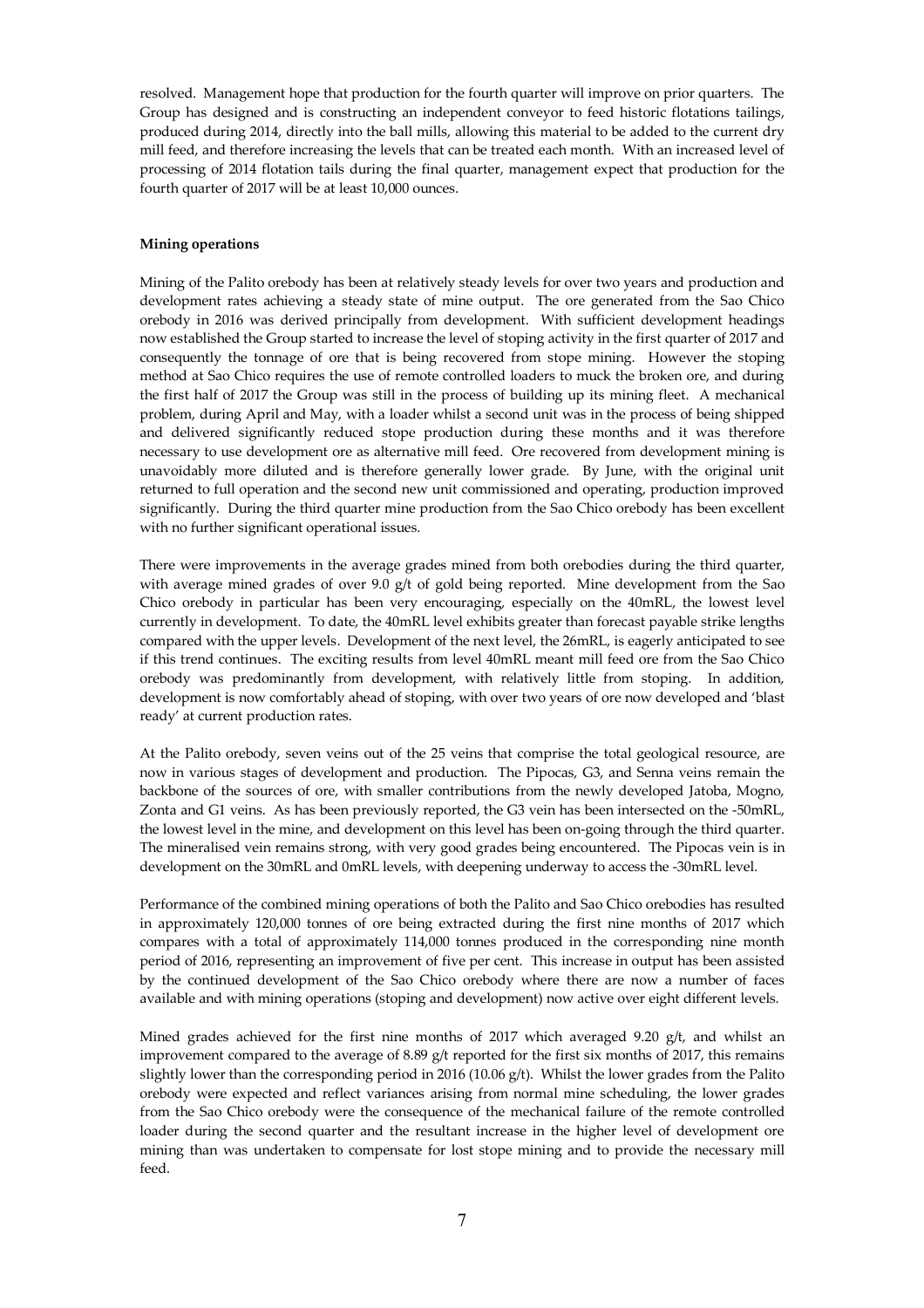resolved. Management hope that production for the fourth quarter will improve on prior quarters. The Group has designed and is constructing an independent conveyor to feed historic flotations tailings, produced during 2014, directly into the ball mills, allowing this material to be added to the current dry mill feed, and therefore increasing the levels that can be treated each month. With an increased level of processing of 2014 flotation tails during the final quarter, management expect that production for the fourth quarter of 2017 will be at least 10,000 ounces.

**Mining operations**

Mining of the Palito orebody has been at relatively steady levels for over two years and production and development rates achieving a steady state of mine output. The ore generated from the Sao Chico orebody in 2016 was derived principally from development. With sufficient development headings now established the Group started to increase the level of stoping activity in the first quarter of 2017 and consequently the tonnage of ore that is being recovered from stope mining. However the stoping method at Sao Chico requires the use of remote controlled loaders to muck the broken ore, and during the first half of 2017 the Group was still in the process of building up its mining fleet. A mechanical problem, during April and May, with a loader whilst a second unit was in the process of being shipped and delivered significantly reduced stope production during these months and it was therefore necessary to use development ore as alternative mill feed. Ore recovered from development mining is unavoidably more diluted and is therefore generally lower grade. By June, with the original unit returned to full operation and the second new unit commissioned and operating, production improved significantly. During the third quarter mine production from the Sao Chico orebody has been excellent with no further significant operational issues.

There were improvements in the average grades mined from both orebodies during the third quarter, with average mined grades of over 9.0 g/t of gold being reported. Mine development from the Sao Chico orebody in particular has been very encouraging, especially on the 40mRL, the lowest level currently in development. To date, the 40mRL level exhibits greater than forecast payable strike lengths compared with the upper levels. Development of the next level, the 26mRL, is eagerly anticipated to see if this trend continues. The exciting results from level 40mRL meant mill feed ore from the Sao Chico orebody was predominantly from development, with relatively little from stoping. In addition, development is now comfortably ahead of stoping, with over two years of ore now developed and 'blast ready' at current production rates.

At the Palito orebody, seven veins out of the 25 veins that comprise the total geological resource, are now in various stages of development and production. The Pipocas, G3, and Senna veins remain the backbone of the sources of ore, with smaller contributions from the newly developed Jatoba, Mogno, Zonta and G1 veins. As has been previously reported, the G3 vein has been intersected on the -50mRL, the lowest level in the mine, and development on this level has been on-going through the third quarter. The mineralised vein remains strong, with very good grades being encountered. The Pipocas vein is in development on the 30mRL and 0mRL levels, with deepening underway to access the -30mRL level.

Performance of the combined mining operations of both the Palito and Sao Chico orebodies has resulted in approximately 120,000 tonnes of ore being extracted during the first nine months of 2017 which compares with a total of approximately 114,000 tonnes produced in the corresponding nine month period of 2016, representing an improvement of five per cent. This increase in output has been assisted by the continued development of the Sao Chico orebody where there are now a number of faces available and with mining operations (stoping and development) now active over eight different levels.

Mined grades achieved for the first nine months of 2017 which averaged 9.20 g/t, and whilst an improvement compared to the average of 8.89 g/t reported for the first six months of 2017, this remains slightly lower than the corresponding period in 2016 (10.06 g/t). Whilst the lower grades from the Palito orebody were expected and reflect variances arising from normal mine scheduling, the lower grades from the Sao Chico orebody were the consequence of the mechanical failure of the remote controlled loader during the second quarter and the resultant increase in the higher level of development ore mining than was undertaken to compensate for lost stope mining and to provide the necessary mill feed.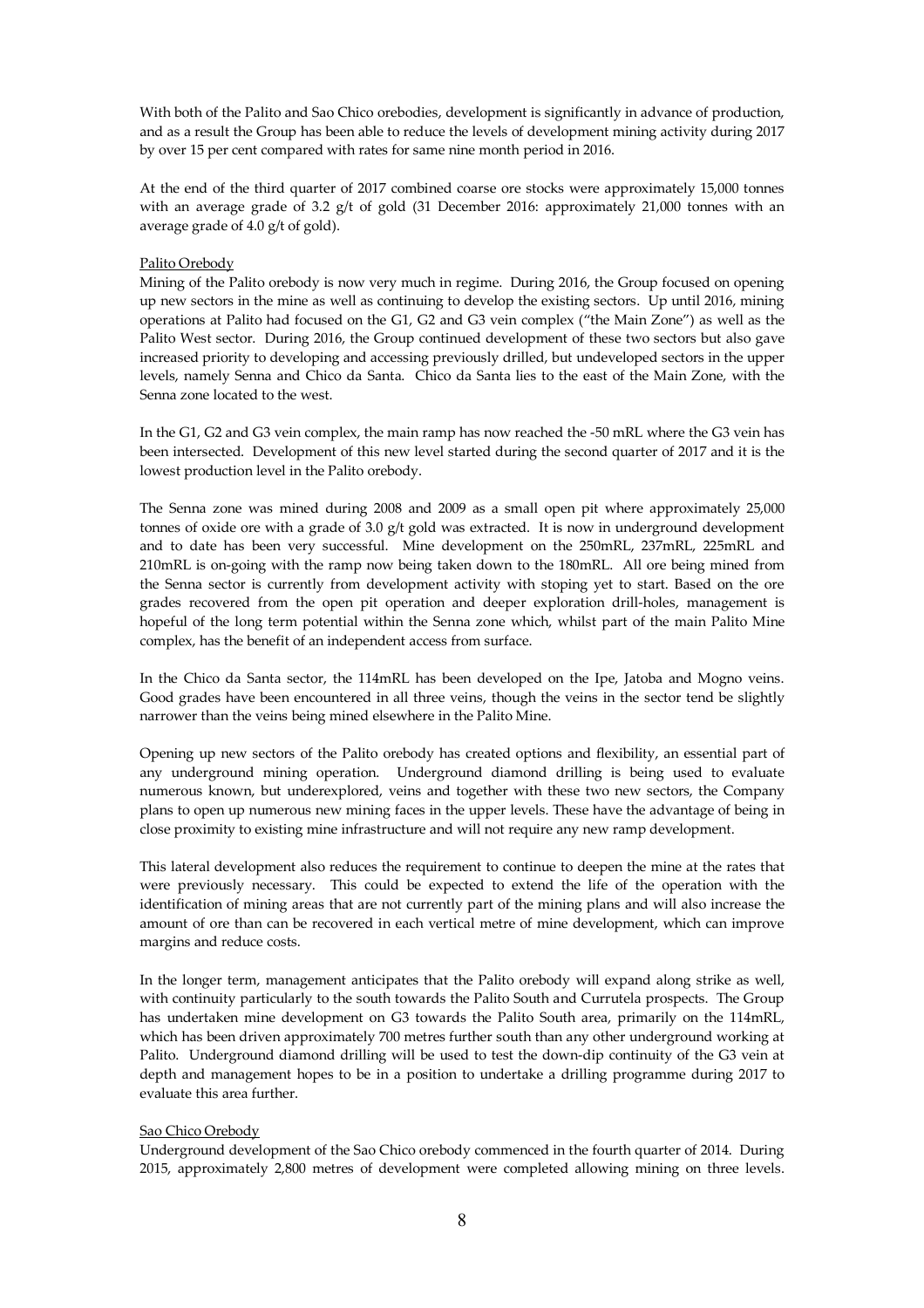With both of the Palito and Sao Chico orebodies, development is significantly in advance of production, and as a result the Group has been able to reduce the levels of development mining activity during 2017 by over 15 per cent compared with rates for same nine month period in 2016.

At the end of the third quarter of 2017 combined coarse ore stocks were approximately 15,000 tonnes with an average grade of 3.2 g/t of gold (31 December 2016: approximately 21,000 tonnes with an average grade of 4.0 g/t of gold).

Palito Orebody

Mining of the Palito orebody is now very much in regime. During 2016, the Group focused on opening up new sectors in the mine as well as continuing to develop the existing sectors. Up until 2016, mining operations at Palito had focused on the G1, G2 and G3 vein complex ("the Main Zone") as well as the Palito West sector. During 2016, the Group continued development of these two sectors but also gave increased priority to developing and accessing previously drilled, but undeveloped sectors in the upper levels, namely Senna and Chico da Santa. Chico da Santa lies to the east of the Main Zone, with the Senna zone located to the west.

In the G1, G2 and G3 vein complex, the main ramp has now reached the -50 mRL where the G3 vein has been intersected. Development of this new level started during the second quarter of 2017 and it is the lowest production level in the Palito orebody.

The Senna zone was mined during 2008 and 2009 as a small open pit where approximately 25,000 tonnes of oxide ore with a grade of 3.0 g/t gold was extracted. It is now in underground development and to date has been very successful. Mine development on the 250mRL, 237mRL, 225mRL and 210mRL is on-going with the ramp now being taken down to the 180mRL. All ore being mined from the Senna sector is currently from development activity with stoping yet to start. Based on the ore grades recovered from the open pit operation and deeper exploration drill-holes, management is hopeful of the long term potential within the Senna zone which, whilst part of the main Palito Mine complex, has the benefit of an independent access from surface.

In the Chico da Santa sector, the 114mRL has been developed on the Ipe, Jatoba and Mogno veins. Good grades have been encountered in all three veins, though the veins in the sector tend be slightly narrower than the veins being mined elsewhere in the Palito Mine.

Opening up new sectors of the Palito orebody has created options and flexibility, an essential part of any underground mining operation. Underground diamond drilling is being used to evaluate numerous known, but underexplored, veins and together with these two new sectors, the Company plans to open up numerous new mining faces in the upper levels. These have the advantage of being in close proximity to existing mine infrastructure and will not require any new ramp development.

This lateral development also reduces the requirement to continue to deepen the mine at the rates that were previously necessary. This could be expected to extend the life of the operation with the identification of mining areas that are not currently part of the mining plans and will also increase the amount of ore than can be recovered in each vertical metre of mine development, which can improve margins and reduce costs.

In the longer term, management anticipates that the Palito orebody will expand along strike as well, with continuity particularly to the south towards the Palito South and Currutela prospects. The Group has undertaken mine development on G3 towards the Palito South area, primarily on the 114mRL, which has been driven approximately 700 metres further south than any other underground working at Palito. Underground diamond drilling will be used to test the down-dip continuity of the G3 vein at depth and management hopes to be in a position to undertake a drilling programme during 2017 to evaluate this area further.

Sao Chico Orebody

Underground development of the Sao Chico orebody commenced in the fourth quarter of 2014. During 2015, approximately 2,800 metres of development were completed allowing mining on three levels.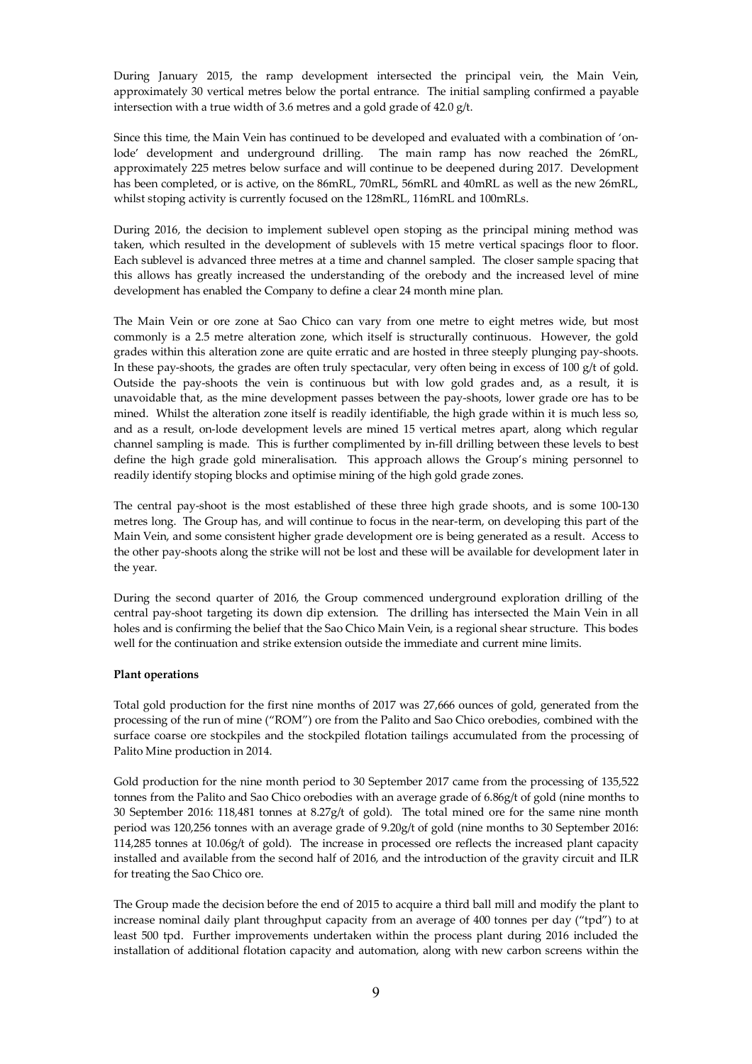During January 2015, the ramp development intersected the principal vein, the Main Vein, approximately 30 vertical metres below the portal entrance. The initial sampling confirmed a payable intersection with a true width of 3.6 metres and a gold grade of 42.0 g/t.

Since this time, the Main Vein has continued to be developed and evaluated with a combination of 'on-lode' development and underground drilling. The main ramp has now reached the 26mRL, approximately 225 metres below surface and will continue to be deepened during 2017. Development has been completed, or is active, on the 86mRL, 70mRL, 56mRL and 40mRL as well as the new 26mRL, whilst stoping activity is currently focused on the 128mRL, 116mRL and 100mRLs.

During 2016, the decision to implement sublevel open stoping as the principal mining method was taken, which resulted in the development of sublevels with 15 metre vertical spacings floor to floor. Each sublevel is advanced three metres at a time and channel sampled. The closer sample spacing that this allows has greatly increased the understanding of the orebody and the increased level of mine development has enabled the Company to define a clear 24 month mine plan.

The Main Vein or ore zone at Sao Chico can vary from one metre to eight metres wide, but most commonly is a 2.5 metre alteration zone, which itself is structurally continuous. However, the gold grades within this alteration zone are quite erratic and are hosted in three steeply plunging pay-shoots. In these pay-shoots, the grades are often truly spectacular, very often being in excess of 100 g/t of gold. Outside the pay-shoots the vein is continuous but with low gold grades and, as a result, it is unavoidable that, as the mine development passes between the pay-shoots, lower grade ore has to be mined. Whilst the alteration zone itself is readily identifiable, the high grade within it is much less so, and as a result, on-lode development levels are mined 15 vertical metres apart, along which regular channel sampling is made. This is further complimented by in-fill drilling between these levels to best define the high grade gold mineralisation. This approach allows the Group's mining personnel to readily identify stoping blocks and optimise mining of the high gold grade zones.

The central pay-shoot is the most established of these three high grade shoots, and is some 100-130 metres long. The Group has, and will continue to focus in the near-term, on developing this part of the Main Vein, and some consistent higher grade development ore is being generated as a result. Access to the other pay-shoots along the strike will not be lost and these will be available for development later in the year.

During the second quarter of 2016, the Group commenced underground exploration drilling of the central pay-shoot targeting its down dip extension. The drilling has intersected the Main Vein in all holes and is confirming the belief that the Sao Chico Main Vein, is a regional shear structure. This bodes well for the continuation and strike extension outside the immediate and current mine limits.

**Plant operations**

Total gold production for the first nine months of 2017 was 27,666 ounces of gold, generated from the processing of the run of mine ("ROM") ore from the Palito and Sao Chico orebodies, combined with the surface coarse ore stockpiles and the stockpiled flotation tailings accumulated from the processing of Palito Mine production in 2014.

Gold production for the nine month period to 30 September 2017 came from the processing of 135,522 tonnes from the Palito and Sao Chico orebodies with an average grade of 6.86g/t of gold (nine months to 30 September 2016: 118,481 tonnes at 8.27g/t of gold). The total mined ore for the same nine month period was 120,256 tonnes with an average grade of 9.20g/t of gold (nine months to 30 September 2016: 114,285 tonnes at 10.06g/t of gold). The increase in processed ore reflects the increased plant capacity installed and available from the second half of 2016, and the introduction of the gravity circuit and ILR for treating the Sao Chico ore.

The Group made the decision before the end of 2015 to acquire a third ball mill and modify the plant to increase nominal daily plant throughput capacity from an average of 400 tonnes per day ("tpd") to at least 500 tpd. Further improvements undertaken within the process plant during 2016 included the installation of additional flotation capacity and automation, along with new carbon screens within the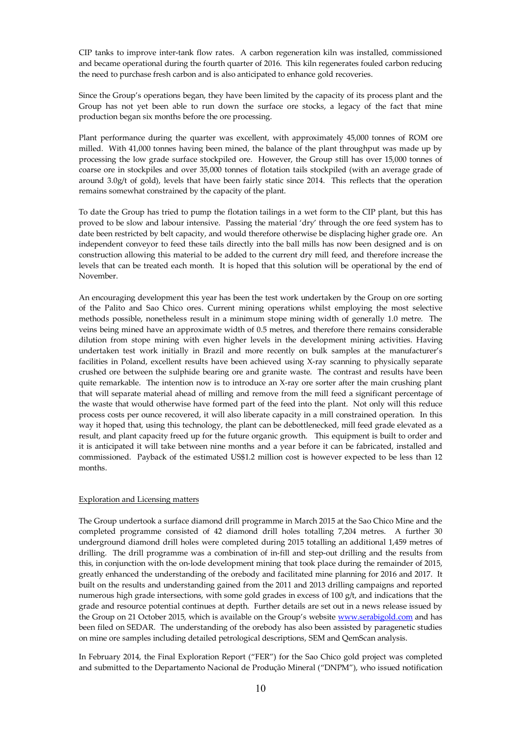CIP tanks to improve inter-tank flow rates. A carbon regeneration kiln was installed, commissioned and became operational during the fourth quarter of 2016. This kiln regenerates fouled carbon reducing the need to purchase fresh carbon and is also anticipated to enhance gold recoveries.

Since the Group's operations began, they have been limited by the capacity of its process plant and the Group has not yet been able to run down the surface ore stocks, a legacy of the fact that mine production began six months before the ore processing.

Plant performance during the quarter was excellent, with approximately 45,000 tonnes of ROM ore milled. With 41,000 tonnes having been mined, the balance of the plant throughput was made up by processing the low grade surface stockpiled ore. However, the Group still has over 15,000 tonnes of coarse ore in stockpiles and over 35,000 tonnes of flotation tails stockpiled (with an average grade of around 3.0g/t of gold), levels that have been fairly static since 2014. This reflects that the operation remains somewhat constrained by the capacity of the plant.

To date the Group has tried to pump the flotation tailings in a wet form to the CIP plant, but this has proved to be slow and labour intensive. Passing the material 'dry' through the ore feed system has to date been restricted by belt capacity, and would therefore otherwise be displacing higher grade ore. An independent conveyor to feed these tails directly into the ball mills has now been designed and is on construction allowing this material to be added to the current dry mill feed, and therefore increase the levels that can be treated each month. It is hoped that this solution will be operational by the end of November.

An encouraging development this year has been the test work undertaken by the Group on ore sorting of the Palito and Sao Chico ores. Current mining operations whilst employing the most selective methods possible, nonetheless result in a minimum stope mining width of generally 1.0 metre. The veins being mined have an approximate width of 0.5 metres, and therefore there remains considerable dilution from stope mining with even higher levels in the development mining activities. Having undertaken test work initially in Brazil and more recently on bulk samples at the manufacturer's facilities in Poland, excellent results have been achieved using X-ray scanning to physically separate crushed ore between the sulphide bearing ore and granite waste. The contrast and results have been quite remarkable. The intention now is to introduce an X-ray ore sorter after the main crushing plant that will separate material ahead of milling and remove from the mill feed a significant percentage of the waste that would otherwise have formed part of the feed into the plant. Not only will this reduce process costs per ounce recovered, it will also liberate capacity in a mill constrained operation. In this way it hoped that, using this technology, the plant can be debottlenecked, mill feed grade elevated as a result, and plant capacity freed up for the future organic growth. This equipment is built to order and it is anticipated it will take between nine months and a year before it can be fabricated, installed and commissioned. Payback of the estimated US$1.2 million cost is however expected to be less than 12 months.

## Exploration and Licensing matters

The Group undertook a surface diamond drill programme in March 2015 at the Sao Chico Mine and the completed programme consisted of 42 diamond drill holes totalling 7,204 metres. A further 30 underground diamond drill holes were completed during 2015 totalling an additional 1,459 metres of drilling. The drill programme was a combination of in-fill and step-out drilling and the results from this, in conjunction with the on-lode development mining that took place during the remainder of 2015, greatly enhanced the understanding of the orebody and facilitated mine planning for 2016 and 2017. It built on the results and understanding gained from the 2011 and 2013 drilling campaigns and reported numerous high grade intersections, with some gold grades in excess of 100 g/t, and indications that the grade and resource potential continues at depth. Further details are set out in a news release issued by the Group on 21 October 2015, which is available on the Group's website www.serabigold.com and has been filed on SEDAR. The understanding of the orebody has also been assisted by paragenetic studies on mine ore samples including detailed petrological descriptions, SEM and QemScan analysis.

In February 2014, the Final Exploration Report ("FER") for the Sao Chico gold project was completed and submitted to the Departamento Nacional de Produção Mineral ("DNPM"), who issued notification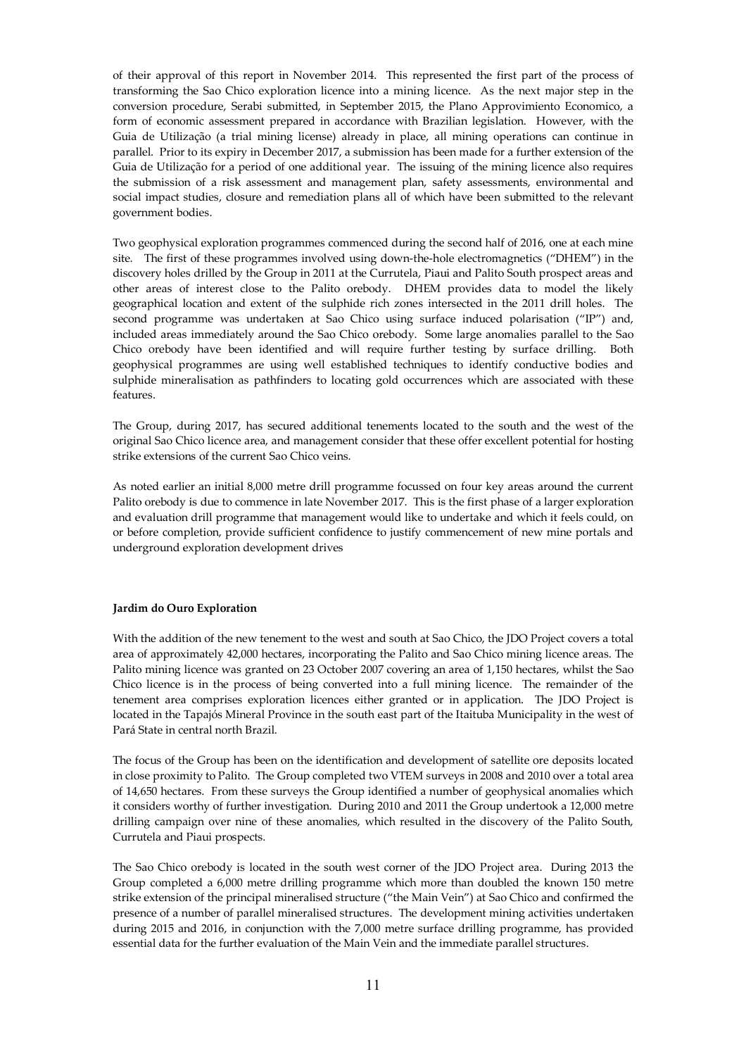of their approval of this report in November 2014. This represented the first part of the process of transforming the Sao Chico exploration licence into a mining licence. As the next major step in the conversion procedure, Serabi submitted, in September 2015, the Plano Approvimiento Economico, a form of economic assessment prepared in accordance with Brazilian legislation. However, with the Guia de Utilização (a trial mining license) already in place, all mining operations can continue in parallel. Prior to its expiry in December 2017, a submission has been made for a further extension of the Guia de Utilização for a period of one additional year. The issuing of the mining licence also requires the submission of a risk assessment and management plan, safety assessments, environmental and social impact studies, closure and remediation plans all of which have been submitted to the relevant government bodies.

Two geophysical exploration programmes commenced during the second half of 2016, one at each mine site. The first of these programmes involved using down-the-hole electromagnetics ("DHEM") in the discovery holes drilled by the Group in 2011 at the Currutela, Piaui and Palito South prospect areas and other areas of interest close to the Palito orebody. DHEM provides data to model the likely geographical location and extent of the sulphide rich zones intersected in the 2011 drill holes. The second programme was undertaken at Sao Chico using surface induced polarisation ("IP") and, included areas immediately around the Sao Chico orebody. Some large anomalies parallel to the Sao Chico orebody have been identified and will require further testing by surface drilling. Both geophysical programmes are using well established techniques to identify conductive bodies and sulphide mineralisation as pathfinders to locating gold occurrences which are associated with these features.

The Group, during 2017, has secured additional tenements located to the south and the west of the original Sao Chico licence area, and management consider that these offer excellent potential for hosting strike extensions of the current Sao Chico veins.

As noted earlier an initial 8,000 metre drill programme focussed on four key areas around the current Palito orebody is due to commence in late November 2017. This is the first phase of a larger exploration and evaluation drill programme that management would like to undertake and which it feels could, on or before completion, provide sufficient confidence to justify commencement of new mine portals and underground exploration development drives

**Jardim do Ouro Exploration**

With the addition of the new tenement to the west and south at Sao Chico, the JDO Project covers a total area of approximately 42,000 hectares, incorporating the Palito and Sao Chico mining licence areas. The Palito mining licence was granted on 23 October 2007 covering an area of 1,150 hectares, whilst the Sao Chico licence is in the process of being converted into a full mining licence. The remainder of the tenement area comprises exploration licences either granted or in application. The JDO Project is located in the Tapajós Mineral Province in the south east part of the Itaituba Municipality in the west of Pará State in central north Brazil.

The focus of the Group has been on the identification and development of satellite ore deposits located in close proximity to Palito. The Group completed two VTEM surveys in 2008 and 2010 over a total area of 14,650 hectares. From these surveys the Group identified a number of geophysical anomalies which it considers worthy of further investigation. During 2010 and 2011 the Group undertook a 12,000 metre drilling campaign over nine of these anomalies, which resulted in the discovery of the Palito South, Currutela and Piaui prospects.

The Sao Chico orebody is located in the south west corner of the JDO Project area. During 2013 the Group completed a 6,000 metre drilling programme which more than doubled the known 150 metre strike extension of the principal mineralised structure ("the Main Vein") at Sao Chico and confirmed the presence of a number of parallel mineralised structures. The development mining activities undertaken during 2015 and 2016, in conjunction with the 7,000 metre surface drilling programme, has provided essential data for the further evaluation of the Main Vein and the immediate parallel structures.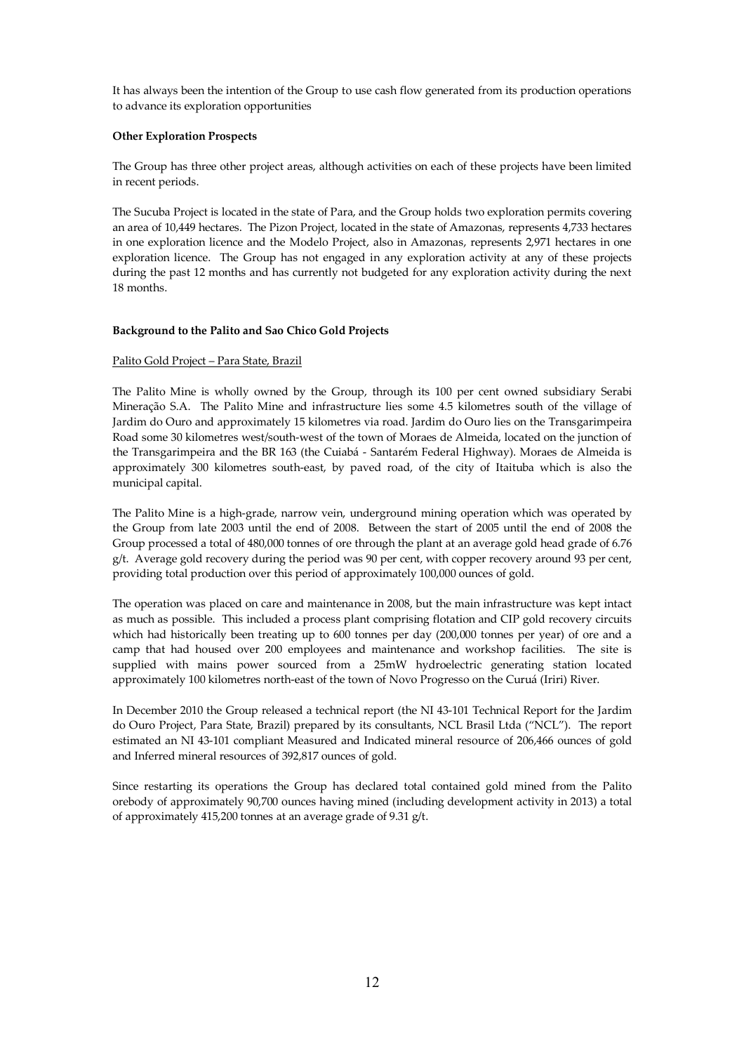It has always been the intention of the Group to use cash flow generated from its production operations to advance its exploration opportunities

**Other Exploration Prospects**

The Group has three other project areas, although activities on each of these projects have been limited in recent periods.

The Sucuba Project is located in the state of Para, and the Group holds two exploration permits covering an area of 10,449 hectares. The Pizon Project, located in the state of Amazonas, represents 4,733 hectares in one exploration licence and the Modelo Project, also in Amazonas, represents 2,971 hectares in one exploration licence. The Group has not engaged in any exploration activity at any of these projects during the past 12 months and has currently not budgeted for any exploration activity during the next 18 months.

**Background to the Palito and Sao Chico Gold Projects**

Palito Gold Project – Para State, Brazil

The Palito Mine is wholly owned by the Group, through its 100 per cent owned subsidiary Serabi Mineração S.A. The Palito Mine and infrastructure lies some 4.5 kilometres south of the village of Jardim do Ouro and approximately 15 kilometres via road. Jardim do Ouro lies on the Transgarimpeira Road some 30 kilometres west/south-west of the town of Moraes de Almeida, located on the junction of the Transgarimpeira and the BR 163 (the Cuiabá - Santarém Federal Highway). Moraes de Almeida is approximately 300 kilometres south-east, by paved road, of the city of Itaituba which is also the municipal capital.

The Palito Mine is a high-grade, narrow vein, underground mining operation which was operated by the Group from late 2003 until the end of 2008. Between the start of 2005 until the end of 2008 the Group processed a total of 480,000 tonnes of ore through the plant at an average gold head grade of 6.76 g/t. Average gold recovery during the period was 90 per cent, with copper recovery around 93 per cent, providing total production over this period of approximately 100,000 ounces of gold.

The operation was placed on care and maintenance in 2008, but the main infrastructure was kept intact as much as possible. This included a process plant comprising flotation and CIP gold recovery circuits which had historically been treating up to 600 tonnes per day (200,000 tonnes per year) of ore and a camp that had housed over 200 employees and maintenance and workshop facilities. The site is supplied with mains power sourced from a 25mW hydroelectric generating station located approximately 100 kilometres north-east of the town of Novo Progresso on the Curuá (Iriri) River.

In December 2010 the Group released a technical report (the NI 43-101 Technical Report for the Jardim do Ouro Project, Para State, Brazil) prepared by its consultants, NCL Brasil Ltda ("NCL"). The report estimated an NI 43-101 compliant Measured and Indicated mineral resource of 206,466 ounces of gold and Inferred mineral resources of 392,817 ounces of gold.

Since restarting its operations the Group has declared total contained gold mined from the Palito orebody of approximately 90,700 ounces having mined (including development activity in 2013) a total of approximately 415,200 tonnes at an average grade of 9.31 g/t.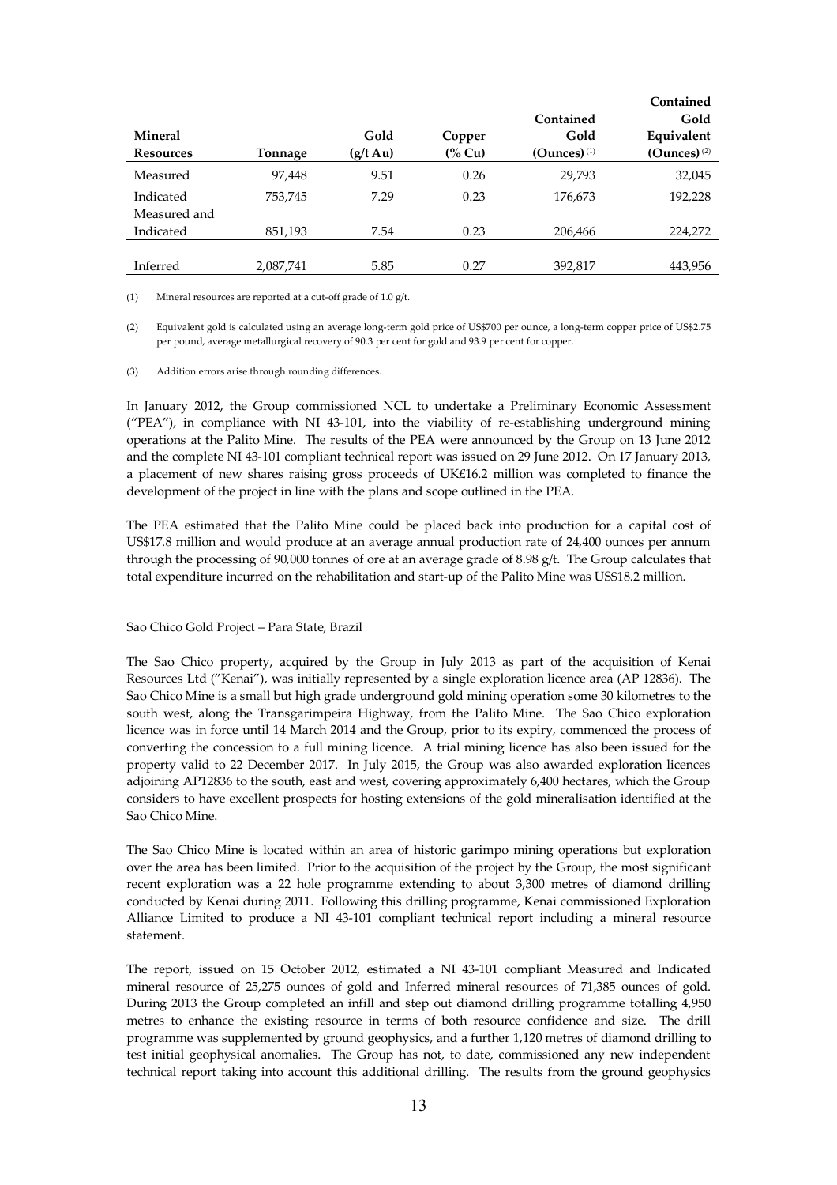| Mineral Resources | Tonnage | Gold (g/t Au) | Copper (% Cu) | Contained Gold (Ounces) [(1)] | Contained Gold Equivalent (Ounces) [(2)] |
|---|---|---|---|---|---|
| Measured | 97,448 | 9.51 | 0.26 | 29,793 | 32,045 |
| Indicated | 753,745 | 7.29 | 0.23 | 176,673 | 192,228 |
| Measured and Indicated | 851,193 | 7.54 | 0.23 | 206,466 | 224,272 |
| Inferred | 2,087,741 | 5.85 | 0.27 | 392,817 | 443,956 |

(1) Mineral resources are reported at a cut-off grade of 1.0 g/t.

(2) Equivalent gold is calculated using an average long-term gold price of US$700 per ounce, a long-term copper price of US$2.75 per pound, average metallurgical recovery of 90.3 per cent for gold and 93.9 per cent for copper.

(3) Addition errors arise through rounding differences.

In January 2012, the Group commissioned NCL to undertake a Preliminary Economic Assessment ("PEA"), in compliance with NI 43-101, into the viability of re-establishing underground mining operations at the Palito Mine. The results of the PEA were announced by the Group on 13 June 2012 and the complete NI 43-101 compliant technical report was issued on 29 June 2012. On 17 January 2013, a placement of new shares raising gross proceeds of UK£16.2 million was completed to finance the development of the project in line with the plans and scope outlined in the PEA.

The PEA estimated that the Palito Mine could be placed back into production for a capital cost of US$17.8 million and would produce at an average annual production rate of 24,400 ounces per annum through the processing of 90,000 tonnes of ore at an average grade of 8.98 g/t. The Group calculates that total expenditure incurred on the rehabilitation and start-up of the Palito Mine was US$18.2 million.

Sao Chico Gold Project – Para State, Brazil

The Sao Chico property, acquired by the Group in July 2013 as part of the acquisition of Kenai Resources Ltd ("Kenai"), was initially represented by a single exploration licence area (AP 12836). The Sao Chico Mine is a small but high grade underground gold mining operation some 30 kilometres to the south west, along the Transgarimpeira Highway, from the Palito Mine. The Sao Chico exploration licence was in force until 14 March 2014 and the Group, prior to its expiry, commenced the process of converting the concession to a full mining licence. A trial mining licence has also been issued for the property valid to 22 December 2017. In July 2015, the Group was also awarded exploration licences adjoining AP12836 to the south, east and west, covering approximately 6,400 hectares, which the Group considers to have excellent prospects for hosting extensions of the gold mineralisation identified at the Sao Chico Mine.

The Sao Chico Mine is located within an area of historic garimpo mining operations but exploration over the area has been limited. Prior to the acquisition of the project by the Group, the most significant recent exploration was a 22 hole programme extending to about 3,300 metres of diamond drilling conducted by Kenai during 2011. Following this drilling programme, Kenai commissioned Exploration Alliance Limited to produce a NI 43-101 compliant technical report including a mineral resource statement.

The report, issued on 15 October 2012, estimated a NI 43-101 compliant Measured and Indicated mineral resource of 25,275 ounces of gold and Inferred mineral resources of 71,385 ounces of gold. During 2013 the Group completed an infill and step out diamond drilling programme totalling 4,950 metres to enhance the existing resource in terms of both resource confidence and size. The drill programme was supplemented by ground geophysics, and a further 1,120 metres of diamond drilling to test initial geophysical anomalies. The Group has not, to date, commissioned any new independent technical report taking into account this additional drilling. The results from the ground geophysics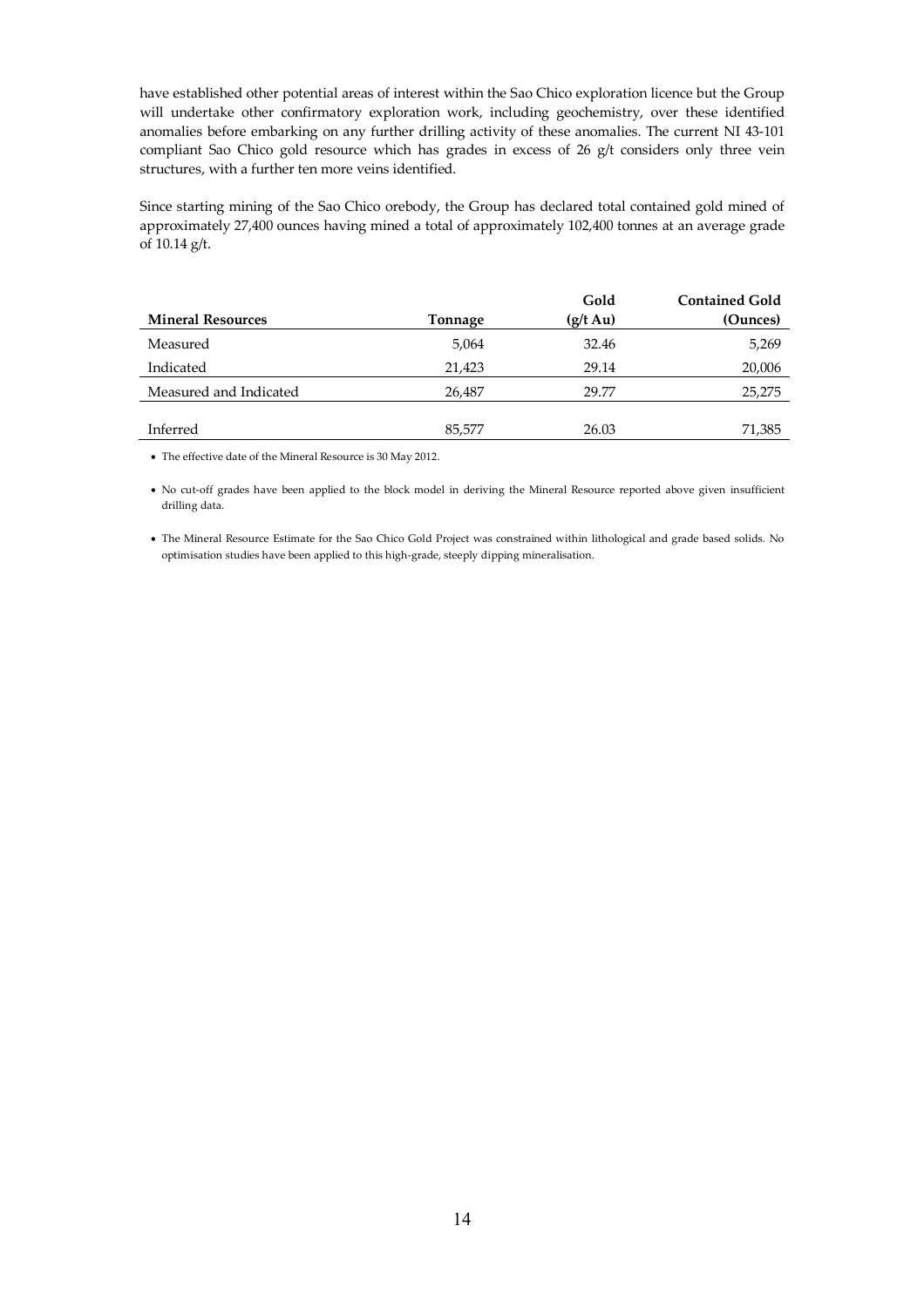have established other potential areas of interest within the Sao Chico exploration licence but the Group will undertake other confirmatory exploration work, including geochemistry, over these identified anomalies before embarking on any further drilling activity of these anomalies. The current NI 43-101 compliant Sao Chico gold resource which has grades in excess of 26 g/t considers only three vein structures, with a further ten more veins identified.

Since starting mining of the Sao Chico orebody, the Group has declared total contained gold mined of approximately 27,400 ounces having mined a total of approximately 102,400 tonnes at an average grade of 10.14 g/t.

| Mineral Resources | Tonnage | Gold (g/t Au) | Contained Gold (Ounces) |
|---|---|---|---|
| Measured | 5,064 | 32.46 | 5,269 |
| Indicated | 21,423 | 29.14 | 20,006 |
| Measured and Indicated | 26,487 | 29.77 | 25,275 |
| Inferred | 85,577 | 26.03 | 71,385 |

- The effective date of the Mineral Resource is 30 May 2012.
- No cut-off grades have been applied to the block model in deriving the Mineral Resource reported above given insufficient drilling data.
- The Mineral Resource Estimate for the Sao Chico Gold Project was constrained within lithological and grade based solids. No optimisation studies have been applied to this high-grade, steeply dipping mineralisation.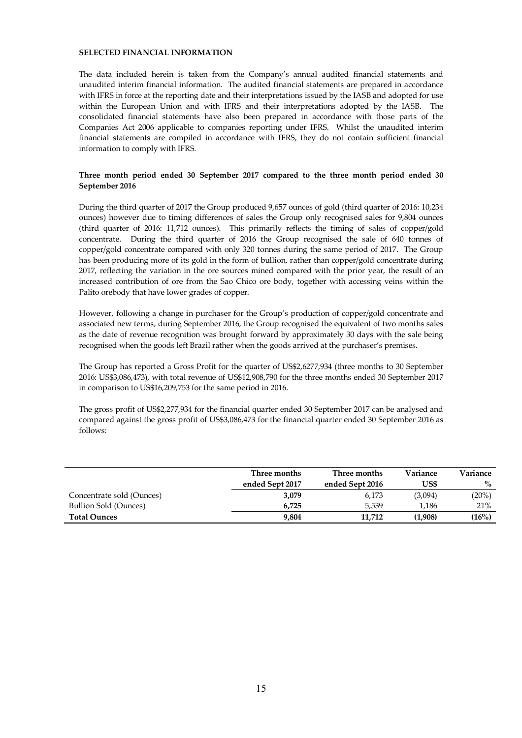**SELECTED FINANCIAL INFORMATION**

The data included herein is taken from the Company's annual audited financial statements and unaudited interim financial information. The audited financial statements are prepared in accordance with IFRS in force at the reporting date and their interpretations issued by the IASB and adopted for use within the European Union and with IFRS and their interpretations adopted by the IASB. The consolidated financial statements have also been prepared in accordance with those parts of the Companies Act 2006 applicable to companies reporting under IFRS. Whilst the unaudited interim financial statements are compiled in accordance with IFRS, they do not contain sufficient financial information to comply with IFRS.

**Three month period ended 30 September 2017 compared to the three month period ended 30 September 2016**

During the third quarter of 2017 the Group produced 9,657 ounces of gold (third quarter of 2016: 10,234 ounces) however due to timing differences of sales the Group only recognised sales for 9,804 ounces (third quarter of 2016: 11,712 ounces). This primarily reflects the timing of sales of copper/gold concentrate. During the third quarter of 2016 the Group recognised the sale of 640 tonnes of copper/gold concentrate compared with only 320 tonnes during the same period of 2017. The Group has been producing more of its gold in the form of bullion, rather than copper/gold concentrate during 2017, reflecting the variation in the ore sources mined compared with the prior year, the result of an increased contribution of ore from the Sao Chico ore body, together with accessing veins within the Palito orebody that have lower grades of copper.

However, following a change in purchaser for the Group's production of copper/gold concentrate and associated new terms, during September 2016, the Group recognised the equivalent of two months sales as the date of revenue recognition was brought forward by approximately 30 days with the sale being recognised when the goods left Brazil rather when the goods arrived at the purchaser's premises.

The Group has reported a Gross Profit for the quarter of US$2,6277,934 (three months to 30 September 2016: US$3,086,473), with total revenue of US$12,908,790 for the three months ended 30 September 2017 in comparison to US$16,209,753 for the same period in 2016.

The gross profit of US$2,277,934 for the financial quarter ended 30 September 2017 can be analysed and compared against the gross profit of US$3,086,473 for the financial quarter ended 30 September 2016 as follows:

| | Three months ended Sept 2017 | Three months ended Sept 2016 | Variance US$ | Variance % |
|---|---|---|---|---|
| Concentrate sold (Ounces) | **3,079** | 6,173 | (3,094) | (20%) |
| Bullion Sold (Ounces) | **6,725** | 5,539 | 1,186 | 21% |
| **Total Ounces** | **9,804** | **11,712** | **(1,908)** | **(16%)** |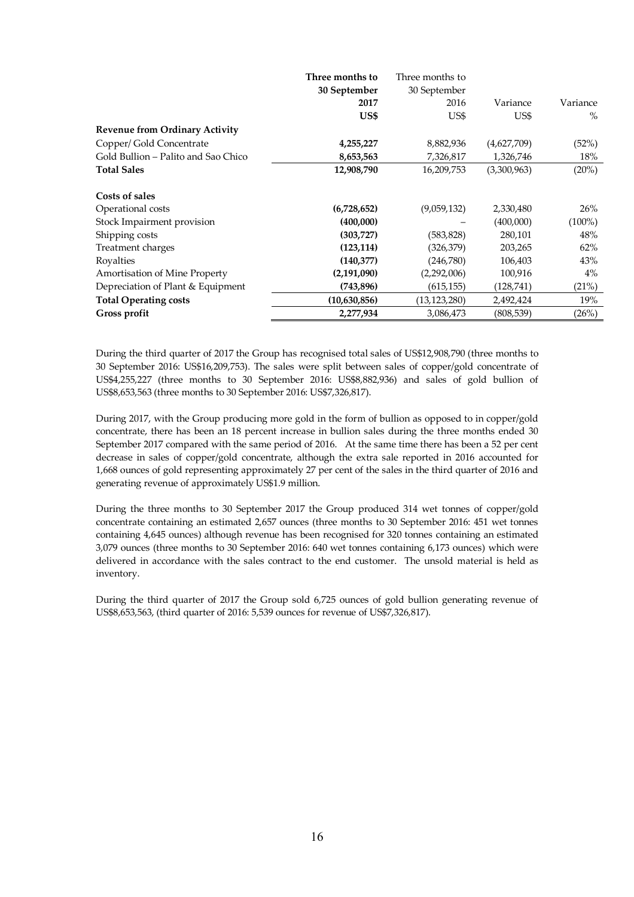| | **Three months to 30 September 2017 US$** | Three months to 30 September 2016 US$ | Variance US$ | Variance % |
|---|---|---|---|---|
| **Revenue from Ordinary Activity** | | | | |
| Copper/ Gold Concentrate | **4,255,227** | 8,882,936 | (4,627,709) | (52%) |
| Gold Bullion – Palito and Sao Chico | **8,653,563** | 7,326,817 | 1,326,746 | 18% |
| **Total Sales** | **12,908,790** | 16,209,753 | (3,300,963) | (20%) |
| | | | | |
| **Costs of sales** | | | | |
| Operational costs | **(6,728,652)** | (9,059,132) | 2,330,480 | 26% |
| Stock Impairment provision | **(400,000)** | – | (400,000) | (100%) |
| Shipping costs | **(303,727)** | (583,828) | 280,101 | 48% |
| Treatment charges | **(123,114)** | (326,379) | 203,265 | 62% |
| Royalties | **(140,377)** | (246,780) | 106,403 | 43% |
| Amortisation of Mine Property | **(2,191,090)** | (2,292,006) | 100,916 | 4% |
| Depreciation of Plant & Equipment | **(743,896)** | (615,155) | (128,741) | (21%) |
| **Total Operating costs** | **(10,630,856)** | (13,123,280) | 2,492,424 | 19% |
| **Gross profit** | **2,277,934** | 3,086,473 | (808,539) | (26%) |

During the third quarter of 2017 the Group has recognised total sales of US$12,908,790 (three months to 30 September 2016: US$16,209,753). The sales were split between sales of copper/gold concentrate of US$4,255,227 (three months to 30 September 2016: US$8,882,936) and sales of gold bullion of US$8,653,563 (three months to 30 September 2016: US$7,326,817).

During 2017, with the Group producing more gold in the form of bullion as opposed to in copper/gold concentrate, there has been an 18 percent increase in bullion sales during the three months ended 30 September 2017 compared with the same period of 2016. At the same time there has been a 52 per cent decrease in sales of copper/gold concentrate, although the extra sale reported in 2016 accounted for 1,668 ounces of gold representing approximately 27 per cent of the sales in the third quarter of 2016 and generating revenue of approximately US$1.9 million.

During the three months to 30 September 2017 the Group produced 314 wet tonnes of copper/gold concentrate containing an estimated 2,657 ounces (three months to 30 September 2016: 451 wet tonnes containing 4,645 ounces) although revenue has been recognised for 320 tonnes containing an estimated 3,079 ounces (three months to 30 September 2016: 640 wet tonnes containing 6,173 ounces) which were delivered in accordance with the sales contract to the end customer. The unsold material is held as inventory.

During the third quarter of 2017 the Group sold 6,725 ounces of gold bullion generating revenue of US$8,653,563, (third quarter of 2016: 5,539 ounces for revenue of US$7,326,817).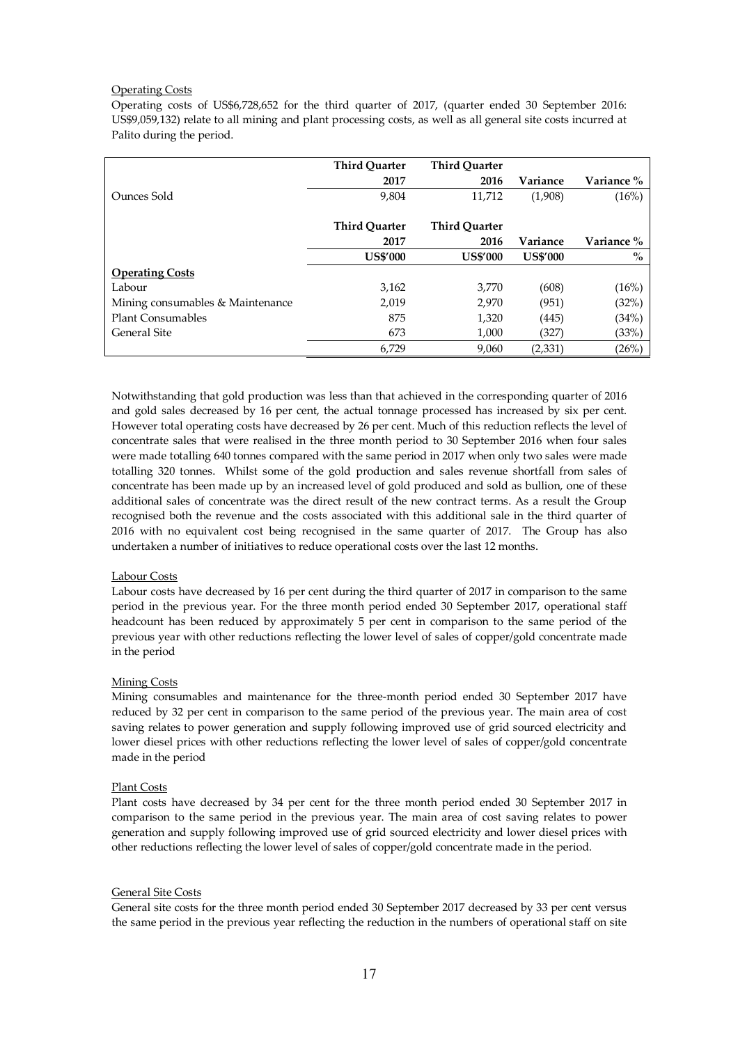Operating Costs

Operating costs of US$6,728,652 for the third quarter of 2017, (quarter ended 30 September 2016: US$9,059,132) relate to all mining and plant processing costs, as well as all general site costs incurred at Palito during the period.

| | Third Quarter 2017 | Third Quarter 2016 | Variance | Variance % |
|---|---|---|---|---|
| Ounces Sold | 9,804 | 11,712 | (1,908) | (16%) |
| | **Third Quarter 2017** | **Third Quarter 2016** | **Variance** | **Variance %** |
| | **US$'000** | **US$'000** | **US$'000** | **%** |
| **Operating Costs** | | | | |
| Labour | 3,162 | 3,770 | (608) | (16%) |
| Mining consumables & Maintenance | 2,019 | 2,970 | (951) | (32%) |
| Plant Consumables | 875 | 1,320 | (445) | (34%) |
| General Site | 673 | 1,000 | (327) | (33%) |
| | 6,729 | 9,060 | (2,331) | (26%) |

Notwithstanding that gold production was less than that achieved in the corresponding quarter of 2016 and gold sales decreased by 16 per cent, the actual tonnage processed has increased by six per cent. However total operating costs have decreased by 26 per cent. Much of this reduction reflects the level of concentrate sales that were realised in the three month period to 30 September 2016 when four sales were made totalling 640 tonnes compared with the same period in 2017 when only two sales were made totalling 320 tonnes. Whilst some of the gold production and sales revenue shortfall from sales of concentrate has been made up by an increased level of gold produced and sold as bullion, one of these additional sales of concentrate was the direct result of the new contract terms. As a result the Group recognised both the revenue and the costs associated with this additional sale in the third quarter of 2016 with no equivalent cost being recognised in the same quarter of 2017. The Group has also undertaken a number of initiatives to reduce operational costs over the last 12 months.

Labour Costs

Labour costs have decreased by 16 per cent during the third quarter of 2017 in comparison to the same period in the previous year. For the three month period ended 30 September 2017, operational staff headcount has been reduced by approximately 5 per cent in comparison to the same period of the previous year with other reductions reflecting the lower level of sales of copper/gold concentrate made in the period

Mining Costs

Mining consumables and maintenance for the three-month period ended 30 September 2017 have reduced by 32 per cent in comparison to the same period of the previous year. The main area of cost saving relates to power generation and supply following improved use of grid sourced electricity and lower diesel prices with other reductions reflecting the lower level of sales of copper/gold concentrate made in the period

Plant Costs

Plant costs have decreased by 34 per cent for the three month period ended 30 September 2017 in comparison to the same period in the previous year. The main area of cost saving relates to power generation and supply following improved use of grid sourced electricity and lower diesel prices with other reductions reflecting the lower level of sales of copper/gold concentrate made in the period.

General Site Costs

General site costs for the three month period ended 30 September 2017 decreased by 33 per cent versus the same period in the previous year reflecting the reduction in the numbers of operational staff on site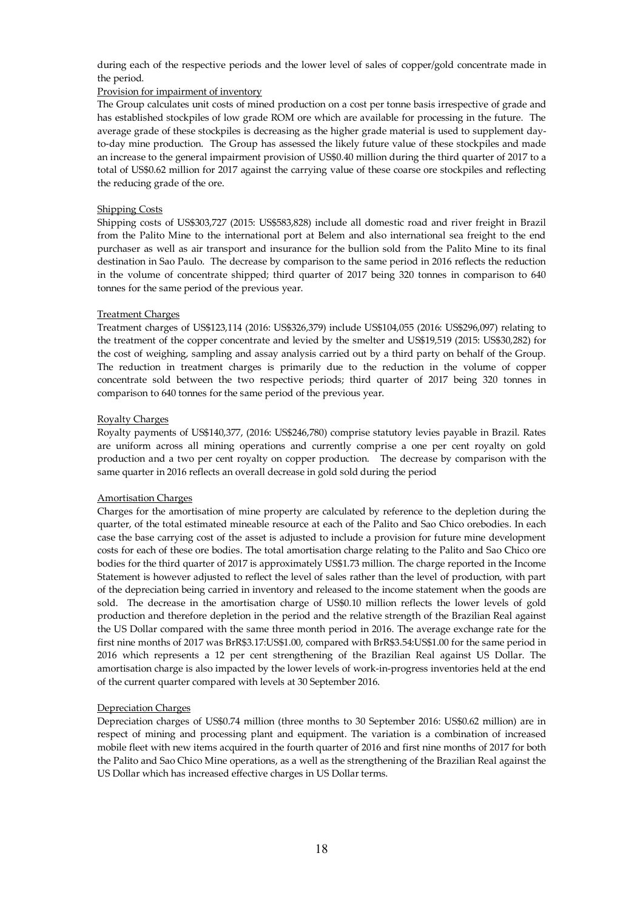during each of the respective periods and the lower level of sales of copper/gold concentrate made in the period.

Provision for impairment of inventory

The Group calculates unit costs of mined production on a cost per tonne basis irrespective of grade and has established stockpiles of low grade ROM ore which are available for processing in the future. The average grade of these stockpiles is decreasing as the higher grade material is used to supplement day-to-day mine production. The Group has assessed the likely future value of these stockpiles and made an increase to the general impairment provision of US$0.40 million during the third quarter of 2017 to a total of US$0.62 million for 2017 against the carrying value of these coarse ore stockpiles and reflecting the reducing grade of the ore.

Shipping Costs

Shipping costs of US$303,727 (2015: US$583,828) include all domestic road and river freight in Brazil from the Palito Mine to the international port at Belem and also international sea freight to the end purchaser as well as air transport and insurance for the bullion sold from the Palito Mine to its final destination in Sao Paulo. The decrease by comparison to the same period in 2016 reflects the reduction in the volume of concentrate shipped; third quarter of 2017 being 320 tonnes in comparison to 640 tonnes for the same period of the previous year.

Treatment Charges

Treatment charges of US$123,114 (2016: US$326,379) include US$104,055 (2016: US$296,097) relating to the treatment of the copper concentrate and levied by the smelter and US$19,519 (2015: US$30,282) for the cost of weighing, sampling and assay analysis carried out by a third party on behalf of the Group. The reduction in treatment charges is primarily due to the reduction in the volume of copper concentrate sold between the two respective periods; third quarter of 2017 being 320 tonnes in comparison to 640 tonnes for the same period of the previous year.

Royalty Charges

Royalty payments of US$140,377, (2016: US$246,780) comprise statutory levies payable in Brazil. Rates are uniform across all mining operations and currently comprise a one per cent royalty on gold production and a two per cent royalty on copper production. The decrease by comparison with the same quarter in 2016 reflects an overall decrease in gold sold during the period

Amortisation Charges

Charges for the amortisation of mine property are calculated by reference to the depletion during the quarter, of the total estimated mineable resource at each of the Palito and Sao Chico orebodies. In each case the base carrying cost of the asset is adjusted to include a provision for future mine development costs for each of these ore bodies. The total amortisation charge relating to the Palito and Sao Chico ore bodies for the third quarter of 2017 is approximately US$1.73 million. The charge reported in the Income Statement is however adjusted to reflect the level of sales rather than the level of production, with part of the depreciation being carried in inventory and released to the income statement when the goods are sold. The decrease in the amortisation charge of US$0.10 million reflects the lower levels of gold production and therefore depletion in the period and the relative strength of the Brazilian Real against the US Dollar compared with the same three month period in 2016. The average exchange rate for the first nine months of 2017 was BrR$3.17:US$1.00, compared with BrR$3.54:US$1.00 for the same period in 2016 which represents a 12 per cent strengthening of the Brazilian Real against US Dollar. The amortisation charge is also impacted by the lower levels of work-in-progress inventories held at the end of the current quarter compared with levels at 30 September 2016.

Depreciation Charges

Depreciation charges of US$0.74 million (three months to 30 September 2016: US$0.62 million) are in respect of mining and processing plant and equipment. The variation is a combination of increased mobile fleet with new items acquired in the fourth quarter of 2016 and first nine months of 2017 for both the Palito and Sao Chico Mine operations, as a well as the strengthening of the Brazilian Real against the US Dollar which has increased effective charges in US Dollar terms.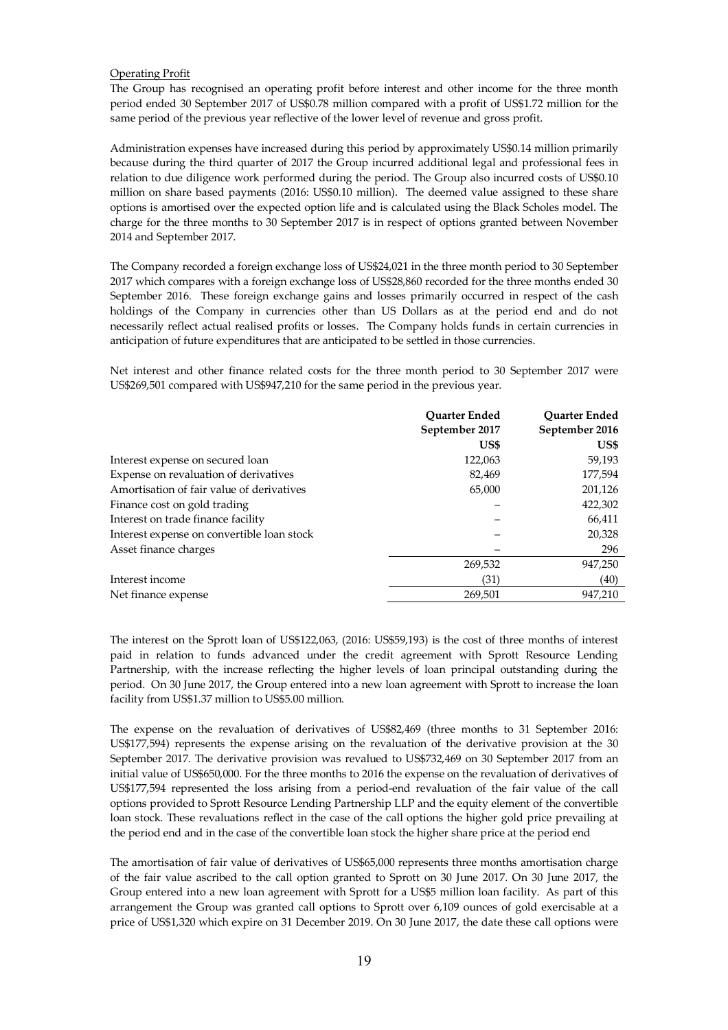Operating Profit

The Group has recognised an operating profit before interest and other income for the three month period ended 30 September 2017 of US$0.78 million compared with a profit of US$1.72 million for the same period of the previous year reflective of the lower level of revenue and gross profit.

Administration expenses have increased during this period by approximately US$0.14 million primarily because during the third quarter of 2017 the Group incurred additional legal and professional fees in relation to due diligence work performed during the period. The Group also incurred costs of US$0.10 million on share based payments (2016: US$0.10 million). The deemed value assigned to these share options is amortised over the expected option life and is calculated using the Black Scholes model. The charge for the three months to 30 September 2017 is in respect of options granted between November 2014 and September 2017.

The Company recorded a foreign exchange loss of US$24,021 in the three month period to 30 September 2017 which compares with a foreign exchange loss of US$28,860 recorded for the three months ended 30 September 2016. These foreign exchange gains and losses primarily occurred in respect of the cash holdings of the Company in currencies other than US Dollars as at the period end and do not necessarily reflect actual realised profits or losses. The Company holds funds in certain currencies in anticipation of future expenditures that are anticipated to be settled in those currencies.

Net interest and other finance related costs for the three month period to 30 September 2017 were US$269,501 compared with US$947,210 for the same period in the previous year.

| | Quarter Ended September 2017 US$ | Quarter Ended September 2016 US$ |
|---|---|---|
| Interest expense on secured loan | 122,063 | 59,193 |
| Expense on revaluation of derivatives | 82,469 | 177,594 |
| Amortisation of fair value of derivatives | 65,000 | 201,126 |
| Finance cost on gold trading | – | 422,302 |
| Interest on trade finance facility | – | 66,411 |
| Interest expense on convertible loan stock | – | 20,328 |
| Asset finance charges | – | 296 |
| | 269,532 | 947,250 |
| Interest income | (31) | (40) |
| Net finance expense | 269,501 | 947,210 |

The interest on the Sprott loan of US$122,063, (2016: US$59,193) is the cost of three months of interest paid in relation to funds advanced under the credit agreement with Sprott Resource Lending Partnership, with the increase reflecting the higher levels of loan principal outstanding during the period. On 30 June 2017, the Group entered into a new loan agreement with Sprott to increase the loan facility from US$1.37 million to US$5.00 million.

The expense on the revaluation of derivatives of US$82,469 (three months to 31 September 2016: US$177,594) represents the expense arising on the revaluation of the derivative provision at the 30 September 2017. The derivative provision was revalued to US$732,469 on 30 September 2017 from an initial value of US$650,000. For the three months to 2016 the expense on the revaluation of derivatives of US$177,594 represented the loss arising from a period-end revaluation of the fair value of the call options provided to Sprott Resource Lending Partnership LLP and the equity element of the convertible loan stock. These revaluations reflect in the case of the call options the higher gold price prevailing at the period end and in the case of the convertible loan stock the higher share price at the period end

The amortisation of fair value of derivatives of US$65,000 represents three months amortisation charge of the fair value ascribed to the call option granted to Sprott on 30 June 2017. On 30 June 2017, the Group entered into a new loan agreement with Sprott for a US$5 million loan facility. As part of this arrangement the Group was granted call options to Sprott over 6,109 ounces of gold exercisable at a price of US$1,320 which expire on 31 December 2019. On 30 June 2017, the date these call options were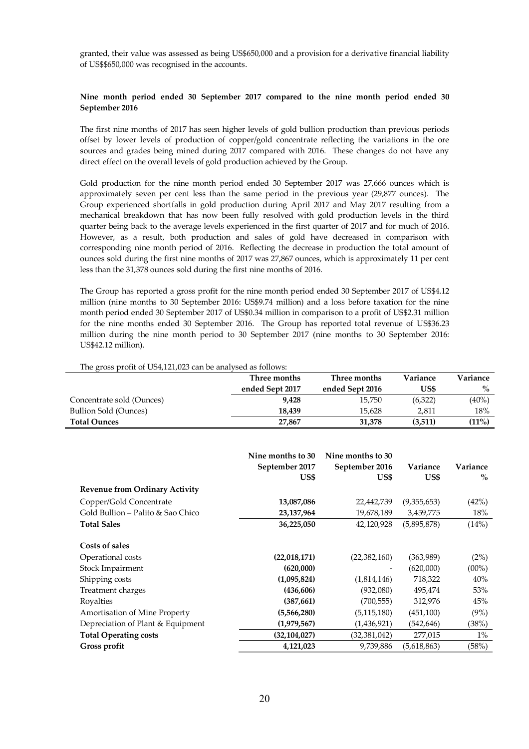granted, their value was assessed as being US$650,000 and a provision for a derivative financial liability of US$$650,000 was recognised in the accounts.

**Nine month period ended 30 September 2017 compared to the nine month period ended 30 September 2016**

The first nine months of 2017 has seen higher levels of gold bullion production than previous periods offset by lower levels of production of copper/gold concentrate reflecting the variations in the ore sources and grades being mined during 2017 compared with 2016. These changes do not have any direct effect on the overall levels of gold production achieved by the Group.

Gold production for the nine month period ended 30 September 2017 was 27,666 ounces which is approximately seven per cent less than the same period in the previous year (29,877 ounces). The Group experienced shortfalls in gold production during April 2017 and May 2017 resulting from a mechanical breakdown that has now been fully resolved with gold production levels in the third quarter being back to the average levels experienced in the first quarter of 2017 and for much of 2016. However, as a result, both production and sales of gold have decreased in comparison with corresponding nine month period of 2016. Reflecting the decrease in production the total amount of ounces sold during the first nine months of 2017 was 27,867 ounces, which is approximately 11 per cent less than the 31,378 ounces sold during the first nine months of 2016.

The Group has reported a gross profit for the nine month period ended 30 September 2017 of US$4.12 million (nine months to 30 September 2016: US$9.74 million) and a loss before taxation for the nine month period ended 30 September 2017 of US$0.34 million in comparison to a profit of US$2.31 million for the nine months ended 30 September 2016. The Group has reported total revenue of US$36.23 million during the nine month period to 30 September 2017 (nine months to 30 September 2016: US$42.12 million).

The gross profit of US4,121,023 can be analysed as follows:

| | Three months ended Sept 2017 | Three months ended Sept 2016 | Variance US$ | Variance % |
|---|---|---|---|---|
| Concentrate sold (Ounces) | **9,428** | 15,750 | (6,322) | (40%) |
| Bullion Sold (Ounces) | **18,439** | 15,628 | 2,811 | 18% |
| **Total Ounces** | **27,867** | **31,378** | **(3,511)** | **(11%)** |

| | Nine months to 30 September 2017 US$ | Nine months to 30 September 2016 US$ | Variance US$ | Variance % |
|---|---|---|---|---|
| **Revenue from Ordinary Activity** | | | | |
| Copper/Gold Concentrate | **13,087,086** | 22,442,739 | (9,355,653) | (42%) |
| Gold Bullion – Palito & Sao Chico | **23,137,964** | 19,678,189 | 3,459,775 | 18% |
| **Total Sales** | **36,225,050** | 42,120,928 | (5,895,878) | (14%) |
| | | | | |
| **Costs of sales** | | | | |
| Operational costs | **(22,018,171)** | (22,382,160) | (363,989) | (2%) |
| Stock Impairment | **(620,000)** | - | (620,000) | (00%) |
| Shipping costs | **(1,095,824)** | (1,814,146) | 718,322 | 40% |
| Treatment charges | **(436,606)** | (932,080) | 495,474 | 53% |
| Royalties | **(387,661)** | (700,555) | 312,976 | 45% |
| Amortisation of Mine Property | **(5,566,280)** | (5,115,180) | (451,100) | (9%) |
| Depreciation of Plant & Equipment | **(1,979,567)** | (1,436,921) | (542,646) | (38%) |
| **Total Operating costs** | **(32,104,027)** | (32,381,042) | 277,015 | 1% |
| **Gross profit** | **4,121,023** | 9,739,886 | (5,618,863) | (58%) |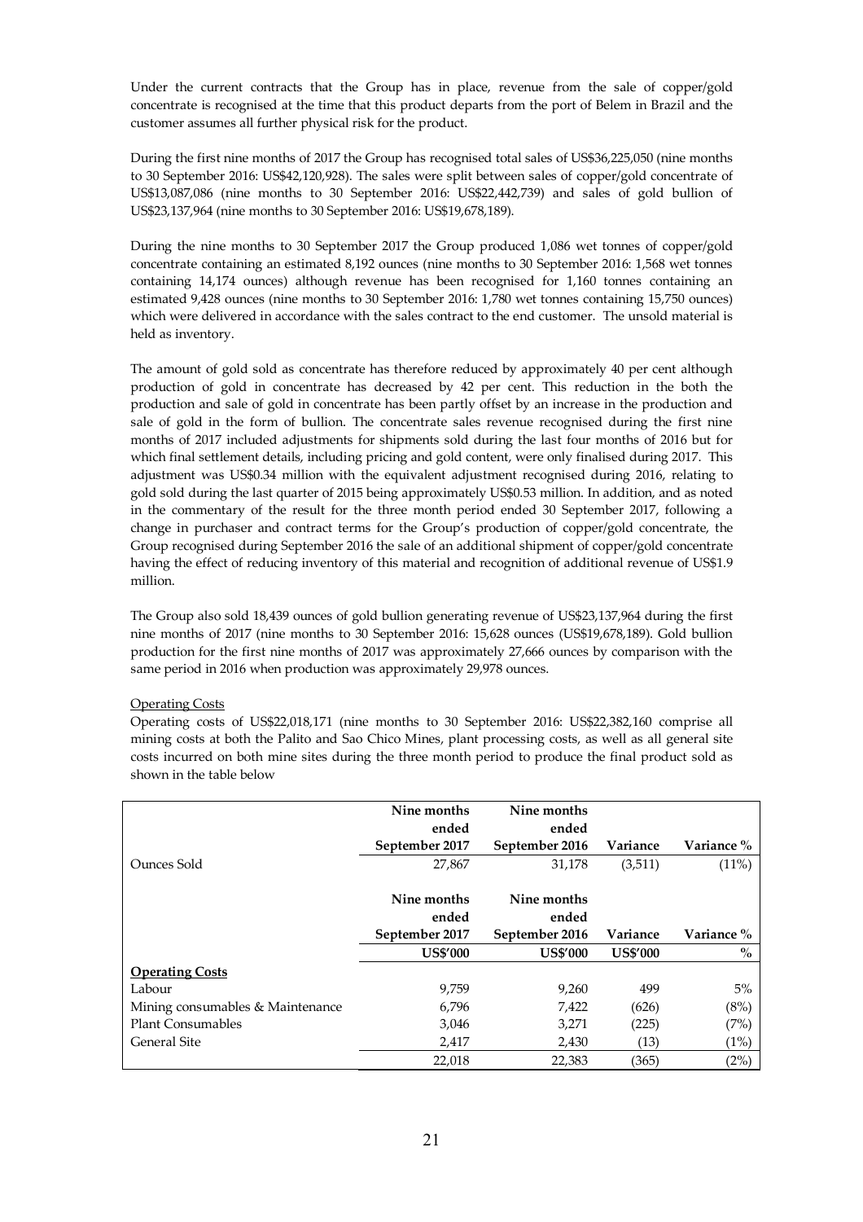Under the current contracts that the Group has in place, revenue from the sale of copper/gold concentrate is recognised at the time that this product departs from the port of Belem in Brazil and the customer assumes all further physical risk for the product.

During the first nine months of 2017 the Group has recognised total sales of US$36,225,050 (nine months to 30 September 2016: US$42,120,928). The sales were split between sales of copper/gold concentrate of US$13,087,086 (nine months to 30 September 2016: US$22,442,739) and sales of gold bullion of US$23,137,964 (nine months to 30 September 2016: US$19,678,189).

During the nine months to 30 September 2017 the Group produced 1,086 wet tonnes of copper/gold concentrate containing an estimated 8,192 ounces (nine months to 30 September 2016: 1,568 wet tonnes containing 14,174 ounces) although revenue has been recognised for 1,160 tonnes containing an estimated 9,428 ounces (nine months to 30 September 2016: 1,780 wet tonnes containing 15,750 ounces) which were delivered in accordance with the sales contract to the end customer. The unsold material is held as inventory.

The amount of gold sold as concentrate has therefore reduced by approximately 40 per cent although production of gold in concentrate has decreased by 42 per cent. This reduction in the both the production and sale of gold in concentrate has been partly offset by an increase in the production and sale of gold in the form of bullion. The concentrate sales revenue recognised during the first nine months of 2017 included adjustments for shipments sold during the last four months of 2016 but for which final settlement details, including pricing and gold content, were only finalised during 2017. This adjustment was US$0.34 million with the equivalent adjustment recognised during 2016, relating to gold sold during the last quarter of 2015 being approximately US$0.53 million. In addition, and as noted in the commentary of the result for the three month period ended 30 September 2017, following a change in purchaser and contract terms for the Group's production of copper/gold concentrate, the Group recognised during September 2016 the sale of an additional shipment of copper/gold concentrate having the effect of reducing inventory of this material and recognition of additional revenue of US$1.9 million.

The Group also sold 18,439 ounces of gold bullion generating revenue of US$23,137,964 during the first nine months of 2017 (nine months to 30 September 2016: 15,628 ounces (US$19,678,189). Gold bullion production for the first nine months of 2017 was approximately 27,666 ounces by comparison with the same period in 2016 when production was approximately 29,978 ounces.

Operating Costs

Operating costs of US$22,018,171 (nine months to 30 September 2016: US$22,382,160 comprise all mining costs at both the Palito and Sao Chico Mines, plant processing costs, as well as all general site costs incurred on both mine sites during the three month period to produce the final product sold as shown in the table below

| | Nine months ended September 2017 | Nine months ended September 2016 | Variance | Variance % |
|---|---|---|---|---|
| Ounces Sold | 27,867 | 31,178 | (3,511) | (11%) |

| | Nine months ended September 2017 | Nine months ended September 2016 | Variance | Variance % |
|---|---|---|---|---|
| | **US$'000** | **US$'000** | **US$'000** | **%** |
| **Operating Costs** | | | | |
| Labour | 9,759 | 9,260 | 499 | 5% |
| Mining consumables & Maintenance | 6,796 | 7,422 | (626) | (8%) |
| Plant Consumables | 3,046 | 3,271 | (225) | (7%) |
| General Site | 2,417 | 2,430 | (13) | (1%) |
| | 22,018 | 22,383 | (365) | (2%) |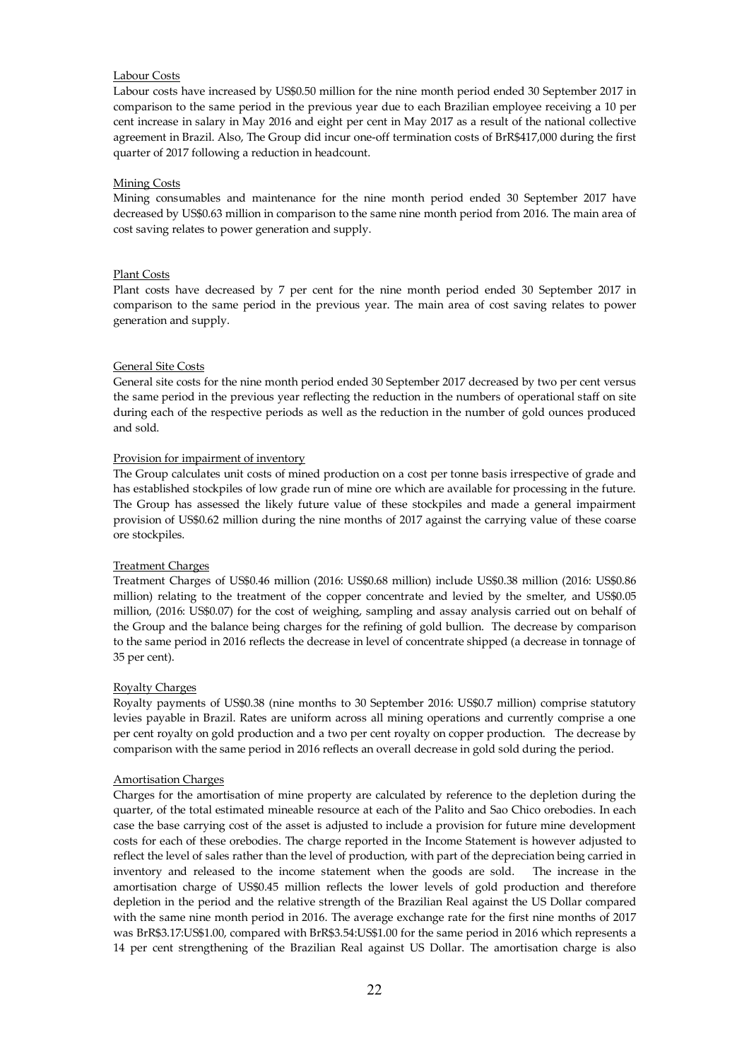Labour Costs

Labour costs have increased by US$0.50 million for the nine month period ended 30 September 2017 in comparison to the same period in the previous year due to each Brazilian employee receiving a 10 per cent increase in salary in May 2016 and eight per cent in May 2017 as a result of the national collective agreement in Brazil. Also, The Group did incur one-off termination costs of BrR$417,000 during the first quarter of 2017 following a reduction in headcount.

Mining Costs

Mining consumables and maintenance for the nine month period ended 30 September 2017 have decreased by US$0.63 million in comparison to the same nine month period from 2016. The main area of cost saving relates to power generation and supply.

Plant Costs

Plant costs have decreased by 7 per cent for the nine month period ended 30 September 2017 in comparison to the same period in the previous year. The main area of cost saving relates to power generation and supply.

General Site Costs

General site costs for the nine month period ended 30 September 2017 decreased by two per cent versus the same period in the previous year reflecting the reduction in the numbers of operational staff on site during each of the respective periods as well as the reduction in the number of gold ounces produced and sold.

Provision for impairment of inventory

The Group calculates unit costs of mined production on a cost per tonne basis irrespective of grade and has established stockpiles of low grade run of mine ore which are available for processing in the future. The Group has assessed the likely future value of these stockpiles and made a general impairment provision of US$0.62 million during the nine months of 2017 against the carrying value of these coarse ore stockpiles.

Treatment Charges

Treatment Charges of US$0.46 million (2016: US$0.68 million) include US$0.38 million (2016: US$0.86 million) relating to the treatment of the copper concentrate and levied by the smelter, and US$0.05 million, (2016: US$0.07) for the cost of weighing, sampling and assay analysis carried out on behalf of the Group and the balance being charges for the refining of gold bullion. The decrease by comparison to the same period in 2016 reflects the decrease in level of concentrate shipped (a decrease in tonnage of 35 per cent).

Royalty Charges

Royalty payments of US$0.38 (nine months to 30 September 2016: US$0.7 million) comprise statutory levies payable in Brazil. Rates are uniform across all mining operations and currently comprise a one per cent royalty on gold production and a two per cent royalty on copper production. The decrease by comparison with the same period in 2016 reflects an overall decrease in gold sold during the period.

Amortisation Charges

Charges for the amortisation of mine property are calculated by reference to the depletion during the quarter, of the total estimated mineable resource at each of the Palito and Sao Chico orebodies. In each case the base carrying cost of the asset is adjusted to include a provision for future mine development costs for each of these orebodies. The charge reported in the Income Statement is however adjusted to reflect the level of sales rather than the level of production, with part of the depreciation being carried in inventory and released to the income statement when the goods are sold. The increase in the amortisation charge of US$0.45 million reflects the lower levels of gold production and therefore depletion in the period and the relative strength of the Brazilian Real against the US Dollar compared with the same nine month period in 2016. The average exchange rate for the first nine months of 2017 was BrR$3.17:US$1.00, compared with BrR$3.54:US$1.00 for the same period in 2016 which represents a 14 per cent strengthening of the Brazilian Real against US Dollar. The amortisation charge is also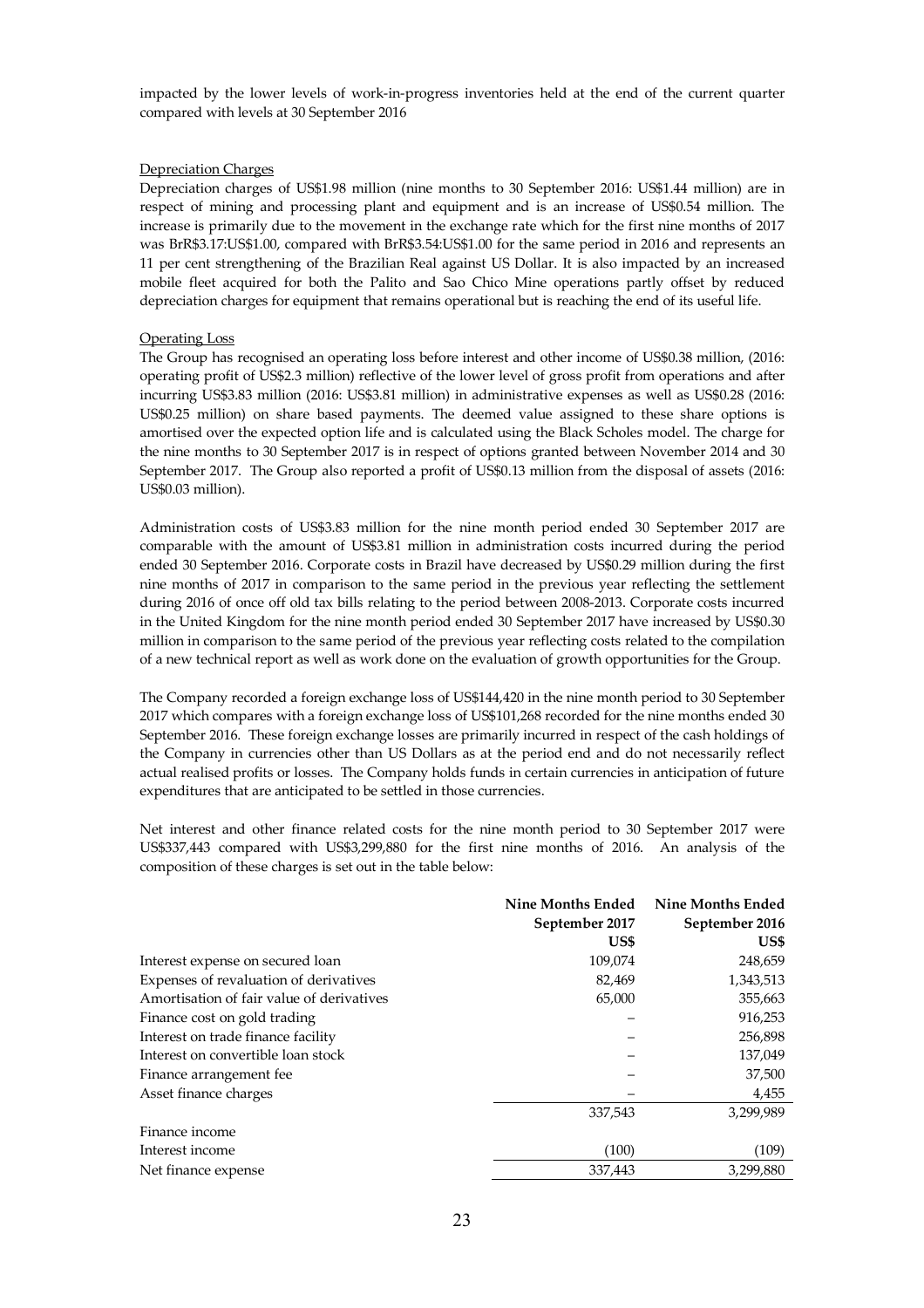impacted by the lower levels of work-in-progress inventories held at the end of the current quarter compared with levels at 30 September 2016

Depreciation Charges

Depreciation charges of US$1.98 million (nine months to 30 September 2016: US$1.44 million) are in respect of mining and processing plant and equipment and is an increase of US$0.54 million. The increase is primarily due to the movement in the exchange rate which for the first nine months of 2017 was BrR$3.17:US$1.00, compared with BrR$3.54:US$1.00 for the same period in 2016 and represents an 11 per cent strengthening of the Brazilian Real against US Dollar. It is also impacted by an increased mobile fleet acquired for both the Palito and Sao Chico Mine operations partly offset by reduced depreciation charges for equipment that remains operational but is reaching the end of its useful life.

Operating Loss

The Group has recognised an operating loss before interest and other income of US$0.38 million, (2016: operating profit of US$2.3 million) reflective of the lower level of gross profit from operations and after incurring US$3.83 million (2016: US$3.81 million) in administrative expenses as well as US$0.28 (2016: US$0.25 million) on share based payments. The deemed value assigned to these share options is amortised over the expected option life and is calculated using the Black Scholes model. The charge for the nine months to 30 September 2017 is in respect of options granted between November 2014 and 30 September 2017. The Group also reported a profit of US$0.13 million from the disposal of assets (2016: US$0.03 million).

Administration costs of US$3.83 million for the nine month period ended 30 September 2017 are comparable with the amount of US$3.81 million in administration costs incurred during the period ended 30 September 2016. Corporate costs in Brazil have decreased by US$0.29 million during the first nine months of 2017 in comparison to the same period in the previous year reflecting the settlement during 2016 of once off old tax bills relating to the period between 2008-2013. Corporate costs incurred in the United Kingdom for the nine month period ended 30 September 2017 have increased by US$0.30 million in comparison to the same period of the previous year reflecting costs related to the compilation of a new technical report as well as work done on the evaluation of growth opportunities for the Group.

The Company recorded a foreign exchange loss of US$144,420 in the nine month period to 30 September 2017 which compares with a foreign exchange loss of US$101,268 recorded for the nine months ended 30 September 2016. These foreign exchange losses are primarily incurred in respect of the cash holdings of the Company in currencies other than US Dollars as at the period end and do not necessarily reflect actual realised profits or losses. The Company holds funds in certain currencies in anticipation of future expenditures that are anticipated to be settled in those currencies.

Net interest and other finance related costs for the nine month period to 30 September 2017 were US$337,443 compared with US$3,299,880 for the first nine months of 2016. An analysis of the composition of these charges is set out in the table below:

| | **Nine Months Ended September 2017** | **Nine Months Ended September 2016** |
|---|---|---|
| | **US$** | **US$** |
| Interest expense on secured loan | 109,074 | 248,659 |
| Expenses of revaluation of derivatives | 82,469 | 1,343,513 |
| Amortisation of fair value of derivatives | 65,000 | 355,663 |
| Finance cost on gold trading | – | 916,253 |
| Interest on trade finance facility | – | 256,898 |
| Interest on convertible loan stock | – | 137,049 |
| Finance arrangement fee | – | 37,500 |
| Asset finance charges | – | 4,455 |
| | 337,543 | 3,299,989 |
| Finance income | | |
| Interest income | (100) | (109) |
| Net finance expense | 337,443 | 3,299,880 |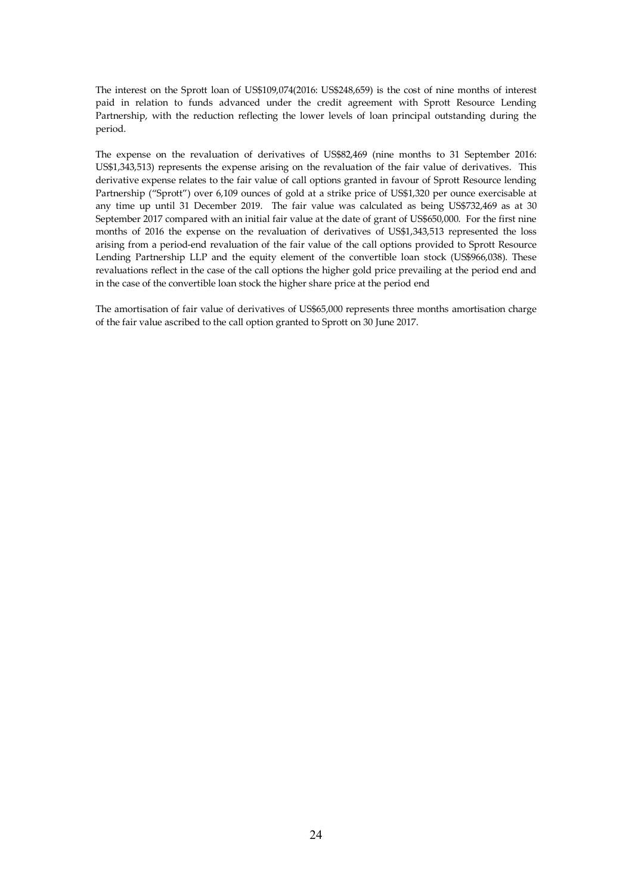The interest on the Sprott loan of US$109,074(2016: US$248,659) is the cost of nine months of interest paid in relation to funds advanced under the credit agreement with Sprott Resource Lending Partnership, with the reduction reflecting the lower levels of loan principal outstanding during the period.

The expense on the revaluation of derivatives of US$82,469 (nine months to 31 September 2016: US$1,343,513) represents the expense arising on the revaluation of the fair value of derivatives. This derivative expense relates to the fair value of call options granted in favour of Sprott Resource lending Partnership ("Sprott") over 6,109 ounces of gold at a strike price of US$1,320 per ounce exercisable at any time up until 31 December 2019. The fair value was calculated as being US$732,469 as at 30 September 2017 compared with an initial fair value at the date of grant of US$650,000. For the first nine months of 2016 the expense on the revaluation of derivatives of US$1,343,513 represented the loss arising from a period-end revaluation of the fair value of the call options provided to Sprott Resource Lending Partnership LLP and the equity element of the convertible loan stock (US$966,038). These revaluations reflect in the case of the call options the higher gold price prevailing at the period end and in the case of the convertible loan stock the higher share price at the period end

The amortisation of fair value of derivatives of US$65,000 represents three months amortisation charge of the fair value ascribed to the call option granted to Sprott on 30 June 2017.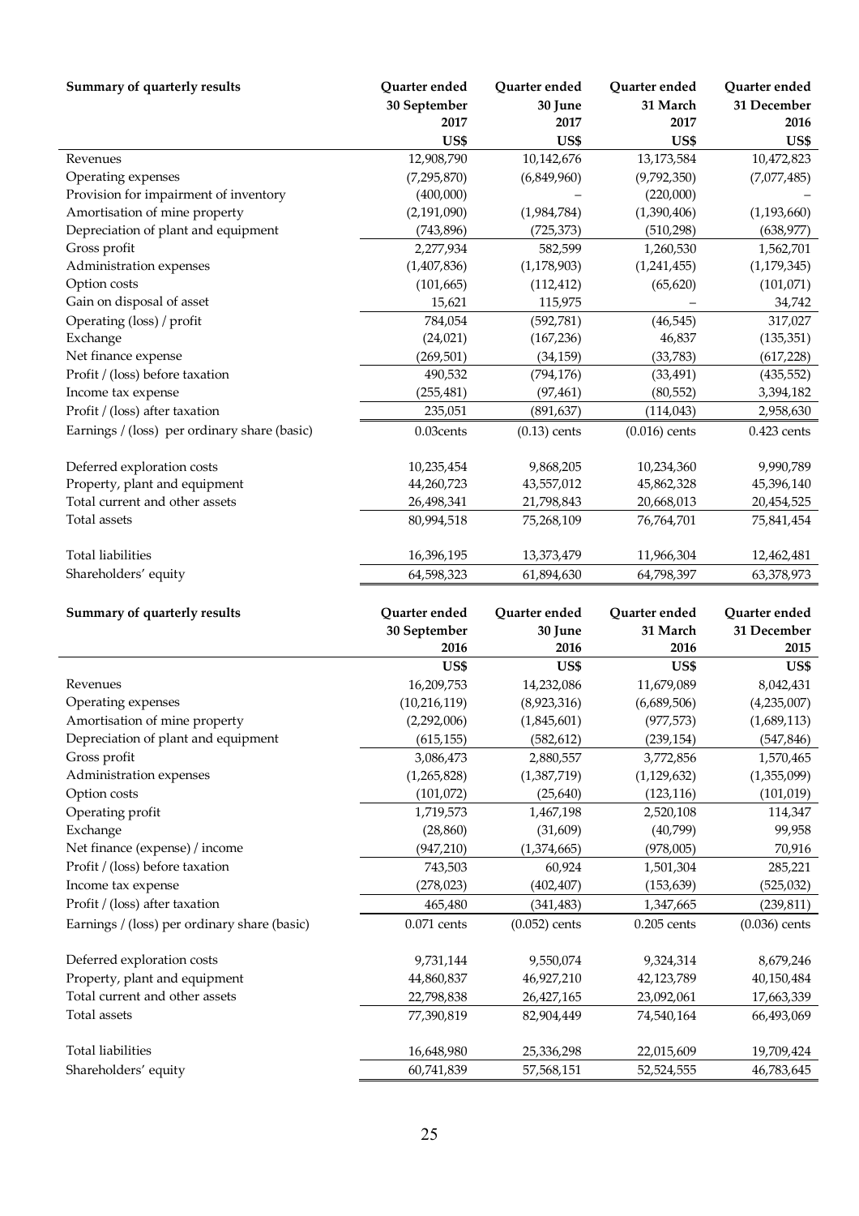| Summary of quarterly results | Quarter ended 30 September 2017 | Quarter ended 30 June 2017 | Quarter ended 31 March 2017 | Quarter ended 31 December 2016 |
|---|---|---|---|---|
| | US$ | US$ | US$ | US$ |
| Revenues | 12,908,790 | 10,142,676 | 13,173,584 | 10,472,823 |
| Operating expenses | (7,295,870) | (6,849,960) | (9,792,350) | (7,077,485) |
| Provision for impairment of inventory | (400,000) | – | (220,000) | – |
| Amortisation of mine property | (2,191,090) | (1,984,784) | (1,390,406) | (1,193,660) |
| Depreciation of plant and equipment | (743,896) | (725,373) | (510,298) | (638,977) |
| Gross profit | 2,277,934 | 582,599 | 1,260,530 | 1,562,701 |
| Administration expenses | (1,407,836) | (1,178,903) | (1,241,455) | (1,179,345) |
| Option costs | (101,665) | (112,412) | (65,620) | (101,071) |
| Gain on disposal of asset | 15,621 | 115,975 | – | 34,742 |
| Operating (loss) / profit | 784,054 | (592,781) | (46,545) | 317,027 |
| Exchange | (24,021) | (167,236) | 46,837 | (135,351) |
| Net finance expense | (269,501) | (34,159) | (33,783) | (617,228) |
| Profit / (loss) before taxation | 490,532 | (794,176) | (33,491) | (435,552) |
| Income tax expense | (255,481) | (97,461) | (80,552) | 3,394,182 |
| Profit / (loss) after taxation | 235,051 | (891,637) | (114,043) | 2,958,630 |
| Earnings / (loss) per ordinary share (basic) | 0.03cents | (0.13) cents | (0.016) cents | 0.423 cents |
| | | | | |
| Deferred exploration costs | 10,235,454 | 9,868,205 | 10,234,360 | 9,990,789 |
| Property, plant and equipment | 44,260,723 | 43,557,012 | 45,862,328 | 45,396,140 |
| Total current and other assets | 26,498,341 | 21,798,843 | 20,668,013 | 20,454,525 |
| Total assets | 80,994,518 | 75,268,109 | 76,764,701 | 75,841,454 |
| | | | | |
| Total liabilities | 16,396,195 | 13,373,479 | 11,966,304 | 12,462,481 |
| Shareholders' equity | 64,598,323 | 61,894,630 | 64,798,397 | 63,378,973 |

| Summary of quarterly results | Quarter ended 30 September 2016 | Quarter ended 30 June 2016 | Quarter ended 31 March 2016 | Quarter ended 31 December 2015 |
|---|---|---|---|---|
| | US$ | US$ | US$ | US$ |
| Revenues | 16,209,753 | 14,232,086 | 11,679,089 | 8,042,431 |
| Operating expenses | (10,216,119) | (8,923,316) | (6,689,506) | (4,235,007) |
| Amortisation of mine property | (2,292,006) | (1,845,601) | (977,573) | (1,689,113) |
| Depreciation of plant and equipment | (615,155) | (582,612) | (239,154) | (547,846) |
| Gross profit | 3,086,473 | 2,880,557 | 3,772,856 | 1,570,465 |
| Administration expenses | (1,265,828) | (1,387,719) | (1,129,632) | (1,355,099) |
| Option costs | (101,072) | (25,640) | (123,116) | (101,019) |
| Operating profit | 1,719,573 | 1,467,198 | 2,520,108 | 114,347 |
| Exchange | (28,860) | (31,609) | (40,799) | 99,958 |
| Net finance (expense) / income | (947,210) | (1,374,665) | (978,005) | 70,916 |
| Profit / (loss) before taxation | 743,503 | 60,924 | 1,501,304 | 285,221 |
| Income tax expense | (278,023) | (402,407) | (153,639) | (525,032) |
| Profit / (loss) after taxation | 465,480 | (341,483) | 1,347,665 | (239,811) |
| Earnings / (loss) per ordinary share (basic) | 0.071 cents | (0.052) cents | 0.205 cents | (0.036) cents |
| | | | | |
| Deferred exploration costs | 9,731,144 | 9,550,074 | 9,324,314 | 8,679,246 |
| Property, plant and equipment | 44,860,837 | 46,927,210 | 42,123,789 | 40,150,484 |
| Total current and other assets | 22,798,838 | 26,427,165 | 23,092,061 | 17,663,339 |
| Total assets | 77,390,819 | 82,904,449 | 74,540,164 | 66,493,069 |
| | | | | |
| Total liabilities | 16,648,980 | 25,336,298 | 22,015,609 | 19,709,424 |
| Shareholders' equity | 60,741,839 | 57,568,151 | 52,524,555 | 46,783,645 |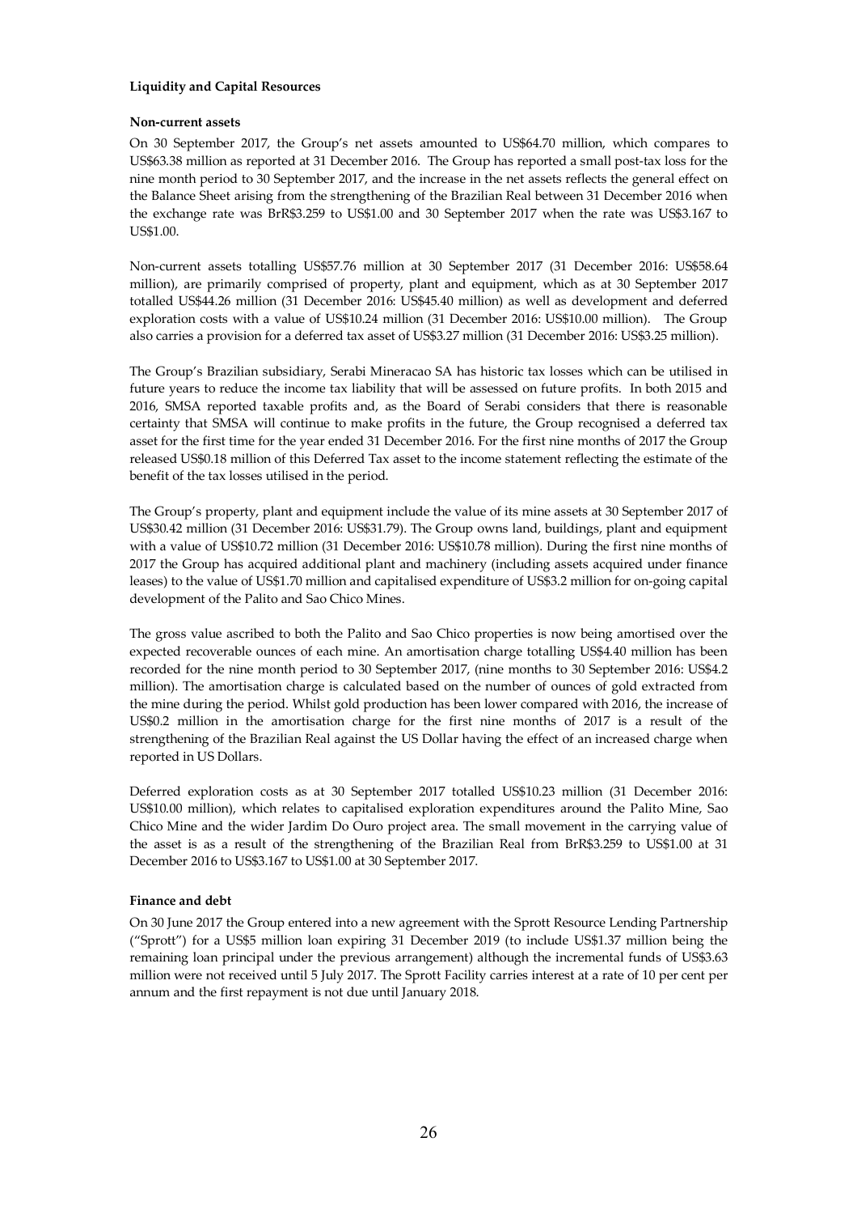**Liquidity and Capital Resources**

**Non-current assets**

On 30 September 2017, the Group's net assets amounted to US$64.70 million, which compares to US$63.38 million as reported at 31 December 2016. The Group has reported a small post-tax loss for the nine month period to 30 September 2017, and the increase in the net assets reflects the general effect on the Balance Sheet arising from the strengthening of the Brazilian Real between 31 December 2016 when the exchange rate was BrR$3.259 to US$1.00 and 30 September 2017 when the rate was US$3.167 to US$1.00.

Non-current assets totalling US$57.76 million at 30 September 2017 (31 December 2016: US$58.64 million), are primarily comprised of property, plant and equipment, which as at 30 September 2017 totalled US$44.26 million (31 December 2016: US$45.40 million) as well as development and deferred exploration costs with a value of US$10.24 million (31 December 2016: US$10.00 million). The Group also carries a provision for a deferred tax asset of US$3.27 million (31 December 2016: US$3.25 million).

The Group's Brazilian subsidiary, Serabi Mineracao SA has historic tax losses which can be utilised in future years to reduce the income tax liability that will be assessed on future profits. In both 2015 and 2016, SMSA reported taxable profits and, as the Board of Serabi considers that there is reasonable certainty that SMSA will continue to make profits in the future, the Group recognised a deferred tax asset for the first time for the year ended 31 December 2016. For the first nine months of 2017 the Group released US$0.18 million of this Deferred Tax asset to the income statement reflecting the estimate of the benefit of the tax losses utilised in the period.

The Group's property, plant and equipment include the value of its mine assets at 30 September 2017 of US$30.42 million (31 December 2016: US$31.79). The Group owns land, buildings, plant and equipment with a value of US$10.72 million (31 December 2016: US$10.78 million). During the first nine months of 2017 the Group has acquired additional plant and machinery (including assets acquired under finance leases) to the value of US$1.70 million and capitalised expenditure of US$3.2 million for on-going capital development of the Palito and Sao Chico Mines.

The gross value ascribed to both the Palito and Sao Chico properties is now being amortised over the expected recoverable ounces of each mine. An amortisation charge totalling US$4.40 million has been recorded for the nine month period to 30 September 2017, (nine months to 30 September 2016: US$4.2 million). The amortisation charge is calculated based on the number of ounces of gold extracted from the mine during the period. Whilst gold production has been lower compared with 2016, the increase of US$0.2 million in the amortisation charge for the first nine months of 2017 is a result of the strengthening of the Brazilian Real against the US Dollar having the effect of an increased charge when reported in US Dollars.

Deferred exploration costs as at 30 September 2017 totalled US$10.23 million (31 December 2016: US$10.00 million), which relates to capitalised exploration expenditures around the Palito Mine, Sao Chico Mine and the wider Jardim Do Ouro project area. The small movement in the carrying value of the asset is as a result of the strengthening of the Brazilian Real from BrR$3.259 to US$1.00 at 31 December 2016 to US$3.167 to US$1.00 at 30 September 2017.

**Finance and debt**

On 30 June 2017 the Group entered into a new agreement with the Sprott Resource Lending Partnership ("Sprott") for a US$5 million loan expiring 31 December 2019 (to include US$1.37 million being the remaining loan principal under the previous arrangement) although the incremental funds of US$3.63 million were not received until 5 July 2017. The Sprott Facility carries interest at a rate of 10 per cent per annum and the first repayment is not due until January 2018.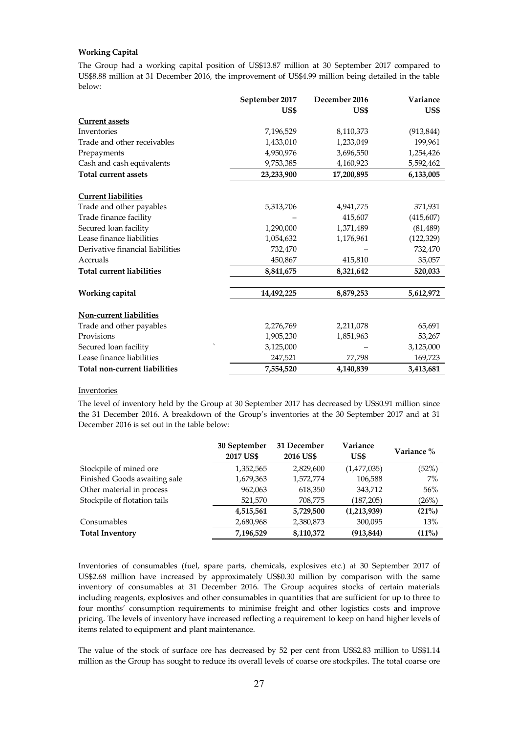**Working Capital**

The Group had a working capital position of US$13.87 million at 30 September 2017 compared to US$8.88 million at 31 December 2016, the improvement of US$4.99 million being detailed in the table below:

| | September 2017 US$ | December 2016 US$ | Variance US$ |
|---|---|---|---|
| **Current assets** | | | |
| Inventories | 7,196,529 | 8,110,373 | (913,844) |
| Trade and other receivables | 1,433,010 | 1,233,049 | 199,961 |
| Prepayments | 4,950,976 | 3,696,550 | 1,254,426 |
| Cash and cash equivalents | 9,753,385 | 4,160,923 | 5,592,462 |
| **Total current assets** | **23,233,900** | **17,200,895** | **6,133,005** |
| | | | |
| **Current liabilities** | | | |
| Trade and other payables | 5,313,706 | 4,941,775 | 371,931 |
| Trade finance facility | – | 415,607 | (415,607) |
| Secured loan facility | 1,290,000 | 1,371,489 | (81,489) |
| Lease finance liabilities | 1,054,632 | 1,176,961 | (122,329) |
| Derivative financial liabilities | 732,470 | – | 732,470 |
| Accruals | 450,867 | 415,810 | 35,057 |
| **Total current liabilities** | **8,841,675** | **8,321,642** | **520,033** |
| | | | |
| **Working capital** | **14,492,225** | **8,879,253** | **5,612,972** |
| | | | |
| **Non-current liabilities** | | | |
| Trade and other payables | 2,276,769 | 2,211,078 | 65,691 |
| Provisions | 1,905,230 | 1,851,963 | 53,267 |
| Secured loan facility | 3,125,000 | – | 3,125,000 |
| Lease finance liabilities | 247,521 | 77,798 | 169,723 |
| **Total non-current liabilities** | **7,554,520** | **4,140,839** | **3,413,681** |

Inventories

The level of inventory held by the Group at 30 September 2017 has decreased by US$0.91 million since the 31 December 2016. A breakdown of the Group's inventories at the 30 September 2017 and at 31 December 2016 is set out in the table below:

| | 30 September 2017 US$ | 31 December 2016 US$ | Variance US$ | Variance % |
|---|---|---|---|---|
| Stockpile of mined ore | 1,352,565 | 2,829,600 | (1,477,035) | (52%) |
| Finished Goods awaiting sale | 1,679,363 | 1,572,774 | 106,588 | 7% |
| Other material in process | 962,063 | 618,350 | 343,712 | 56% |
| Stockpile of flotation tails | 521,570 | 708,775 | (187,205) | (26%) |
| | **4,515,561** | **5,729,500** | **(1,213,939)** | **(21%)** |
| Consumables | 2,680,968 | 2,380,873 | 300,095 | 13% |
| **Total Inventory** | **7,196,529** | **8,110,372** | **(913,844)** | **(11%)** |

Inventories of consumables (fuel, spare parts, chemicals, explosives etc.) at 30 September 2017 of US$2.68 million have increased by approximately US$0.30 million by comparison with the same inventory of consumables at 31 December 2016. The Group acquires stocks of certain materials including reagents, explosives and other consumables in quantities that are sufficient for up to three to four months' consumption requirements to minimise freight and other logistics costs and improve pricing. The levels of inventory have increased reflecting a requirement to keep on hand higher levels of items related to equipment and plant maintenance.

The value of the stock of surface ore has decreased by 52 per cent from US$2.83 million to US$1.14 million as the Group has sought to reduce its overall levels of coarse ore stockpiles. The total coarse ore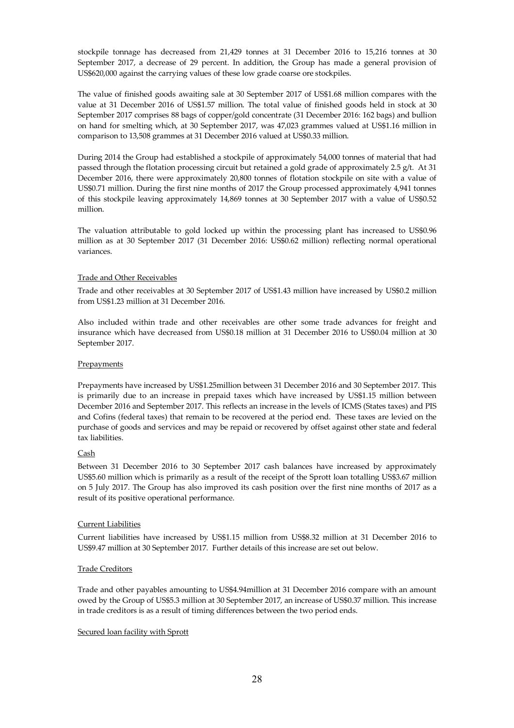stockpile tonnage has decreased from 21,429 tonnes at 31 December 2016 to 15,216 tonnes at 30 September 2017, a decrease of 29 percent. In addition, the Group has made a general provision of US$620,000 against the carrying values of these low grade coarse ore stockpiles.

The value of finished goods awaiting sale at 30 September 2017 of US$1.68 million compares with the value at 31 December 2016 of US$1.57 million. The total value of finished goods held in stock at 30 September 2017 comprises 88 bags of copper/gold concentrate (31 December 2016: 162 bags) and bullion on hand for smelting which, at 30 September 2017, was 47,023 grammes valued at US$1.16 million in comparison to 13,508 grammes at 31 December 2016 valued at US$0.33 million.

During 2014 the Group had established a stockpile of approximately 54,000 tonnes of material that had passed through the flotation processing circuit but retained a gold grade of approximately 2.5 g/t. At 31 December 2016, there were approximately 20,800 tonnes of flotation stockpile on site with a value of US$0.71 million. During the first nine months of 2017 the Group processed approximately 4,941 tonnes of this stockpile leaving approximately 14,869 tonnes at 30 September 2017 with a value of US$0.52 million.

The valuation attributable to gold locked up within the processing plant has increased to US$0.96 million as at 30 September 2017 (31 December 2016: US$0.62 million) reflecting normal operational variances.

Trade and Other Receivables

Trade and other receivables at 30 September 2017 of US$1.43 million have increased by US$0.2 million from US$1.23 million at 31 December 2016.

Also included within trade and other receivables are other some trade advances for freight and insurance which have decreased from US$0.18 million at 31 December 2016 to US$0.04 million at 30 September 2017.

Prepayments

Prepayments have increased by US$1.25million between 31 December 2016 and 30 September 2017. This is primarily due to an increase in prepaid taxes which have increased by US$1.15 million between December 2016 and September 2017. This reflects an increase in the levels of ICMS (States taxes) and PIS and Cofins (federal taxes) that remain to be recovered at the period end. These taxes are levied on the purchase of goods and services and may be repaid or recovered by offset against other state and federal tax liabilities.

Cash

Between 31 December 2016 to 30 September 2017 cash balances have increased by approximately US$5.60 million which is primarily as a result of the receipt of the Sprott loan totalling US$3.67 million on 5 July 2017. The Group has also improved its cash position over the first nine months of 2017 as a result of its positive operational performance.

Current Liabilities

Current liabilities have increased by US$1.15 million from US$8.32 million at 31 December 2016 to US$9.47 million at 30 September 2017. Further details of this increase are set out below.

Trade Creditors

Trade and other payables amounting to US$4.94million at 31 December 2016 compare with an amount owed by the Group of US$5.3 million at 30 September 2017, an increase of US$0.37 million. This increase in trade creditors is as a result of timing differences between the two period ends.

Secured loan facility with Sprott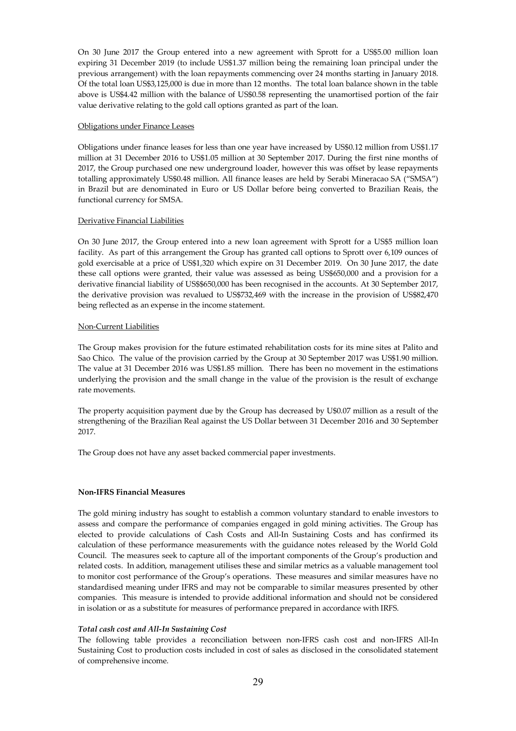On 30 June 2017 the Group entered into a new agreement with Sprott for a US$5.00 million loan expiring 31 December 2019 (to include US$1.37 million being the remaining loan principal under the previous arrangement) with the loan repayments commencing over 24 months starting in January 2018. Of the total loan US$3,125,000 is due in more than 12 months. The total loan balance shown in the table above is US$4.42 million with the balance of US$0.58 representing the unamortised portion of the fair value derivative relating to the gold call options granted as part of the loan.

Obligations under Finance Leases

Obligations under finance leases for less than one year have increased by US$0.12 million from US$1.17 million at 31 December 2016 to US$1.05 million at 30 September 2017. During the first nine months of 2017, the Group purchased one new underground loader, however this was offset by lease repayments totalling approximately US$0.48 million. All finance leases are held by Serabi Mineracao SA ("SMSA") in Brazil but are denominated in Euro or US Dollar before being converted to Brazilian Reais, the functional currency for SMSA.

Derivative Financial Liabilities

On 30 June 2017, the Group entered into a new loan agreement with Sprott for a US$5 million loan facility. As part of this arrangement the Group has granted call options to Sprott over 6,109 ounces of gold exercisable at a price of US$1,320 which expire on 31 December 2019. On 30 June 2017, the date these call options were granted, their value was assessed as being US$650,000 and a provision for a derivative financial liability of US$$650,000 has been recognised in the accounts. At 30 September 2017, the derivative provision was revalued to US$732,469 with the increase in the provision of US$82,470 being reflected as an expense in the income statement.

Non-Current Liabilities

The Group makes provision for the future estimated rehabilitation costs for its mine sites at Palito and Sao Chico. The value of the provision carried by the Group at 30 September 2017 was US$1.90 million. The value at 31 December 2016 was US$1.85 million. There has been no movement in the estimations underlying the provision and the small change in the value of the provision is the result of exchange rate movements.

The property acquisition payment due by the Group has decreased by U$0.07 million as a result of the strengthening of the Brazilian Real against the US Dollar between 31 December 2016 and 30 September 2017.

The Group does not have any asset backed commercial paper investments.

**Non-IFRS Financial Measures**

The gold mining industry has sought to establish a common voluntary standard to enable investors to assess and compare the performance of companies engaged in gold mining activities. The Group has elected to provide calculations of Cash Costs and All-In Sustaining Costs and has confirmed its calculation of these performance measurements with the guidance notes released by the World Gold Council. The measures seek to capture all of the important components of the Group's production and related costs. In addition, management utilises these and similar metrics as a valuable management tool to monitor cost performance of the Group's operations. These measures and similar measures have no standardised meaning under IFRS and may not be comparable to similar measures presented by other companies. This measure is intended to provide additional information and should not be considered in isolation or as a substitute for measures of performance prepared in accordance with IRFS.

***Total cash cost and All-In Sustaining Cost***

The following table provides a reconciliation between non-IFRS cash cost and non-IFRS All-In Sustaining Cost to production costs included in cost of sales as disclosed in the consolidated statement of comprehensive income.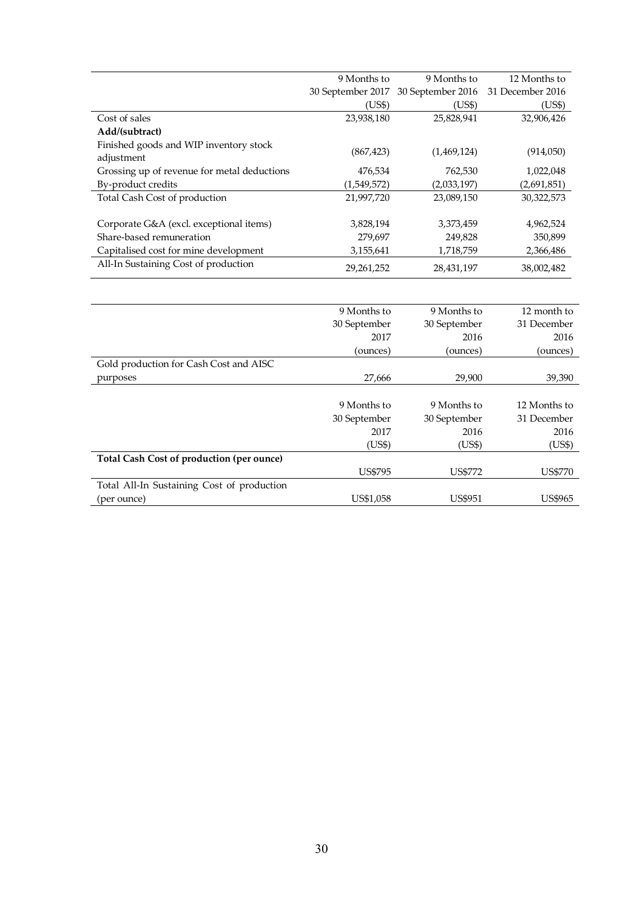| | 9 Months to 30 September 2017 (US$) | 9 Months to 30 September 2016 (US$) | 12 Months to 31 December 2016 (US$) |
|---|---|---|---|
| Cost of sales | 23,938,180 | 25,828,941 | 32,906,426 |
| **Add/(subtract)** | | | |
| Finished goods and WIP inventory stock adjustment | (867,423) | (1,469,124) | (914,050) |
| Grossing up of revenue for metal deductions | 476,534 | 762,530 | 1,022,048 |
| By-product credits | (1,549,572) | (2,033,197) | (2,691,851) |
| Total Cash Cost of production | 21,997,720 | 23,089,150 | 30,322,573 |
| | | | |
| Corporate G&A (excl. exceptional items) | 3,828,194 | 3,373,459 | 4,962,524 |
| Share-based remuneration | 279,697 | 249,828 | 350,899 |
| Capitalised cost for mine development | 3,155,641 | 1,718,759 | 2,366,486 |
| All-In Sustaining Cost of production | 29,261,252 | 28,431,197 | 38,002,482 |

| | 9 Months to 30 September 2017 (ounces) | 9 Months to 30 September 2016 (ounces) | 12 month to 31 December 2016 (ounces) |
|---|---|---|---|
| Gold production for Cash Cost and AISC purposes | 27,666 | 29,900 | 39,390 |

| | 9 Months to 30 September 2017 (US$) | 9 Months to 30 September 2016 (US$) | 12 Months to 31 December 2016 (US$) |
|---|---|---|---|
| **Total Cash Cost of production (per ounce)** | US$795 | US$772 | US$770 |
| Total All-In Sustaining Cost of production (per ounce) | US$1,058 | US$951 | US$965 |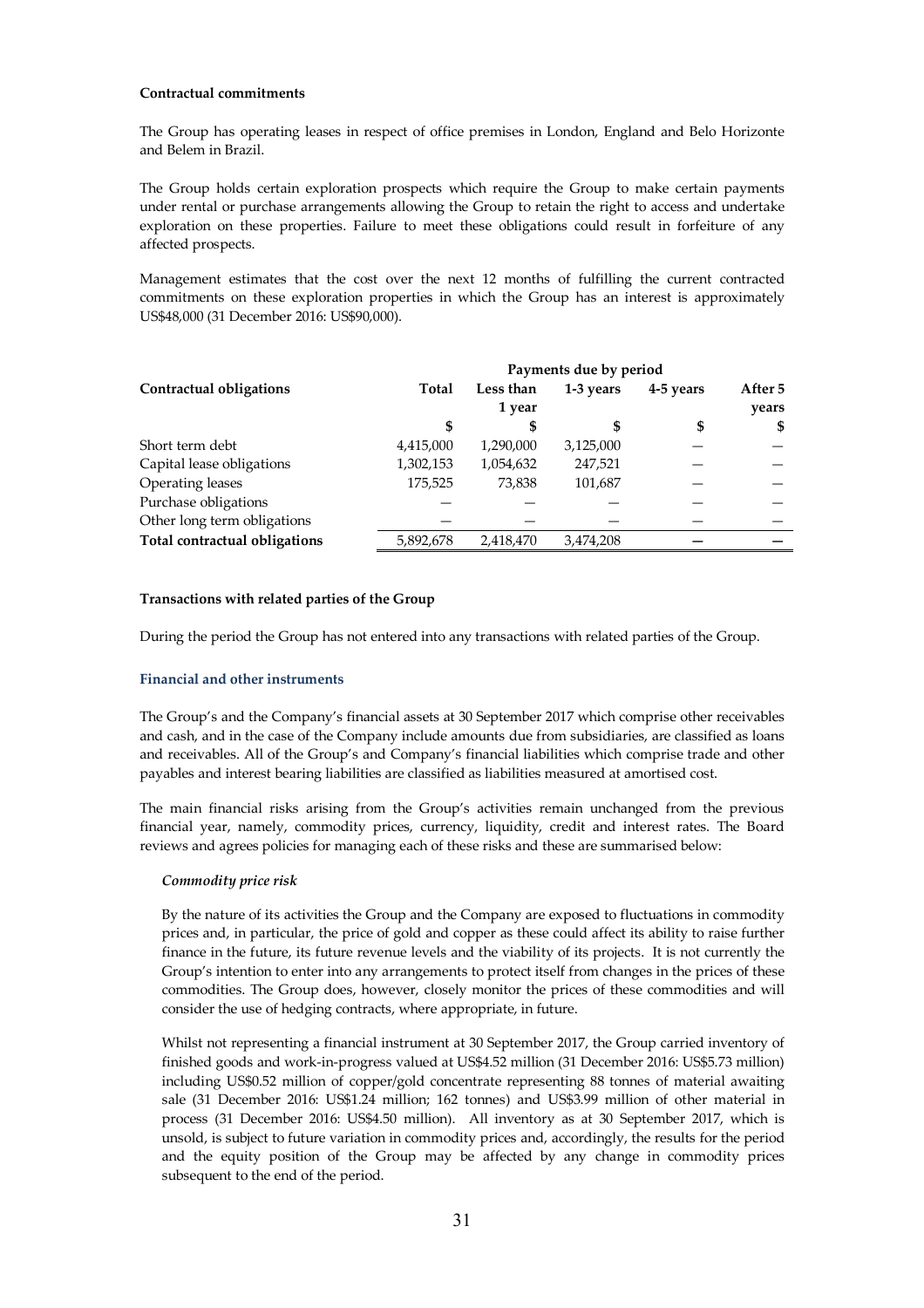**Contractual commitments**

The Group has operating leases in respect of office premises in London, England and Belo Horizonte and Belem in Brazil.

The Group holds certain exploration prospects which require the Group to make certain payments under rental or purchase arrangements allowing the Group to retain the right to access and undertake exploration on these properties. Failure to meet these obligations could result in forfeiture of any affected prospects.

Management estimates that the cost over the next 12 months of fulfilling the current contracted commitments on these exploration properties in which the Group has an interest is approximately US$48,000 (31 December 2016: US$90,000).

| | Payments due by period | | | | |
|---|---|---|---|---|---|
| **Contractual obligations** | **Total** | **Less than 1 year** | **1-3 years** | **4-5 years** | **After 5 years** |
| | **$** | **$** | **$** | **$** | **$** |
| Short term debt | 4,415,000 | 1,290,000 | 3,125,000 | — | — |
| Capital lease obligations | 1,302,153 | 1,054,632 | 247,521 | — | — |
| Operating leases | 175,525 | 73,838 | 101,687 | — | — |
| Purchase obligations | — | — | — | — | — |
| Other long term obligations | — | — | — | — | — |
| **Total contractual obligations** | 5,892,678 | 2,418,470 | 3,474,208 | **—** | **—** |

**Transactions with related parties of the Group**

During the period the Group has not entered into any transactions with related parties of the Group.

**Financial and other instruments**

The Group's and the Company's financial assets at 30 September 2017 which comprise other receivables and cash, and in the case of the Company include amounts due from subsidiaries, are classified as loans and receivables. All of the Group's and Company's financial liabilities which comprise trade and other payables and interest bearing liabilities are classified as liabilities measured at amortised cost.

The main financial risks arising from the Group's activities remain unchanged from the previous financial year, namely, commodity prices, currency, liquidity, credit and interest rates. The Board reviews and agrees policies for managing each of these risks and these are summarised below:

*Commodity price risk*

By the nature of its activities the Group and the Company are exposed to fluctuations in commodity prices and, in particular, the price of gold and copper as these could affect its ability to raise further finance in the future, its future revenue levels and the viability of its projects. It is not currently the Group's intention to enter into any arrangements to protect itself from changes in the prices of these commodities. The Group does, however, closely monitor the prices of these commodities and will consider the use of hedging contracts, where appropriate, in future.

Whilst not representing a financial instrument at 30 September 2017, the Group carried inventory of finished goods and work-in-progress valued at US$4.52 million (31 December 2016: US$5.73 million) including US$0.52 million of copper/gold concentrate representing 88 tonnes of material awaiting sale (31 December 2016: US$1.24 million; 162 tonnes) and US$3.99 million of other material in process (31 December 2016: US$4.50 million). All inventory as at 30 September 2017, which is unsold, is subject to future variation in commodity prices and, accordingly, the results for the period and the equity position of the Group may be affected by any change in commodity prices subsequent to the end of the period.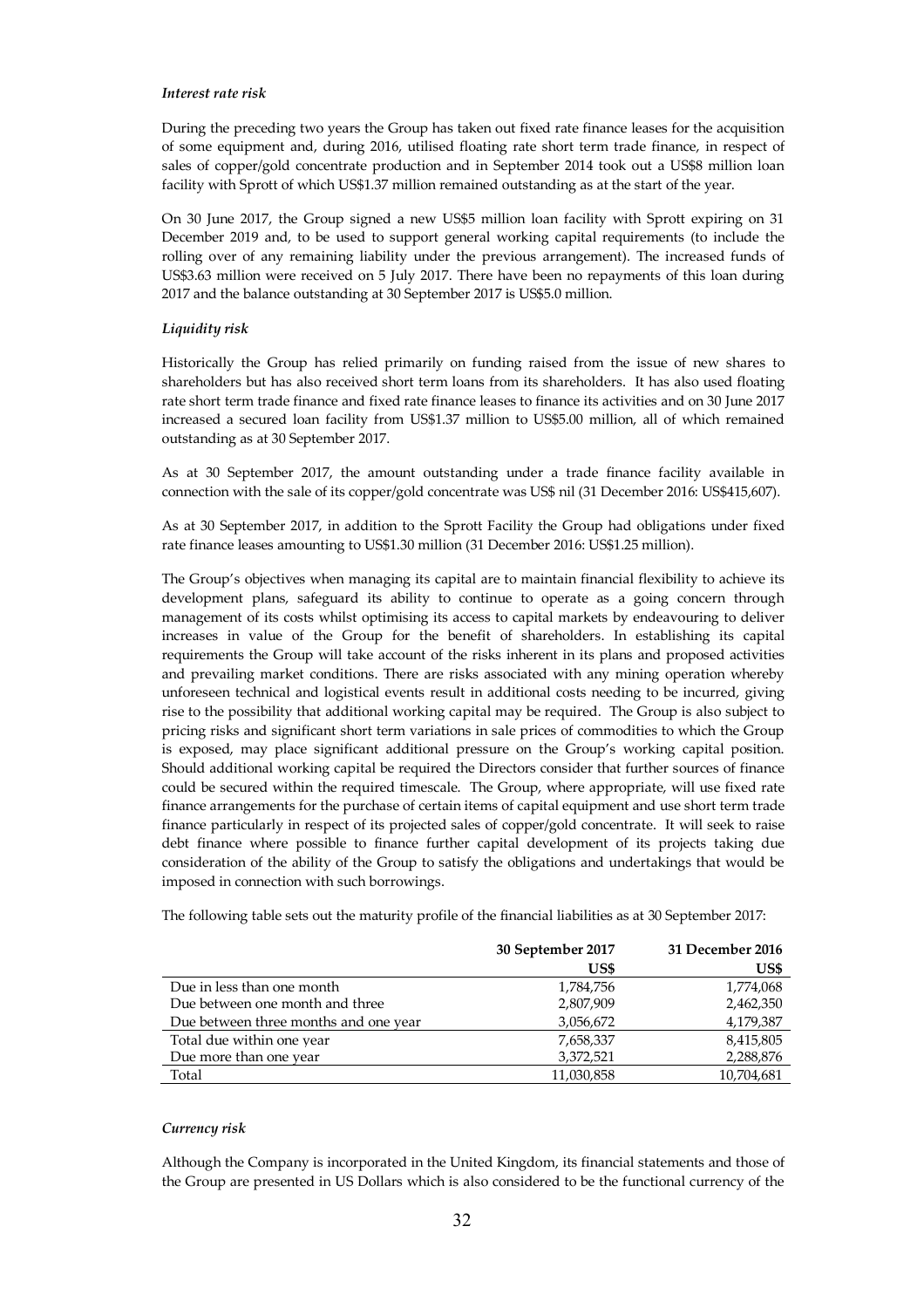*Interest rate risk*

During the preceding two years the Group has taken out fixed rate finance leases for the acquisition of some equipment and, during 2016, utilised floating rate short term trade finance, in respect of sales of copper/gold concentrate production and in September 2014 took out a US$8 million loan facility with Sprott of which US$1.37 million remained outstanding as at the start of the year.

On 30 June 2017, the Group signed a new US$5 million loan facility with Sprott expiring on 31 December 2019 and, to be used to support general working capital requirements (to include the rolling over of any remaining liability under the previous arrangement). The increased funds of US$3.63 million were received on 5 July 2017. There have been no repayments of this loan during 2017 and the balance outstanding at 30 September 2017 is US$5.0 million.

*Liquidity risk*

Historically the Group has relied primarily on funding raised from the issue of new shares to shareholders but has also received short term loans from its shareholders. It has also used floating rate short term trade finance and fixed rate finance leases to finance its activities and on 30 June 2017 increased a secured loan facility from US$1.37 million to US$5.00 million, all of which remained outstanding as at 30 September 2017.

As at 30 September 2017, the amount outstanding under a trade finance facility available in connection with the sale of its copper/gold concentrate was US$ nil (31 December 2016: US$415,607).

As at 30 September 2017, in addition to the Sprott Facility the Group had obligations under fixed rate finance leases amounting to US$1.30 million (31 December 2016: US$1.25 million).

The Group's objectives when managing its capital are to maintain financial flexibility to achieve its development plans, safeguard its ability to continue to operate as a going concern through management of its costs whilst optimising its access to capital markets by endeavouring to deliver increases in value of the Group for the benefit of shareholders. In establishing its capital requirements the Group will take account of the risks inherent in its plans and proposed activities and prevailing market conditions. There are risks associated with any mining operation whereby unforeseen technical and logistical events result in additional costs needing to be incurred, giving rise to the possibility that additional working capital may be required. The Group is also subject to pricing risks and significant short term variations in sale prices of commodities to which the Group is exposed, may place significant additional pressure on the Group's working capital position. Should additional working capital be required the Directors consider that further sources of finance could be secured within the required timescale. The Group, where appropriate, will use fixed rate finance arrangements for the purchase of certain items of capital equipment and use short term trade finance particularly in respect of its projected sales of copper/gold concentrate. It will seek to raise debt finance where possible to finance further capital development of its projects taking due consideration of the ability of the Group to satisfy the obligations and undertakings that would be imposed in connection with such borrowings.

The following table sets out the maturity profile of the financial liabilities as at 30 September 2017:

| | **30 September 2017** | **31 December 2016** |
|---|---:|---:|
| | **US$** | **US$** |
| Due in less than one month | 1,784,756 | 1,774,068 |
| Due between one month and three | 2,807,909 | 2,462,350 |
| Due between three months and one year | 3,056,672 | 4,179,387 |
| Total due within one year | 7,658,337 | 8,415,805 |
| Due more than one year | 3,372,521 | 2,288,876 |
| Total | 11,030,858 | 10,704,681 |

*Currency risk*

Although the Company is incorporated in the United Kingdom, its financial statements and those of the Group are presented in US Dollars which is also considered to be the functional currency of the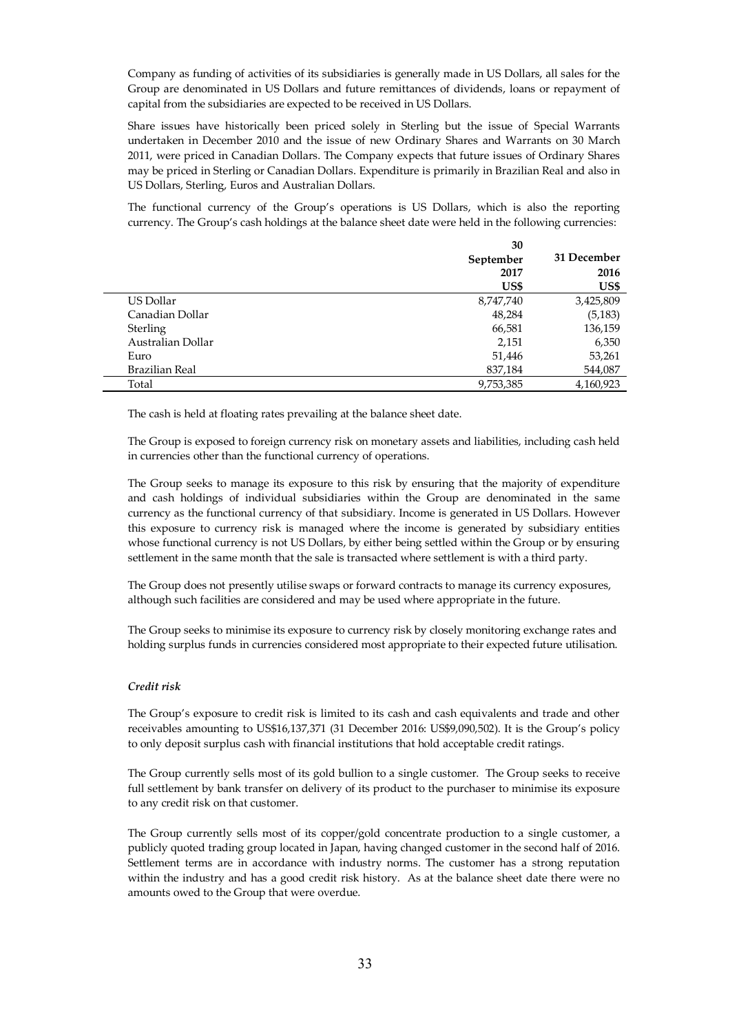Company as funding of activities of its subsidiaries is generally made in US Dollars, all sales for the Group are denominated in US Dollars and future remittances of dividends, loans or repayment of capital from the subsidiaries are expected to be received in US Dollars.

Share issues have historically been priced solely in Sterling but the issue of Special Warrants undertaken in December 2010 and the issue of new Ordinary Shares and Warrants on 30 March 2011, were priced in Canadian Dollars. The Company expects that future issues of Ordinary Shares may be priced in Sterling or Canadian Dollars. Expenditure is primarily in Brazilian Real and also in US Dollars, Sterling, Euros and Australian Dollars.

The functional currency of the Group's operations is US Dollars, which is also the reporting currency. The Group's cash holdings at the balance sheet date were held in the following currencies:

| | 30 September 2017 US$ | 31 December 2016 US$ |
|---|---|---|
| US Dollar | 8,747,740 | 3,425,809 |
| Canadian Dollar | 48,284 | (5,183) |
| Sterling | 66,581 | 136,159 |
| Australian Dollar | 2,151 | 6,350 |
| Euro | 51,446 | 53,261 |
| Brazilian Real | 837,184 | 544,087 |
| Total | 9,753,385 | 4,160,923 |

The cash is held at floating rates prevailing at the balance sheet date.

The Group is exposed to foreign currency risk on monetary assets and liabilities, including cash held in currencies other than the functional currency of operations.

The Group seeks to manage its exposure to this risk by ensuring that the majority of expenditure and cash holdings of individual subsidiaries within the Group are denominated in the same currency as the functional currency of that subsidiary. Income is generated in US Dollars. However this exposure to currency risk is managed where the income is generated by subsidiary entities whose functional currency is not US Dollars, by either being settled within the Group or by ensuring settlement in the same month that the sale is transacted where settlement is with a third party.

The Group does not presently utilise swaps or forward contracts to manage its currency exposures, although such facilities are considered and may be used where appropriate in the future.

The Group seeks to minimise its exposure to currency risk by closely monitoring exchange rates and holding surplus funds in currencies considered most appropriate to their expected future utilisation.

*Credit risk*

The Group's exposure to credit risk is limited to its cash and cash equivalents and trade and other receivables amounting to US$16,137,371 (31 December 2016: US$9,090,502). It is the Group's policy to only deposit surplus cash with financial institutions that hold acceptable credit ratings.

The Group currently sells most of its gold bullion to a single customer. The Group seeks to receive full settlement by bank transfer on delivery of its product to the purchaser to minimise its exposure to any credit risk on that customer.

The Group currently sells most of its copper/gold concentrate production to a single customer, a publicly quoted trading group located in Japan, having changed customer in the second half of 2016. Settlement terms are in accordance with industry norms. The customer has a strong reputation within the industry and has a good credit risk history. As at the balance sheet date there were no amounts owed to the Group that were overdue.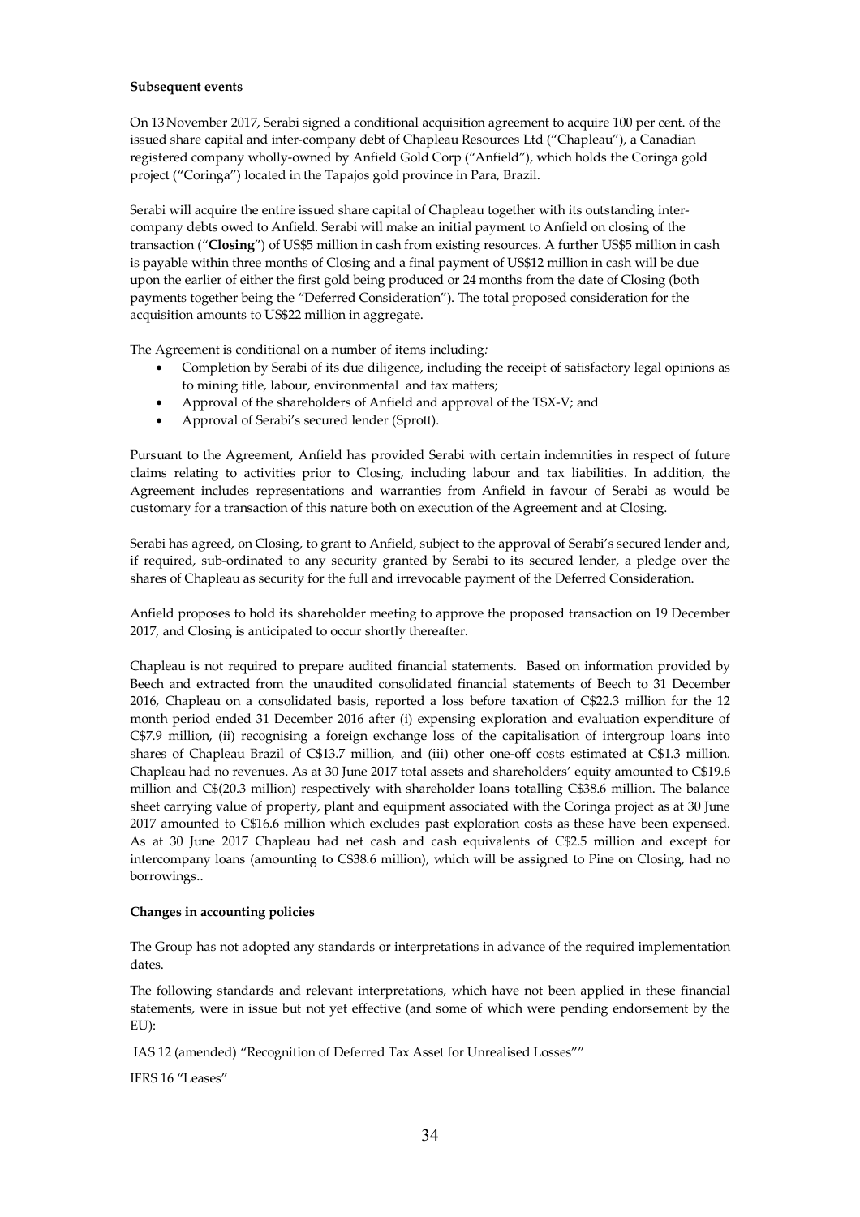**Subsequent events**

On 13 November 2017, Serabi signed a conditional acquisition agreement to acquire 100 per cent. of the issued share capital and inter-company debt of Chapleau Resources Ltd ("Chapleau"), a Canadian registered company wholly-owned by Anfield Gold Corp ("Anfield"), which holds the Coringa gold project ("Coringa") located in the Tapajos gold province in Para, Brazil.

Serabi will acquire the entire issued share capital of Chapleau together with its outstanding inter-company debts owed to Anfield. Serabi will make an initial payment to Anfield on closing of the transaction ("**Closing**") of US$5 million in cash from existing resources. A further US$5 million in cash is payable within three months of Closing and a final payment of US$12 million in cash will be due upon the earlier of either the first gold being produced or 24 months from the date of Closing (both payments together being the "Deferred Consideration"). The total proposed consideration for the acquisition amounts to US$22 million in aggregate.

The Agreement is conditional on a number of items including:

- Completion by Serabi of its due diligence, including the receipt of satisfactory legal opinions as to mining title, labour, environmental and tax matters;
- Approval of the shareholders of Anfield and approval of the TSX-V; and
- Approval of Serabi's secured lender (Sprott).

Pursuant to the Agreement, Anfield has provided Serabi with certain indemnities in respect of future claims relating to activities prior to Closing, including labour and tax liabilities. In addition, the Agreement includes representations and warranties from Anfield in favour of Serabi as would be customary for a transaction of this nature both on execution of the Agreement and at Closing.

Serabi has agreed, on Closing, to grant to Anfield, subject to the approval of Serabi's secured lender and, if required, sub-ordinated to any security granted by Serabi to its secured lender, a pledge over the shares of Chapleau as security for the full and irrevocable payment of the Deferred Consideration.

Anfield proposes to hold its shareholder meeting to approve the proposed transaction on 19 December 2017, and Closing is anticipated to occur shortly thereafter.

Chapleau is not required to prepare audited financial statements. Based on information provided by Beech and extracted from the unaudited consolidated financial statements of Beech to 31 December 2016, Chapleau on a consolidated basis, reported a loss before taxation of C$22.3 million for the 12 month period ended 31 December 2016 after (i) expensing exploration and evaluation expenditure of C$7.9 million, (ii) recognising a foreign exchange loss of the capitalisation of intergroup loans into shares of Chapleau Brazil of C$13.7 million, and (iii) other one-off costs estimated at C$1.3 million. Chapleau had no revenues. As at 30 June 2017 total assets and shareholders' equity amounted to C$19.6 million and C$(20.3 million) respectively with shareholder loans totalling C$38.6 million. The balance sheet carrying value of property, plant and equipment associated with the Coringa project as at 30 June 2017 amounted to C$16.6 million which excludes past exploration costs as these have been expensed. As at 30 June 2017 Chapleau had net cash and cash equivalents of C$2.5 million and except for intercompany loans (amounting to C$38.6 million), which will be assigned to Pine on Closing, had no borrowings..

**Changes in accounting policies**

The Group has not adopted any standards or interpretations in advance of the required implementation dates.

The following standards and relevant interpretations, which have not been applied in these financial statements, were in issue but not yet effective (and some of which were pending endorsement by the EU):

IAS 12 (amended) "Recognition of Deferred Tax Asset for Unrealised Losses""

IFRS 16 "Leases"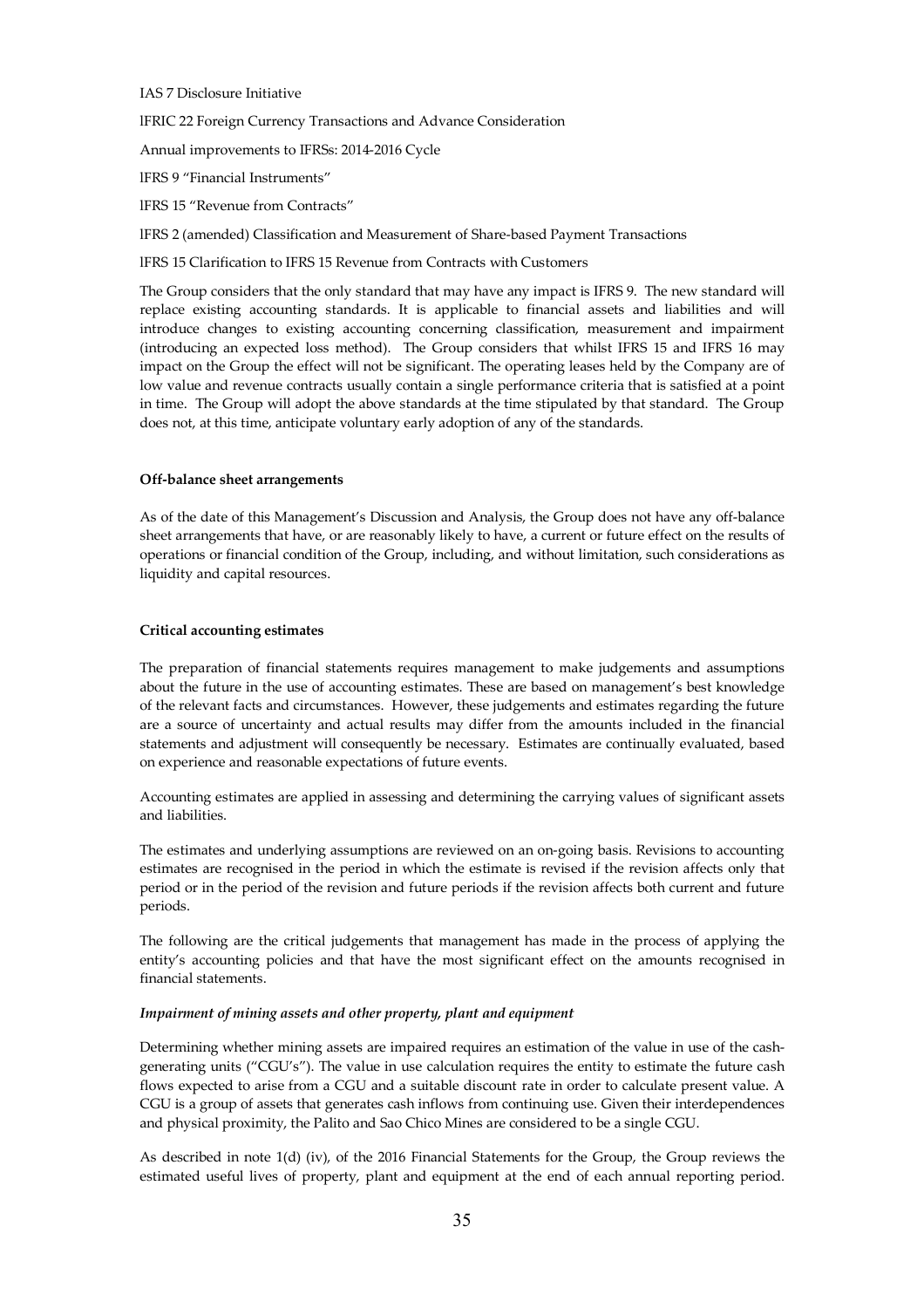IAS 7 Disclosure Initiative

IFRIC 22 Foreign Currency Transactions and Advance Consideration

Annual improvements to IFRSs: 2014-2016 Cycle

IFRS 9 "Financial Instruments"

IFRS 15 "Revenue from Contracts"

IFRS 2 (amended) Classification and Measurement of Share-based Payment Transactions

IFRS 15 Clarification to IFRS 15 Revenue from Contracts with Customers

The Group considers that the only standard that may have any impact is IFRS 9. The new standard will replace existing accounting standards. It is applicable to financial assets and liabilities and will introduce changes to existing accounting concerning classification, measurement and impairment (introducing an expected loss method). The Group considers that whilst IFRS 15 and IFRS 16 may impact on the Group the effect will not be significant. The operating leases held by the Company are of low value and revenue contracts usually contain a single performance criteria that is satisfied at a point in time. The Group will adopt the above standards at the time stipulated by that standard. The Group does not, at this time, anticipate voluntary early adoption of any of the standards.

**Off-balance sheet arrangements**

As of the date of this Management's Discussion and Analysis, the Group does not have any off-balance sheet arrangements that have, or are reasonably likely to have, a current or future effect on the results of operations or financial condition of the Group, including, and without limitation, such considerations as liquidity and capital resources.

**Critical accounting estimates**

The preparation of financial statements requires management to make judgements and assumptions about the future in the use of accounting estimates. These are based on management's best knowledge of the relevant facts and circumstances. However, these judgements and estimates regarding the future are a source of uncertainty and actual results may differ from the amounts included in the financial statements and adjustment will consequently be necessary. Estimates are continually evaluated, based on experience and reasonable expectations of future events.

Accounting estimates are applied in assessing and determining the carrying values of significant assets and liabilities.

The estimates and underlying assumptions are reviewed on an on-going basis. Revisions to accounting estimates are recognised in the period in which the estimate is revised if the revision affects only that period or in the period of the revision and future periods if the revision affects both current and future periods.

The following are the critical judgements that management has made in the process of applying the entity's accounting policies and that have the most significant effect on the amounts recognised in financial statements.

***Impairment of mining assets and other property, plant and equipment***

Determining whether mining assets are impaired requires an estimation of the value in use of the cash-generating units ("CGU's"). The value in use calculation requires the entity to estimate the future cash flows expected to arise from a CGU and a suitable discount rate in order to calculate present value. A CGU is a group of assets that generates cash inflows from continuing use. Given their interdependences and physical proximity, the Palito and Sao Chico Mines are considered to be a single CGU.

As described in note 1(d) (iv), of the 2016 Financial Statements for the Group, the Group reviews the estimated useful lives of property, plant and equipment at the end of each annual reporting period.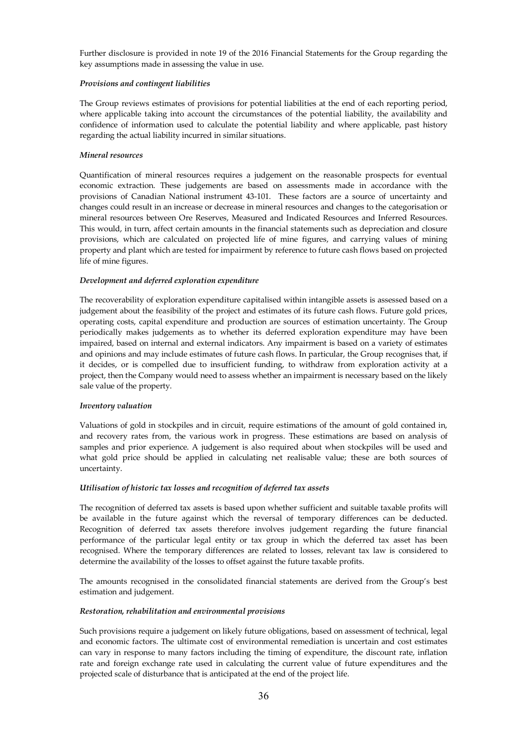Further disclosure is provided in note 19 of the 2016 Financial Statements for the Group regarding the key assumptions made in assessing the value in use.

*Provisions and contingent liabilities*

The Group reviews estimates of provisions for potential liabilities at the end of each reporting period, where applicable taking into account the circumstances of the potential liability, the availability and confidence of information used to calculate the potential liability and where applicable, past history regarding the actual liability incurred in similar situations.

*Mineral resources*

Quantification of mineral resources requires a judgement on the reasonable prospects for eventual economic extraction. These judgements are based on assessments made in accordance with the provisions of Canadian National instrument 43-101. These factors are a source of uncertainty and changes could result in an increase or decrease in mineral resources and changes to the categorisation or mineral resources between Ore Reserves, Measured and Indicated Resources and Inferred Resources. This would, in turn, affect certain amounts in the financial statements such as depreciation and closure provisions, which are calculated on projected life of mine figures, and carrying values of mining property and plant which are tested for impairment by reference to future cash flows based on projected life of mine figures.

*Development and deferred exploration expenditure*

The recoverability of exploration expenditure capitalised within intangible assets is assessed based on a judgement about the feasibility of the project and estimates of its future cash flows. Future gold prices, operating costs, capital expenditure and production are sources of estimation uncertainty. The Group periodically makes judgements as to whether its deferred exploration expenditure may have been impaired, based on internal and external indicators. Any impairment is based on a variety of estimates and opinions and may include estimates of future cash flows. In particular, the Group recognises that, if it decides, or is compelled due to insufficient funding, to withdraw from exploration activity at a project, then the Company would need to assess whether an impairment is necessary based on the likely sale value of the property.

*Inventory valuation*

Valuations of gold in stockpiles and in circuit, require estimations of the amount of gold contained in, and recovery rates from, the various work in progress. These estimations are based on analysis of samples and prior experience. A judgement is also required about when stockpiles will be used and what gold price should be applied in calculating net realisable value; these are both sources of uncertainty.

*Utilisation of historic tax losses and recognition of deferred tax assets*

The recognition of deferred tax assets is based upon whether sufficient and suitable taxable profits will be available in the future against which the reversal of temporary differences can be deducted. Recognition of deferred tax assets therefore involves judgement regarding the future financial performance of the particular legal entity or tax group in which the deferred tax asset has been recognised. Where the temporary differences are related to losses, relevant tax law is considered to determine the availability of the losses to offset against the future taxable profits.

The amounts recognised in the consolidated financial statements are derived from the Group's best estimation and judgement.

*Restoration, rehabilitation and environmental provisions*

Such provisions require a judgement on likely future obligations, based on assessment of technical, legal and economic factors. The ultimate cost of environmental remediation is uncertain and cost estimates can vary in response to many factors including the timing of expenditure, the discount rate, inflation rate and foreign exchange rate used in calculating the current value of future expenditures and the projected scale of disturbance that is anticipated at the end of the project life.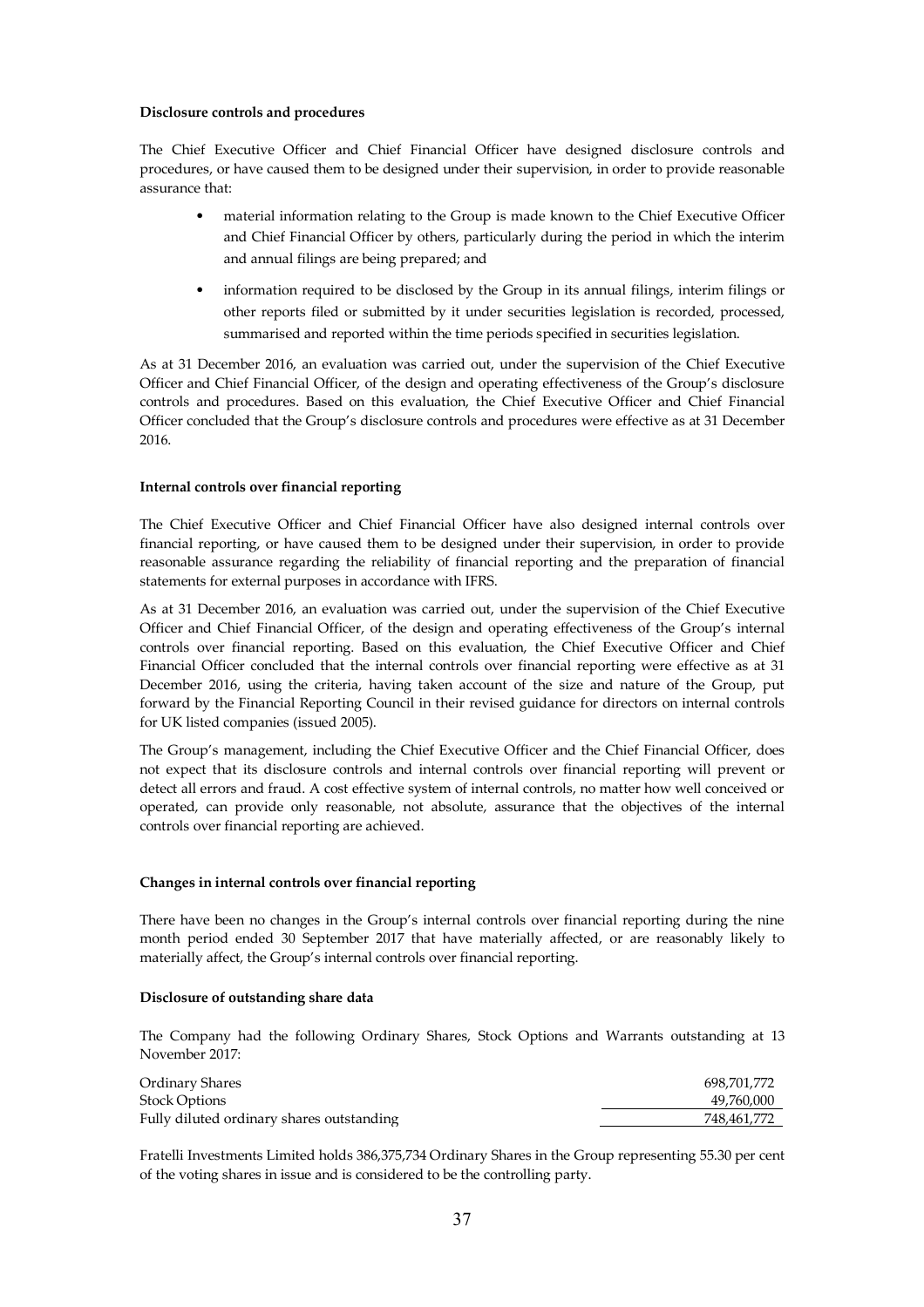**Disclosure controls and procedures**

The Chief Executive Officer and Chief Financial Officer have designed disclosure controls and procedures, or have caused them to be designed under their supervision, in order to provide reasonable assurance that:

- material information relating to the Group is made known to the Chief Executive Officer and Chief Financial Officer by others, particularly during the period in which the interim and annual filings are being prepared; and
- information required to be disclosed by the Group in its annual filings, interim filings or other reports filed or submitted by it under securities legislation is recorded, processed, summarised and reported within the time periods specified in securities legislation.

As at 31 December 2016, an evaluation was carried out, under the supervision of the Chief Executive Officer and Chief Financial Officer, of the design and operating effectiveness of the Group's disclosure controls and procedures. Based on this evaluation, the Chief Executive Officer and Chief Financial Officer concluded that the Group's disclosure controls and procedures were effective as at 31 December 2016.

**Internal controls over financial reporting**

The Chief Executive Officer and Chief Financial Officer have also designed internal controls over financial reporting, or have caused them to be designed under their supervision, in order to provide reasonable assurance regarding the reliability of financial reporting and the preparation of financial statements for external purposes in accordance with IFRS.

As at 31 December 2016, an evaluation was carried out, under the supervision of the Chief Executive Officer and Chief Financial Officer, of the design and operating effectiveness of the Group's internal controls over financial reporting. Based on this evaluation, the Chief Executive Officer and Chief Financial Officer concluded that the internal controls over financial reporting were effective as at 31 December 2016, using the criteria, having taken account of the size and nature of the Group, put forward by the Financial Reporting Council in their revised guidance for directors on internal controls for UK listed companies (issued 2005).

The Group's management, including the Chief Executive Officer and the Chief Financial Officer, does not expect that its disclosure controls and internal controls over financial reporting will prevent or detect all errors and fraud. A cost effective system of internal controls, no matter how well conceived or operated, can provide only reasonable, not absolute, assurance that the objectives of the internal controls over financial reporting are achieved.

**Changes in internal controls over financial reporting**

There have been no changes in the Group's internal controls over financial reporting during the nine month period ended 30 September 2017 that have materially affected, or are reasonably likely to materially affect, the Group's internal controls over financial reporting.

**Disclosure of outstanding share data**

The Company had the following Ordinary Shares, Stock Options and Warrants outstanding at 13 November 2017:

| | |
|---|---:|
| Ordinary Shares | 698,701,772 |
| Stock Options | 49,760,000 |
| Fully diluted ordinary shares outstanding | 748,461,772 |

Fratelli Investments Limited holds 386,375,734 Ordinary Shares in the Group representing 55.30 per cent of the voting shares in issue and is considered to be the controlling party.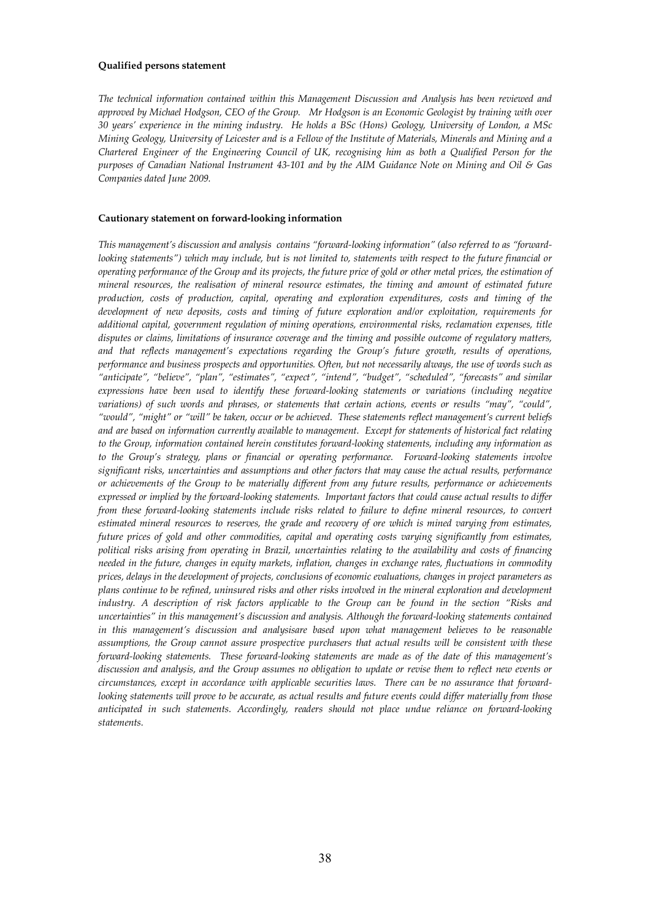**Qualified persons statement**

*The technical information contained within this Management Discussion and Analysis has been reviewed and approved by Michael Hodgson, CEO of the Group. Mr Hodgson is an Economic Geologist by training with over 30 years' experience in the mining industry. He holds a BSc (Hons) Geology, University of London, a MSc Mining Geology, University of Leicester and is a Fellow of the Institute of Materials, Minerals and Mining and a Chartered Engineer of the Engineering Council of UK, recognising him as both a Qualified Person for the purposes of Canadian National Instrument 43-101 and by the AIM Guidance Note on Mining and Oil & Gas Companies dated June 2009.*

**Cautionary statement on forward-looking information**

*This management's discussion and analysis contains "forward-looking information" (also referred to as "forward-looking statements") which may include, but is not limited to, statements with respect to the future financial or operating performance of the Group and its projects, the future price of gold or other metal prices, the estimation of mineral resources, the realisation of mineral resource estimates, the timing and amount of estimated future production, costs of production, capital, operating and exploration expenditures, costs and timing of the development of new deposits, costs and timing of future exploration and/or exploitation, requirements for additional capital, government regulation of mining operations, environmental risks, reclamation expenses, title disputes or claims, limitations of insurance coverage and the timing and possible outcome of regulatory matters, and that reflects management's expectations regarding the Group's future growth, results of operations, performance and business prospects and opportunities. Often, but not necessarily always, the use of words such as "anticipate", "believe", "plan", "estimates", "expect", "intend", "budget", "scheduled", "forecasts" and similar expressions have been used to identify these forward-looking statements or variations (including negative variations) of such words and phrases, or statements that certain actions, events or results "may", "could", "would", "might" or "will" be taken, occur or be achieved. These statements reflect management's current beliefs and are based on information currently available to management. Except for statements of historical fact relating to the Group, information contained herein constitutes forward-looking statements, including any information as to the Group's strategy, plans or financial or operating performance. Forward-looking statements involve significant risks, uncertainties and assumptions and other factors that may cause the actual results, performance or achievements of the Group to be materially different from any future results, performance or achievements expressed or implied by the forward-looking statements. Important factors that could cause actual results to differ from these forward-looking statements include risks related to failure to define mineral resources, to convert estimated mineral resources to reserves, the grade and recovery of ore which is mined varying from estimates, future prices of gold and other commodities, capital and operating costs varying significantly from estimates, political risks arising from operating in Brazil, uncertainties relating to the availability and costs of financing needed in the future, changes in equity markets, inflation, changes in exchange rates, fluctuations in commodity prices, delays in the development of projects, conclusions of economic evaluations, changes in project parameters as plans continue to be refined, uninsured risks and other risks involved in the mineral exploration and development industry. A description of risk factors applicable to the Group can be found in the section "Risks and uncertainties" in this management's discussion and analysis. Although the forward-looking statements contained in this management's discussion and analysisare based upon what management believes to be reasonable assumptions, the Group cannot assure prospective purchasers that actual results will be consistent with these forward-looking statements. These forward-looking statements are made as of the date of this management's discussion and analysis, and the Group assumes no obligation to update or revise them to reflect new events or circumstances, except in accordance with applicable securities laws. There can be no assurance that forward-looking statements will prove to be accurate, as actual results and future events could differ materially from those anticipated in such statements. Accordingly, readers should not place undue reliance on forward-looking statements.*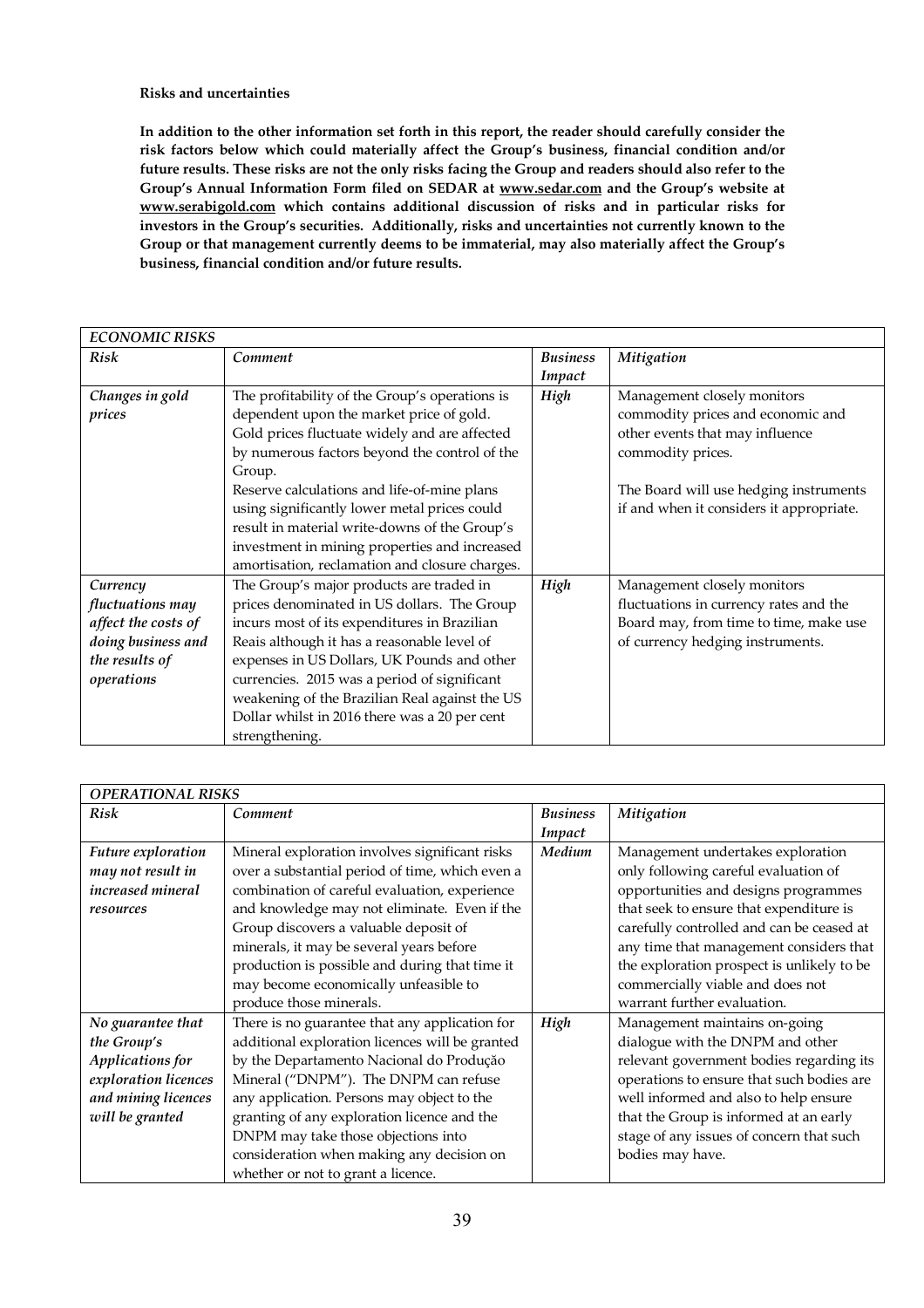**Risks and uncertainties**

**In addition to the other information set forth in this report, the reader should carefully consider the risk factors below which could materially affect the Group's business, financial condition and/or future results. These risks are not the only risks facing the Group and readers should also refer to the Group's Annual Information Form filed on SEDAR at www.sedar.com and the Group's website at www.serabigold.com which contains additional discussion of risks and in particular risks for investors in the Group's securities. Additionally, risks and uncertainties not currently known to the Group or that management currently deems to be immaterial, may also materially affect the Group's business, financial condition and/or future results.**

| *ECONOMIC RISKS* | | | |
|---|---|---|---|
| *Risk* | *Comment* | *Business Impact* | *Mitigation* |
| *Changes in gold prices* | The profitability of the Group's operations is dependent upon the market price of gold. Gold prices fluctuate widely and are affected by numerous factors beyond the control of the Group.<br>Reserve calculations and life-of-mine plans using significantly lower metal prices could result in material write-downs of the Group's investment in mining properties and increased amortisation, reclamation and closure charges. | *High* | Management closely monitors commodity prices and economic and other events that may influence commodity prices.<br><br>The Board will use hedging instruments if and when it considers it appropriate. |
| *Currency fluctuations may affect the costs of doing business and the results of operations* | The Group's major products are traded in prices denominated in US dollars. The Group incurs most of its expenditures in Brazilian Reais although it has a reasonable level of expenses in US Dollars, UK Pounds and other currencies. 2015 was a period of significant weakening of the Brazilian Real against the US Dollar whilst in 2016 there was a 20 per cent strengthening. | *High* | Management closely monitors fluctuations in currency rates and the Board may, from time to time, make use of currency hedging instruments. |

| *OPERATIONAL RISKS* | | | |
|---|---|---|---|
| *Risk* | *Comment* | *Business Impact* | *Mitigation* |
| *Future exploration may not result in increased mineral resources* | Mineral exploration involves significant risks over a substantial period of time, which even a combination of careful evaluation, experience and knowledge may not eliminate. Even if the Group discovers a valuable deposit of minerals, it may be several years before production is possible and during that time it may become economically unfeasible to produce those minerals. | *Medium* | Management undertakes exploration only following careful evaluation of opportunities and designs programmes that seek to ensure that expenditure is carefully controlled and can be ceased at any time that management considers that the exploration prospect is unlikely to be commercially viable and does not warrant further evaluation. |
| *No guarantee that the Group's Applications for exploration licences and mining licences will be granted* | There is no guarantee that any application for additional exploration licences will be granted by the Departamento Nacional do Produção Mineral ("DNPM"). The DNPM can refuse any application. Persons may object to the granting of any exploration licence and the DNPM may take those objections into consideration when making any decision on whether or not to grant a licence. | *High* | Management maintains on-going dialogue with the DNPM and other relevant government bodies regarding its operations to ensure that such bodies are well informed and also to help ensure that the Group is informed at an early stage of any issues of concern that such bodies may have. |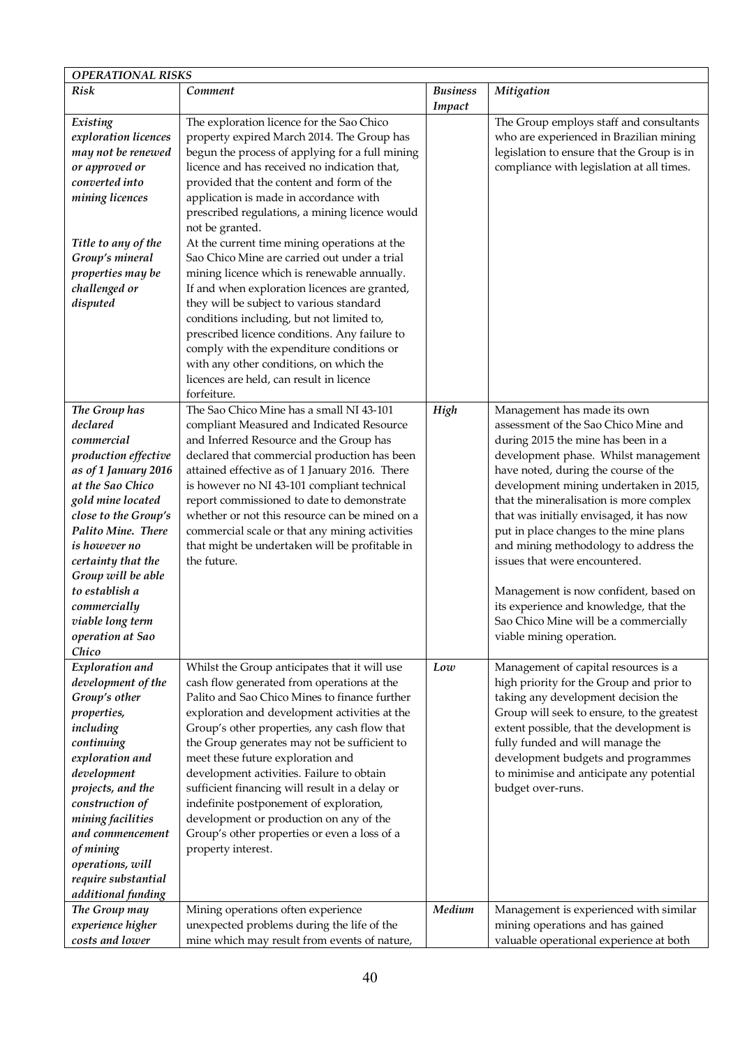| *OPERATIONAL RISKS* | | | |
|---|---|---|---|
| ***Risk*** | ***Comment*** | ***Business Impact*** | ***Mitigation*** |
| *Existing exploration licences may not be renewed or approved or converted into mining licences*<br><br>*Title to any of the Group's mineral properties may be challenged or disputed* | The exploration licence for the Sao Chico property expired March 2014. The Group has begun the process of applying for a full mining licence and has received no indication that, provided that the content and form of the application is made in accordance with prescribed regulations, a mining licence would not be granted.<br>At the current time mining operations at the Sao Chico Mine are carried out under a trial mining licence which is renewable annually.<br>If and when exploration licences are granted, they will be subject to various standard conditions including, but not limited to, prescribed licence conditions. Any failure to comply with the expenditure conditions or with any other conditions, on which the licences are held, can result in licence forfeiture. | | The Group employs staff and consultants who are experienced in Brazilian mining legislation to ensure that the Group is in compliance with legislation at all times. |
| ***The Group has declared commercial production effective as of 1 January 2016 at the Sao Chico gold mine located close to the Group's Palito Mine. There is however no certainty that the Group will be able to establish a commercially viable long term operation at Sao Chico*** | The Sao Chico Mine has a small NI 43-101 compliant Measured and Indicated Resource and Inferred Resource and the Group has declared that commercial production has been attained effective as of 1 January 2016. There is however no NI 43-101 compliant technical report commissioned to date to demonstrate whether or not this resource can be mined on a commercial scale or that any mining activities that might be undertaken will be profitable in the future. | ***High*** | Management has made its own assessment of the Sao Chico Mine and during 2015 the mine has been in a development phase. Whilst management have noted, during the course of the development mining undertaken in 2015, that the mineralisation is more complex that was initially envisaged, it has now put in place changes to the mine plans and mining methodology to address the issues that were encountered.<br><br>Management is now confident, based on its experience and knowledge, that the Sao Chico Mine will be a commercially viable mining operation. |
| *Exploration and development of the Group's other properties, including continuing exploration and development projects, and the construction of mining facilities and commencement of mining operations, will require substantial additional funding* | Whilst the Group anticipates that it will use cash flow generated from operations at the Palito and Sao Chico Mines to finance further exploration and development activities at the Group's other properties, any cash flow that the Group generates may not be sufficient to meet these future exploration and development activities. Failure to obtain sufficient financing will result in a delay or indefinite postponement of exploration, development or production on any of the Group's other properties or even a loss of a property interest. | ***Low*** | Management of capital resources is a high priority for the Group and prior to taking any development decision the Group will seek to ensure, to the greatest extent possible, that the development is fully funded and will manage the development budgets and programmes to minimise and anticipate any potential budget over-runs. |
| ***The Group may experience higher costs and lower*** | Mining operations often experience unexpected problems during the life of the mine which may result from events of nature, | ***Medium*** | Management is experienced with similar mining operations and has gained valuable operational experience at both |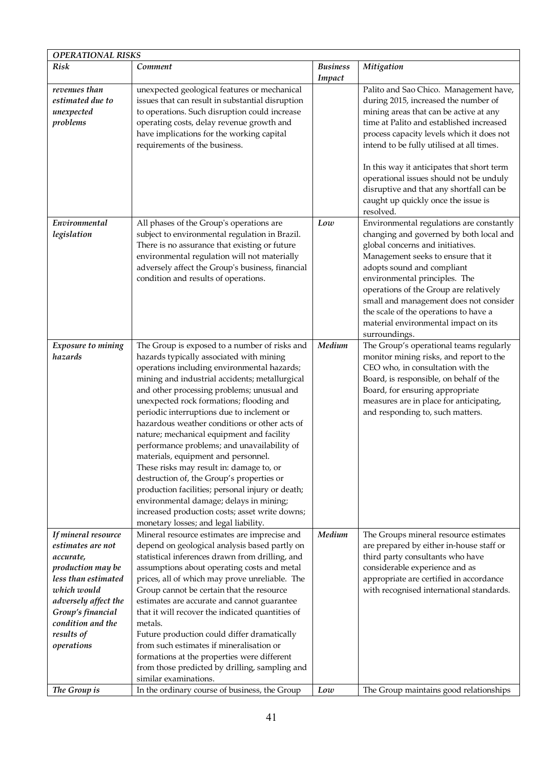| *OPERATIONAL RISKS* | | | |
|---|---|---|---|
| *Risk* | *Comment* | *Business Impact* | *Mitigation* |
| *revenues than estimated due to unexpected problems* | unexpected geological features or mechanical issues that can result in substantial disruption to operations. Such disruption could increase operating costs, delay revenue growth and have implications for the working capital requirements of the business. | | Palito and Sao Chico. Management have, during 2015, increased the number of mining areas that can be active at any time at Palito and established increased process capacity levels which it does not intend to be fully utilised at all times.<br><br>In this way it anticipates that short term operational issues should not be unduly disruptive and that any shortfall can be caught up quickly once the issue is resolved. |
| *Environmental legislation* | All phases of the Group's operations are subject to environmental regulation in Brazil. There is no assurance that existing or future environmental regulation will not materially adversely affect the Group's business, financial condition and results of operations. | *Low* | Environmental regulations are constantly changing and governed by both local and global concerns and initiatives. Management seeks to ensure that it adopts sound and compliant environmental principles. The operations of the Group are relatively small and management does not consider the scale of the operations to have a material environmental impact on its surroundings. |
| *Exposure to mining hazards* | The Group is exposed to a number of risks and hazards typically associated with mining operations including environmental hazards; mining and industrial accidents; metallurgical and other processing problems; unusual and unexpected rock formations; flooding and periodic interruptions due to inclement or hazardous weather conditions or other acts of nature; mechanical equipment and facility performance problems; and unavailability of materials, equipment and personnel.<br>These risks may result in: damage to, or destruction of, the Group's properties or production facilities; personal injury or death; environmental damage; delays in mining; increased production costs; asset write downs; monetary losses; and legal liability. | *Medium* | The Group's operational teams regularly monitor mining risks, and report to the CEO who, in consultation with the Board, is responsible, on behalf of the Board, for ensuring appropriate measures are in place for anticipating, and responding to, such matters. |
| *If mineral resource estimates are not accurate, production may be less than estimated which would adversely affect the Group's financial condition and the results of operations* | Mineral resource estimates are imprecise and depend on geological analysis based partly on statistical inferences drawn from drilling, and assumptions about operating costs and metal prices, all of which may prove unreliable. The Group cannot be certain that the resource estimates are accurate and cannot guarantee that it will recover the indicated quantities of metals.<br>Future production could differ dramatically from such estimates if mineralisation or formations at the properties were different from those predicted by drilling, sampling and similar examinations. | *Medium* | The Groups mineral resource estimates are prepared by either in-house staff or third party consultants who have considerable experience and as appropriate are certified in accordance with recognised international standards. |
| *The Group is* | In the ordinary course of business, the Group | *Low* | The Group maintains good relationships |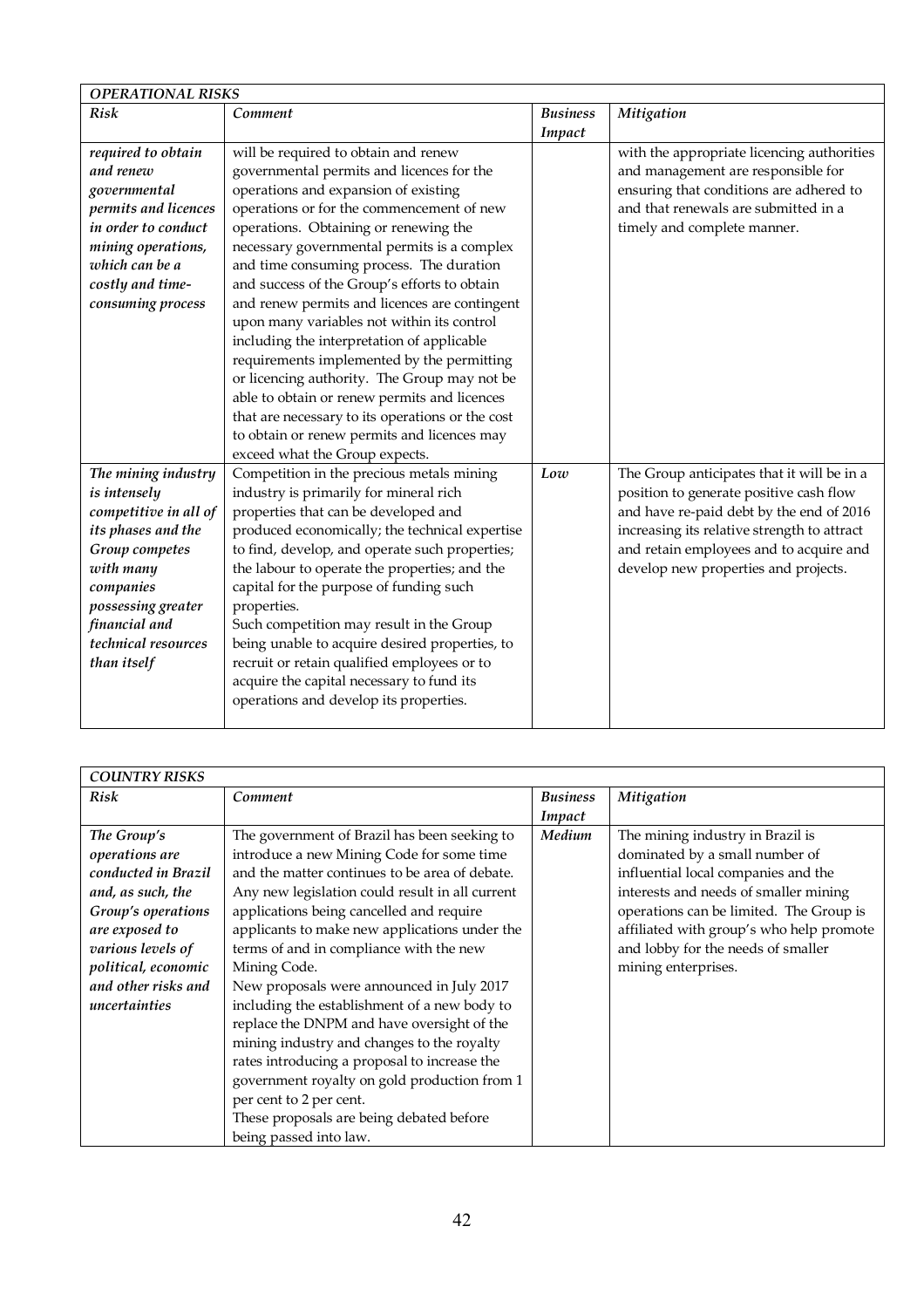| *OPERATIONAL RISKS* | | | |
|---|---|---|---|
| ***Risk*** | ***Comment*** | ***Business Impact*** | ***Mitigation*** |
| *required to obtain and renew governmental permits and licences in order to conduct mining operations, which can be a costly and time-consuming process* | will be required to obtain and renew governmental permits and licences for the operations and expansion of existing operations or for the commencement of new operations. Obtaining or renewing the necessary governmental permits is a complex and time consuming process. The duration and success of the Group's efforts to obtain and renew permits and licences are contingent upon many variables not within its control including the interpretation of applicable requirements implemented by the permitting or licencing authority. The Group may not be able to obtain or renew permits and licences that are necessary to its operations or the cost to obtain or renew permits and licences may exceed what the Group expects. | | with the appropriate licencing authorities and management are responsible for ensuring that conditions are adhered to and that renewals are submitted in a timely and complete manner. |
| *The mining industry is intensely competitive in all of its phases and the Group competes with many companies possessing greater financial and technical resources than itself* | Competition in the precious metals mining industry is primarily for mineral rich properties that can be developed and produced economically; the technical expertise to find, develop, and operate such properties; the labour to operate the properties; and the capital for the purpose of funding such properties.<br>Such competition may result in the Group being unable to acquire desired properties, to recruit or retain qualified employees or to acquire the capital necessary to fund its operations and develop its properties. | *Low* | The Group anticipates that it will be in a position to generate positive cash flow and have re-paid debt by the end of 2016 increasing its relative strength to attract and retain employees and to acquire and develop new properties and projects. |

| *COUNTRY RISKS* | | | |
|---|---|---|---|
| ***Risk*** | ***Comment*** | ***Business Impact*** | ***Mitigation*** |
| *The Group's operations are conducted in Brazil and, as such, the Group's operations are exposed to various levels of political, economic and other risks and uncertainties* | The government of Brazil has been seeking to introduce a new Mining Code for some time and the matter continues to be area of debate. Any new legislation could result in all current applications being cancelled and require applicants to make new applications under the terms of and in compliance with the new Mining Code.<br>New proposals were announced in July 2017 including the establishment of a new body to replace the DNPM and have oversight of the mining industry and changes to the royalty rates introducing a proposal to increase the government royalty on gold production from 1 per cent to 2 per cent.<br>These proposals are being debated before being passed into law. | *Medium* | The mining industry in Brazil is dominated by a small number of influential local companies and the interests and needs of smaller mining operations can be limited. The Group is affiliated with group's who help promote and lobby for the needs of smaller mining enterprises. |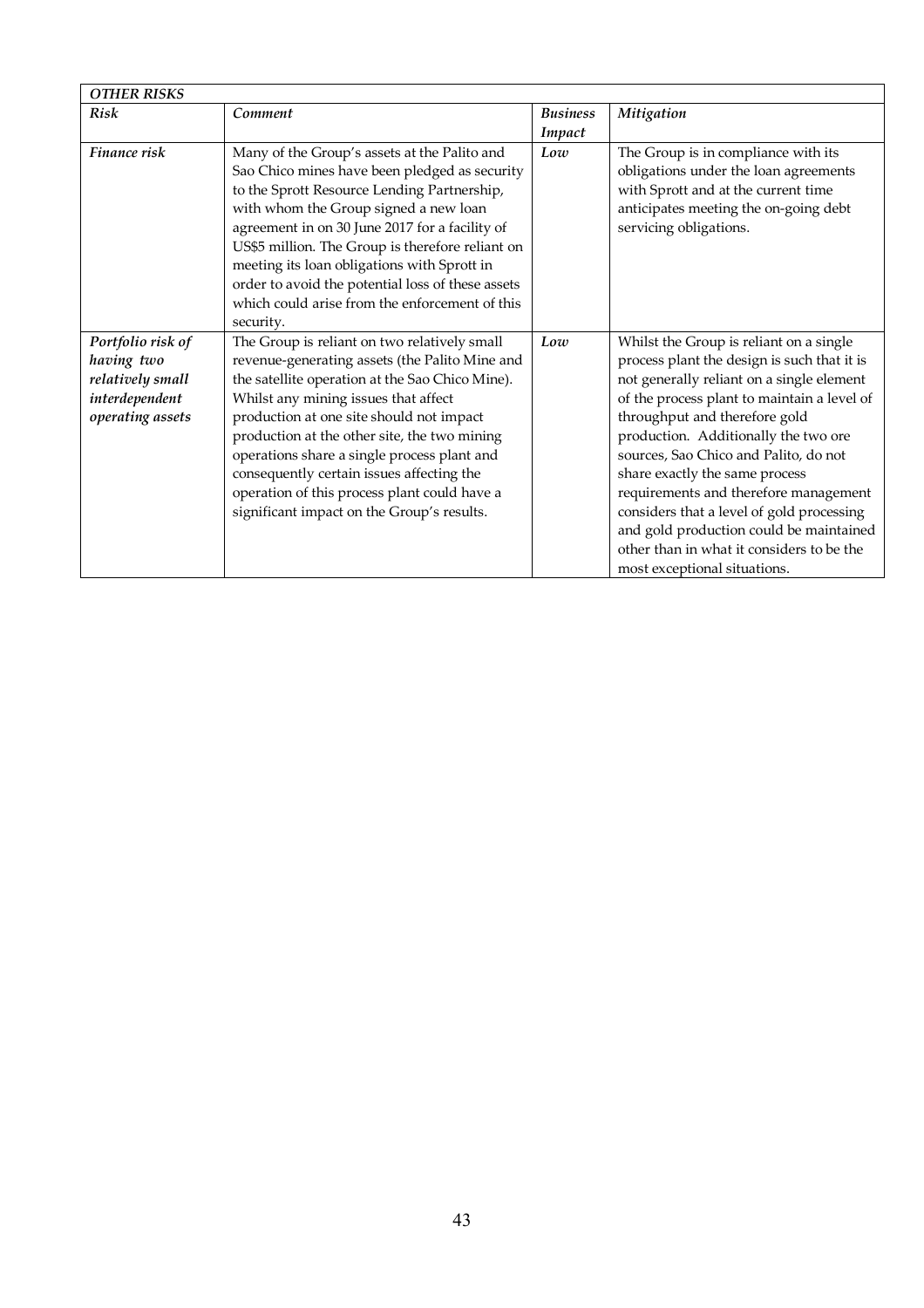| *OTHER RISKS* | | | |
|---|---|---|---|
| *Risk* | *Comment* | *Business Impact* | *Mitigation* |
| *Finance risk* | Many of the Group's assets at the Palito and Sao Chico mines have been pledged as security to the Sprott Resource Lending Partnership, with whom the Group signed a new loan agreement in on 30 June 2017 for a facility of US$5 million. The Group is therefore reliant on meeting its loan obligations with Sprott in order to avoid the potential loss of these assets which could arise from the enforcement of this security. | *Low* | The Group is in compliance with its obligations under the loan agreements with Sprott and at the current time anticipates meeting the on-going debt servicing obligations. |
| *Portfolio risk of having two relatively small interdependent operating assets* | The Group is reliant on two relatively small revenue-generating assets (the Palito Mine and the satellite operation at the Sao Chico Mine). Whilst any mining issues that affect production at one site should not impact production at the other site, the two mining operations share a single process plant and consequently certain issues affecting the operation of this process plant could have a significant impact on the Group's results. | *Low* | Whilst the Group is reliant on a single process plant the design is such that it is not generally reliant on a single element of the process plant to maintain a level of throughput and therefore gold production. Additionally the two ore sources, Sao Chico and Palito, do not share exactly the same process requirements and therefore management considers that a level of gold processing and gold production could be maintained other than in what it considers to be the most exceptional situations. |